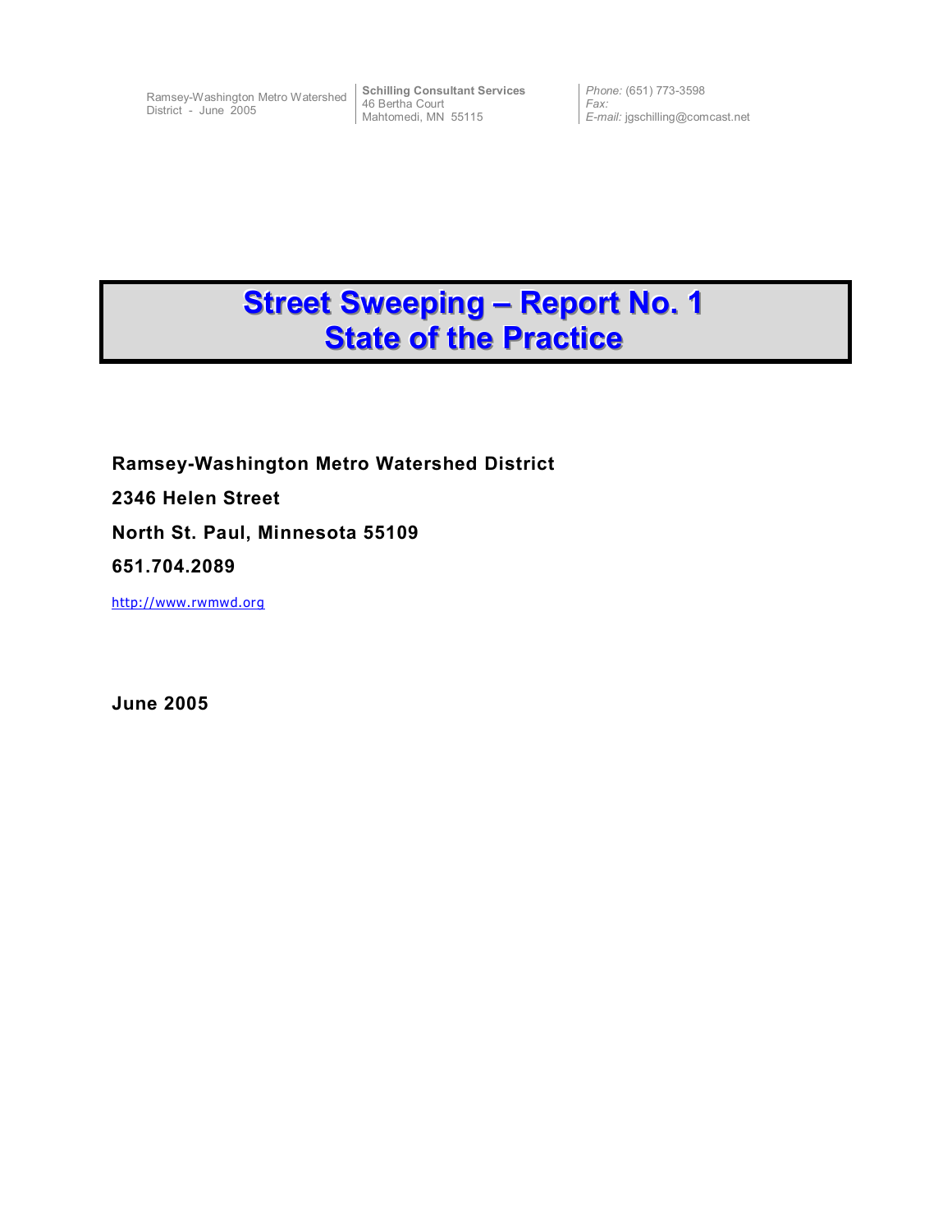Ramsey-Washington Metro Watershed District - June 2005

**Schilling Consultant Services**
46 Bertha Court
Mahtomedi, MN 55115

*Phone:* (651) 773-3598
*Fax:*
*E-mail:* jgschilling@comcast.net

# Street Sweeping – Report No. 1
# State of the Practice

**Ramsey-Washington Metro Watershed District**

**2346 Helen Street**

**North St. Paul, Minnesota 55109**

**651.704.2089**

http://www.rwmwd.org

**June 2005**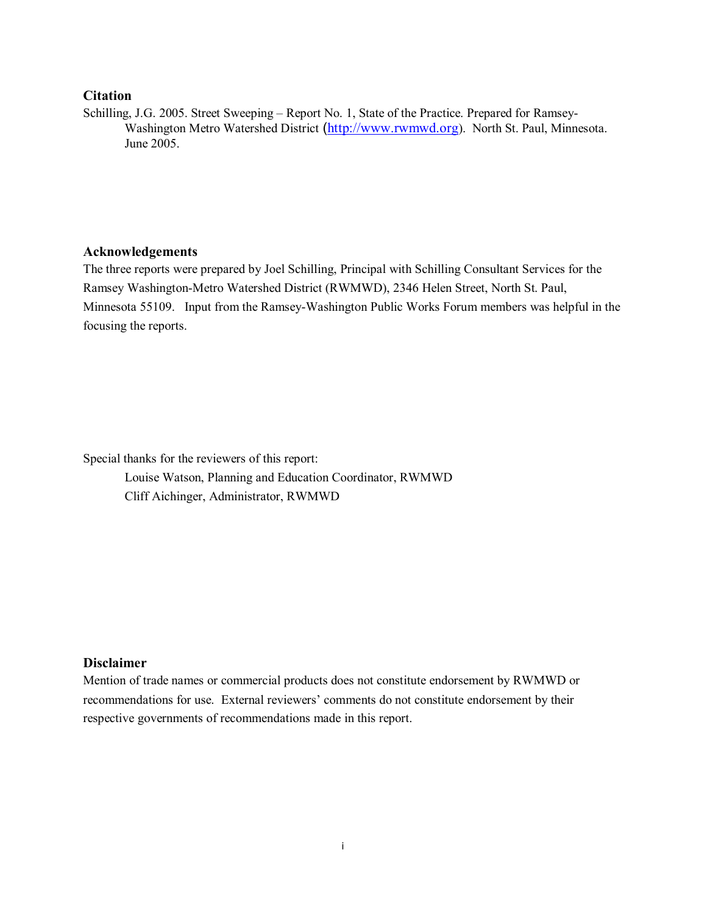## Citation

Schilling, J.G. 2005. Street Sweeping – Report No. 1, State of the Practice. Prepared for Ramsey-Washington Metro Watershed District (http://www.rwmwd.org). North St. Paul, Minnesota. June 2005.

## Acknowledgements

The three reports were prepared by Joel Schilling, Principal with Schilling Consultant Services for the Ramsey Washington-Metro Watershed District (RWMWD), 2346 Helen Street, North St. Paul, Minnesota 55109. Input from the Ramsey-Washington Public Works Forum members was helpful in the focusing the reports.

Special thanks for the reviewers of this report:

Louise Watson, Planning and Education Coordinator, RWMWD
Cliff Aichinger, Administrator, RWMWD

## Disclaimer

Mention of trade names or commercial products does not constitute endorsement by RWMWD or recommendations for use. External reviewers' comments do not constitute endorsement by their respective governments of recommendations made in this report.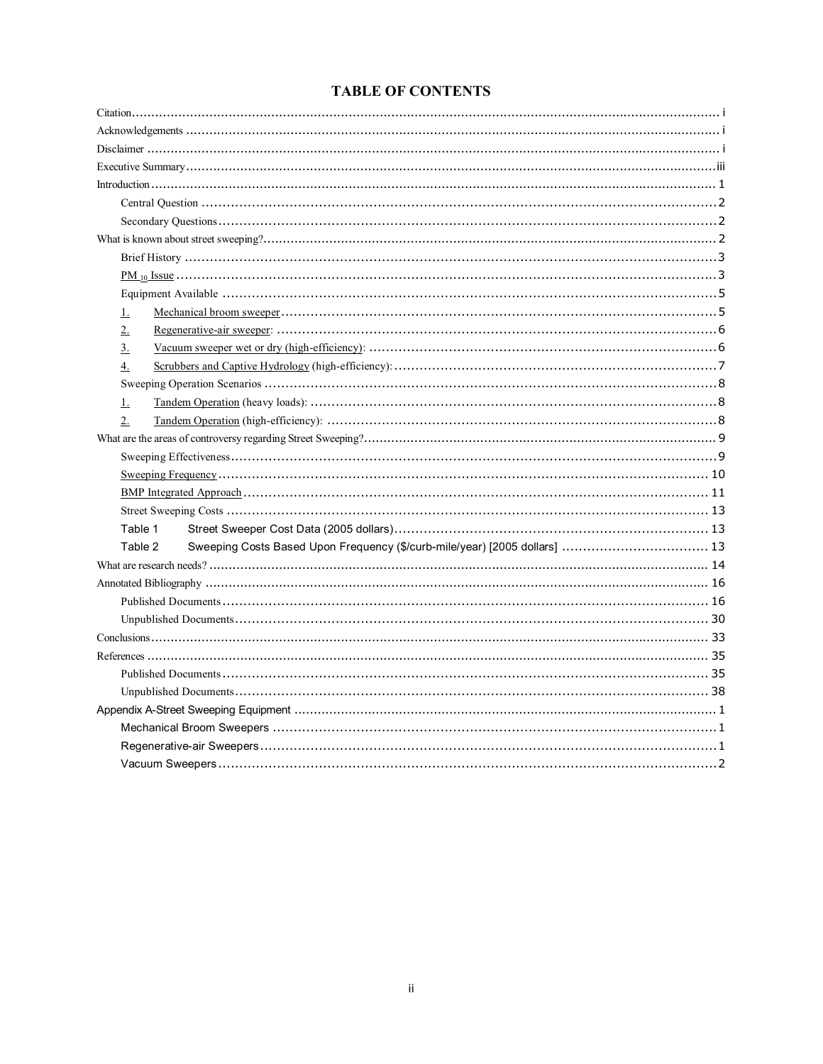# TABLE OF CONTENTS

Citation .......... i
Acknowledgements .......... i
Disclaimer .......... i
Executive Summary .......... iii
Introduction .......... 1
- Central Question .......... 2
- Secondary Questions .......... 2

What is known about street sweeping? .......... 2
- Brief History .......... 3
- $PM_{10}$ Issue .......... 3
- Equipment Available .......... 5
  1. Mechanical broom sweeper .......... 5
  2. Regenerative-air sweeper: .......... 6
  3. Vacuum sweeper wet or dry (high-efficiency): .......... 6
  4. Scrubbers and Captive Hydrology (high-efficiency): .......... 7
- Sweeping Operation Scenarios .......... 8
  1. Tandem Operation (heavy loads): .......... 8
  2. Tandem Operation (high-efficiency): .......... 8

What are the areas of controversy regarding Street Sweeping? .......... 9
- Sweeping Effectiveness .......... 9
- Sweeping Frequency .......... 10
- BMP Integrated Approach .......... 11
- Street Sweeping Costs .......... 13
  - Table 1 Street Sweeper Cost Data (2005 dollars) .......... 13
  - Table 2 Sweeping Costs Based Upon Frequency ($/curb-mile/year) [2005 dollars] .......... 13

What are research needs? .......... 14
Annotated Bibliography .......... 16
- Published Documents .......... 16
- Unpublished Documents .......... 30

Conclusions .......... 33
References .......... 35
- Published Documents .......... 35
- Unpublished Documents .......... 38

Appendix A-Street Sweeping Equipment .......... 1
- Mechanical Broom Sweepers .......... 1
- Regenerative-air Sweepers .......... 1
- Vacuum Sweepers .......... 2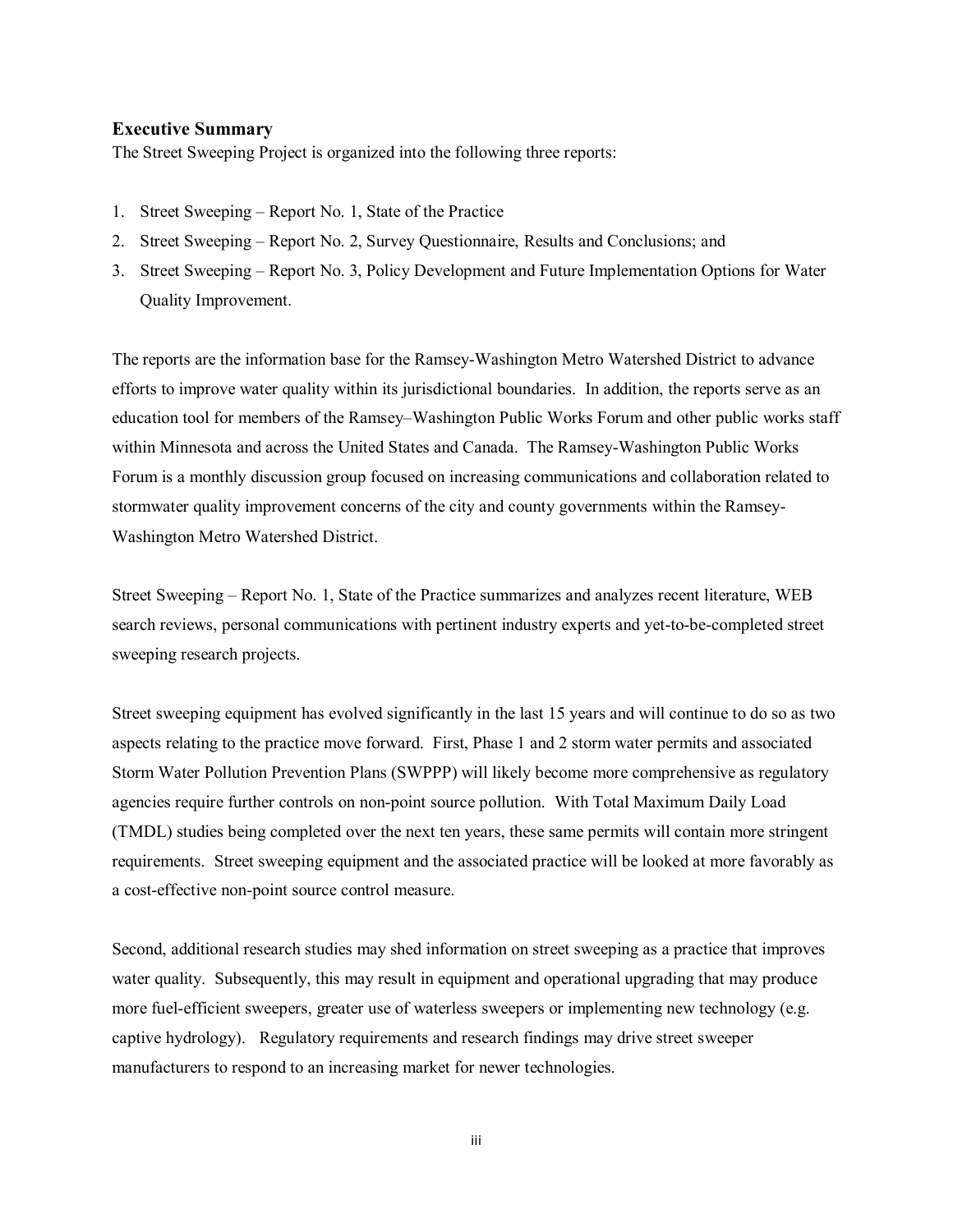## Executive Summary

The Street Sweeping Project is organized into the following three reports:

1. Street Sweeping – Report No. 1, State of the Practice
2. Street Sweeping – Report No. 2, Survey Questionnaire, Results and Conclusions; and
3. Street Sweeping – Report No. 3, Policy Development and Future Implementation Options for Water Quality Improvement.

The reports are the information base for the Ramsey-Washington Metro Watershed District to advance efforts to improve water quality within its jurisdictional boundaries. In addition, the reports serve as an education tool for members of the Ramsey–Washington Public Works Forum and other public works staff within Minnesota and across the United States and Canada. The Ramsey-Washington Public Works Forum is a monthly discussion group focused on increasing communications and collaboration related to stormwater quality improvement concerns of the city and county governments within the Ramsey-Washington Metro Watershed District.

Street Sweeping – Report No. 1, State of the Practice summarizes and analyzes recent literature, WEB search reviews, personal communications with pertinent industry experts and yet-to-be-completed street sweeping research projects.

Street sweeping equipment has evolved significantly in the last 15 years and will continue to do so as two aspects relating to the practice move forward. First, Phase 1 and 2 storm water permits and associated Storm Water Pollution Prevention Plans (SWPPP) will likely become more comprehensive as regulatory agencies require further controls on non-point source pollution. With Total Maximum Daily Load (TMDL) studies being completed over the next ten years, these same permits will contain more stringent requirements. Street sweeping equipment and the associated practice will be looked at more favorably as a cost-effective non-point source control measure.

Second, additional research studies may shed information on street sweeping as a practice that improves water quality. Subsequently, this may result in equipment and operational upgrading that may produce more fuel-efficient sweepers, greater use of waterless sweepers or implementing new technology (e.g. captive hydrology). Regulatory requirements and research findings may drive street sweeper manufacturers to respond to an increasing market for newer technologies.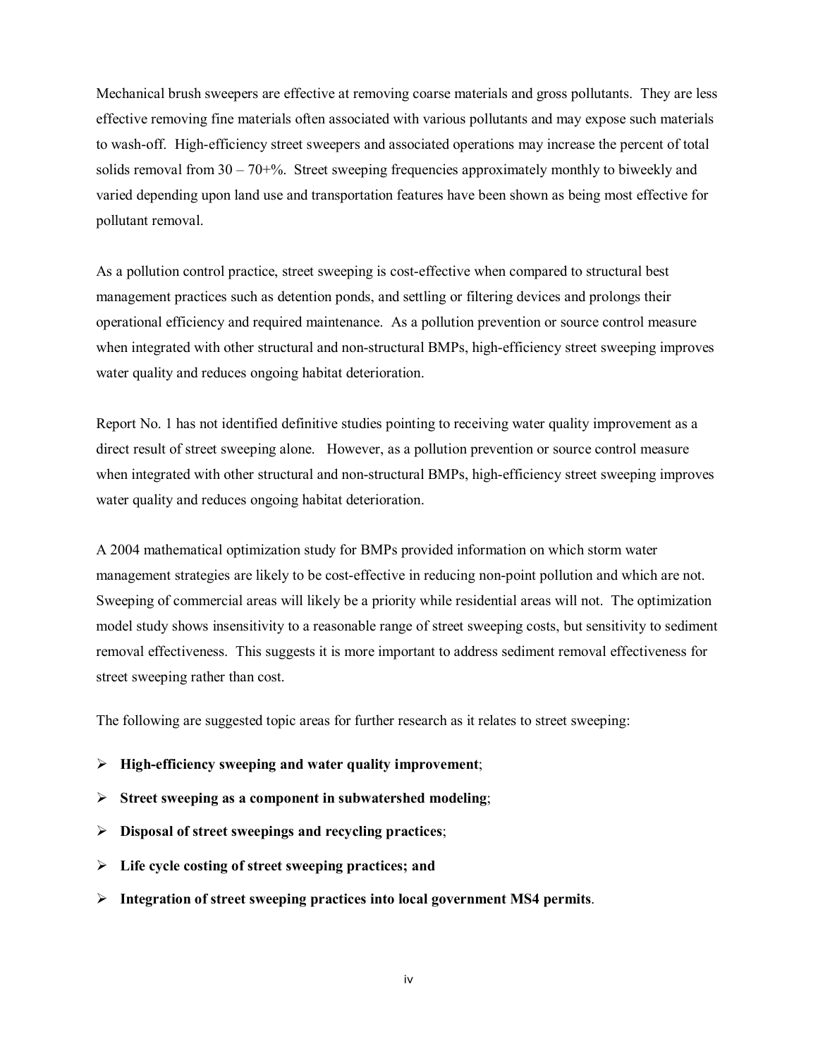Mechanical brush sweepers are effective at removing coarse materials and gross pollutants. They are less effective removing fine materials often associated with various pollutants and may expose such materials to wash-off. High-efficiency street sweepers and associated operations may increase the percent of total solids removal from 30 – 70+%. Street sweeping frequencies approximately monthly to biweekly and varied depending upon land use and transportation features have been shown as being most effective for pollutant removal.

As a pollution control practice, street sweeping is cost-effective when compared to structural best management practices such as detention ponds, and settling or filtering devices and prolongs their operational efficiency and required maintenance. As a pollution prevention or source control measure when integrated with other structural and non-structural BMPs, high-efficiency street sweeping improves water quality and reduces ongoing habitat deterioration.

Report No. 1 has not identified definitive studies pointing to receiving water quality improvement as a direct result of street sweeping alone. However, as a pollution prevention or source control measure when integrated with other structural and non-structural BMPs, high-efficiency street sweeping improves water quality and reduces ongoing habitat deterioration.

A 2004 mathematical optimization study for BMPs provided information on which storm water management strategies are likely to be cost-effective in reducing non-point pollution and which are not. Sweeping of commercial areas will likely be a priority while residential areas will not. The optimization model study shows insensitivity to a reasonable range of street sweeping costs, but sensitivity to sediment removal effectiveness. This suggests it is more important to address sediment removal effectiveness for street sweeping rather than cost.

The following are suggested topic areas for further research as it relates to street sweeping:

- **High-efficiency sweeping and water quality improvement**;
- **Street sweeping as a component in subwatershed modeling**;
- **Disposal of street sweepings and recycling practices**;
- **Life cycle costing of street sweeping practices; and**
- **Integration of street sweeping practices into local government MS4 permits**.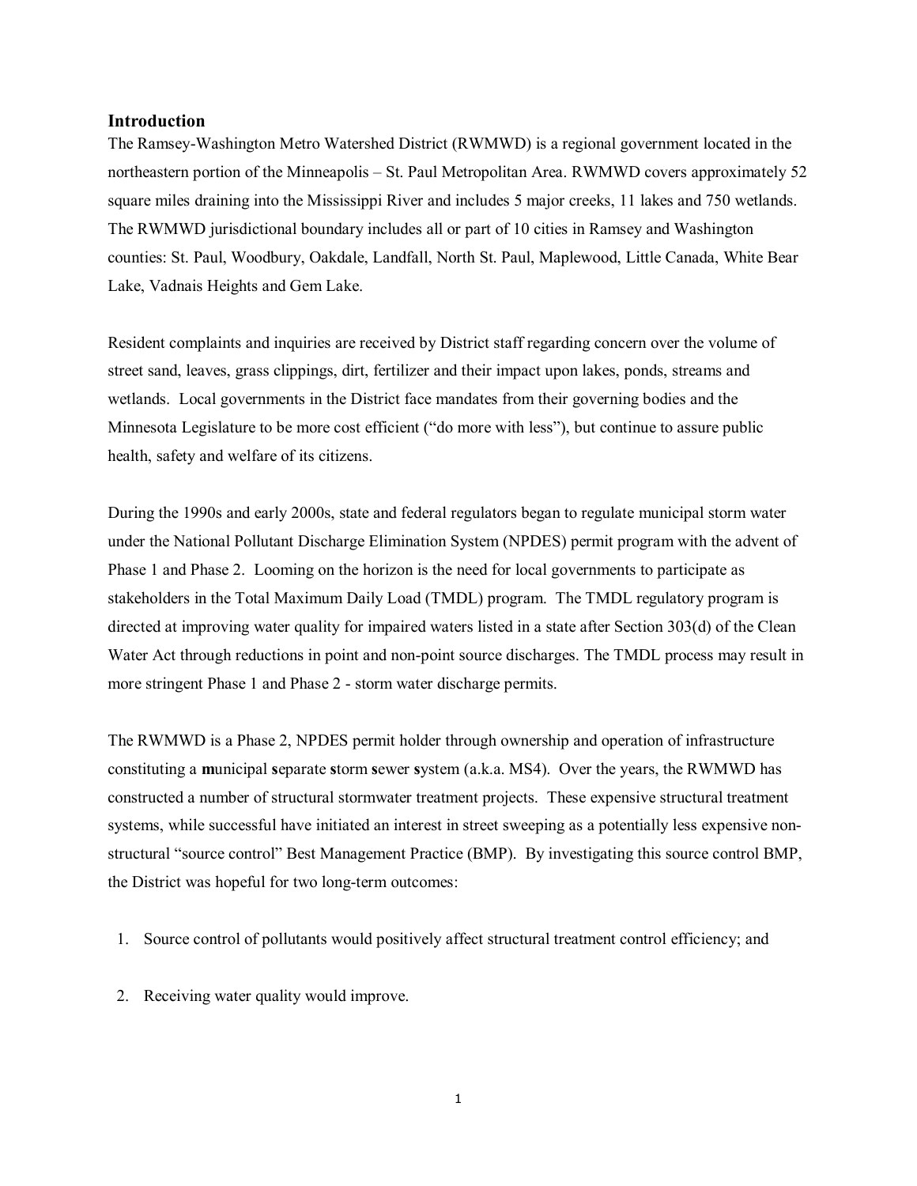## Introduction

The Ramsey-Washington Metro Watershed District (RWMWD) is a regional government located in the northeastern portion of the Minneapolis – St. Paul Metropolitan Area. RWMWD covers approximately 52 square miles draining into the Mississippi River and includes 5 major creeks, 11 lakes and 750 wetlands. The RWMWD jurisdictional boundary includes all or part of 10 cities in Ramsey and Washington counties: St. Paul, Woodbury, Oakdale, Landfall, North St. Paul, Maplewood, Little Canada, White Bear Lake, Vadnais Heights and Gem Lake.

Resident complaints and inquiries are received by District staff regarding concern over the volume of street sand, leaves, grass clippings, dirt, fertilizer and their impact upon lakes, ponds, streams and wetlands. Local governments in the District face mandates from their governing bodies and the Minnesota Legislature to be more cost efficient ("do more with less"), but continue to assure public health, safety and welfare of its citizens.

During the 1990s and early 2000s, state and federal regulators began to regulate municipal storm water under the National Pollutant Discharge Elimination System (NPDES) permit program with the advent of Phase 1 and Phase 2. Looming on the horizon is the need for local governments to participate as stakeholders in the Total Maximum Daily Load (TMDL) program. The TMDL regulatory program is directed at improving water quality for impaired waters listed in a state after Section 303(d) of the Clean Water Act through reductions in point and non-point source discharges. The TMDL process may result in more stringent Phase 1 and Phase 2 - storm water discharge permits.

The RWMWD is a Phase 2, NPDES permit holder through ownership and operation of infrastructure constituting a **m**unicipal **s**eparate **s**torm **s**ewer **s**ystem (a.k.a. MS4). Over the years, the RWMWD has constructed a number of structural stormwater treatment projects. These expensive structural treatment systems, while successful have initiated an interest in street sweeping as a potentially less expensive non-structural "source control" Best Management Practice (BMP). By investigating this source control BMP, the District was hopeful for two long-term outcomes:

1. Source control of pollutants would positively affect structural treatment control efficiency; and
2. Receiving water quality would improve.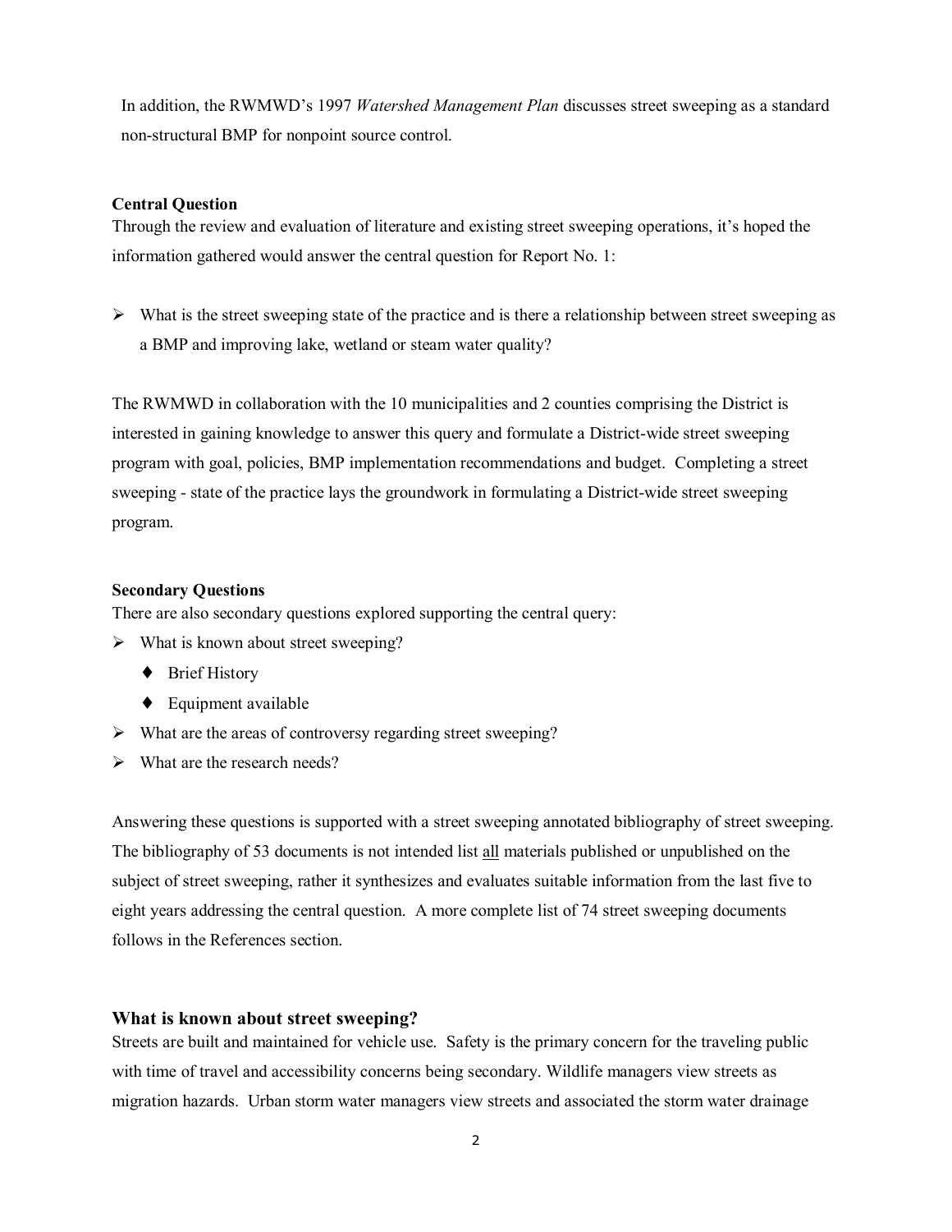In addition, the RWMWD's 1997 *Watershed Management Plan* discusses street sweeping as a standard non-structural BMP for nonpoint source control.

**Central Question**

Through the review and evaluation of literature and existing street sweeping operations, it's hoped the information gathered would answer the central question for Report No. 1:

- What is the street sweeping state of the practice and is there a relationship between street sweeping as a BMP and improving lake, wetland or steam water quality?

The RWMWD in collaboration with the 10 municipalities and 2 counties comprising the District is interested in gaining knowledge to answer this query and formulate a District-wide street sweeping program with goal, policies, BMP implementation recommendations and budget. Completing a street sweeping - state of the practice lays the groundwork in formulating a District-wide street sweeping program.

**Secondary Questions**

There are also secondary questions explored supporting the central query:

- What is known about street sweeping?
    - Brief History
    - Equipment available
- What are the areas of controversy regarding street sweeping?
- What are the research needs?

Answering these questions is supported with a street sweeping annotated bibliography of street sweeping. The bibliography of 53 documents is not intended list <u>all</u> materials published or unpublished on the subject of street sweeping, rather it synthesizes and evaluates suitable information from the last five to eight years addressing the central question. A more complete list of 74 street sweeping documents follows in the References section.

## What is known about street sweeping?

Streets are built and maintained for vehicle use. Safety is the primary concern for the traveling public with time of travel and accessibility concerns being secondary. Wildlife managers view streets as migration hazards. Urban storm water managers view streets and associated the storm water drainage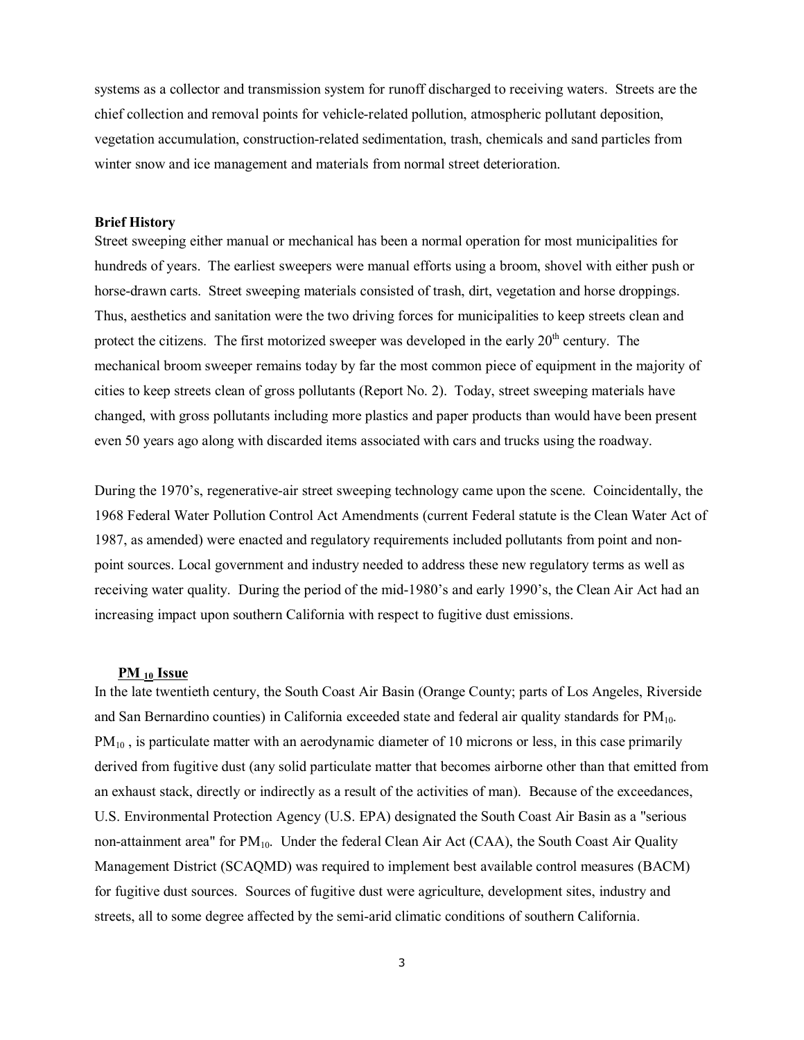systems as a collector and transmission system for runoff discharged to receiving waters. Streets are the chief collection and removal points for vehicle-related pollution, atmospheric pollutant deposition, vegetation accumulation, construction-related sedimentation, trash, chemicals and sand particles from winter snow and ice management and materials from normal street deterioration.

**Brief History**

Street sweeping either manual or mechanical has been a normal operation for most municipalities for hundreds of years. The earliest sweepers were manual efforts using a broom, shovel with either push or horse-drawn carts. Street sweeping materials consisted of trash, dirt, vegetation and horse droppings. Thus, aesthetics and sanitation were the two driving forces for municipalities to keep streets clean and protect the citizens. The first motorized sweeper was developed in the early 20th century. The mechanical broom sweeper remains today by far the most common piece of equipment in the majority of cities to keep streets clean of gross pollutants (Report No. 2). Today, street sweeping materials have changed, with gross pollutants including more plastics and paper products than would have been present even 50 years ago along with discarded items associated with cars and trucks using the roadway.

During the 1970's, regenerative-air street sweeping technology came upon the scene. Coincidentally, the 1968 Federal Water Pollution Control Act Amendments (current Federal statute is the Clean Water Act of 1987, as amended) were enacted and regulatory requirements included pollutants from point and non-point sources. Local government and industry needed to address these new regulatory terms as well as receiving water quality. During the period of the mid-1980's and early 1990's, the Clean Air Act had an increasing impact upon southern California with respect to fugitive dust emissions.

**$PM_{10}$ Issue**

In the late twentieth century, the South Coast Air Basin (Orange County; parts of Los Angeles, Riverside and San Bernardino counties) in California exceeded state and federal air quality standards for $PM_{10}$. $PM_{10}$, is particulate matter with an aerodynamic diameter of 10 microns or less, in this case primarily derived from fugitive dust (any solid particulate matter that becomes airborne other than that emitted from an exhaust stack, directly or indirectly as a result of the activities of man). Because of the exceedances, U.S. Environmental Protection Agency (U.S. EPA) designated the South Coast Air Basin as a "serious non-attainment area" for $PM_{10}$. Under the federal Clean Air Act (CAA), the South Coast Air Quality Management District (SCAQMD) was required to implement best available control measures (BACM) for fugitive dust sources. Sources of fugitive dust were agriculture, development sites, industry and streets, all to some degree affected by the semi-arid climatic conditions of southern California.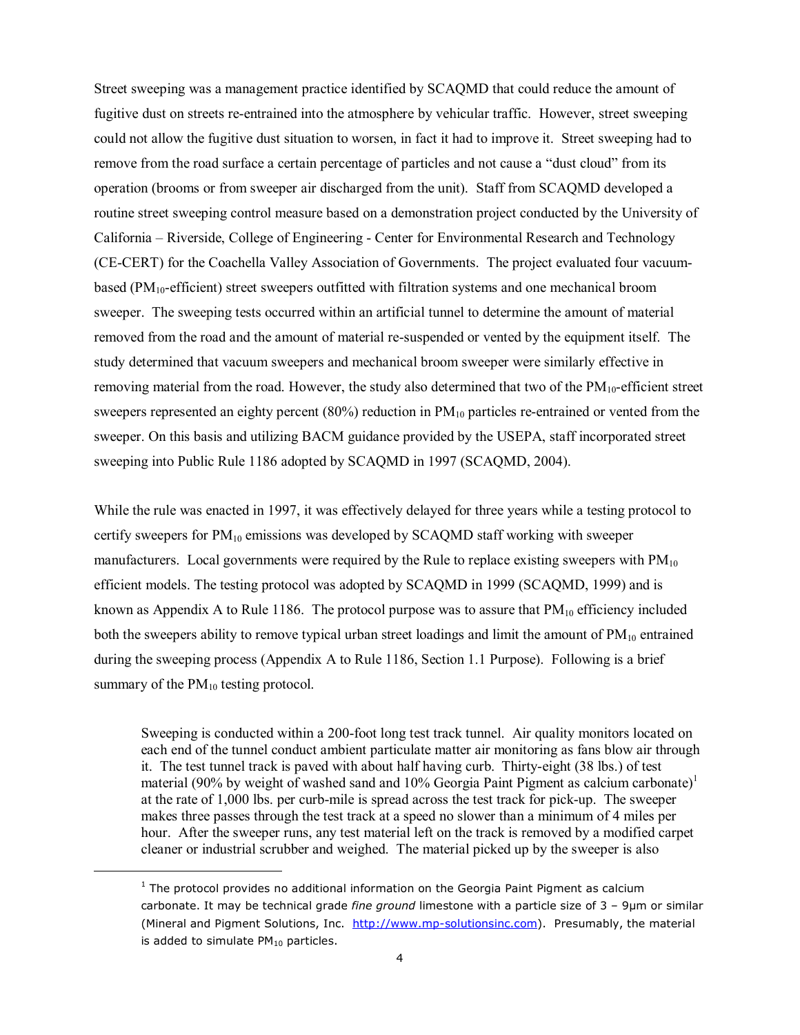Street sweeping was a management practice identified by SCAQMD that could reduce the amount of fugitive dust on streets re-entrained into the atmosphere by vehicular traffic. However, street sweeping could not allow the fugitive dust situation to worsen, in fact it had to improve it. Street sweeping had to remove from the road surface a certain percentage of particles and not cause a "dust cloud" from its operation (brooms or from sweeper air discharged from the unit). Staff from SCAQMD developed a routine street sweeping control measure based on a demonstration project conducted by the University of California – Riverside, College of Engineering - Center for Environmental Research and Technology (CE-CERT) for the Coachella Valley Association of Governments. The project evaluated four vacuum-based ($PM_{10}$-efficient) street sweepers outfitted with filtration systems and one mechanical broom sweeper. The sweeping tests occurred within an artificial tunnel to determine the amount of material removed from the road and the amount of material re-suspended or vented by the equipment itself. The study determined that vacuum sweepers and mechanical broom sweeper were similarly effective in removing material from the road. However, the study also determined that two of the $PM_{10}$-efficient street sweepers represented an eighty percent (80%) reduction in $PM_{10}$ particles re-entrained or vented from the sweeper. On this basis and utilizing BACM guidance provided by the USEPA, staff incorporated street sweeping into Public Rule 1186 adopted by SCAQMD in 1997 (SCAQMD, 2004).

While the rule was enacted in 1997, it was effectively delayed for three years while a testing protocol to certify sweepers for $PM_{10}$ emissions was developed by SCAQMD staff working with sweeper manufacturers. Local governments were required by the Rule to replace existing sweepers with $PM_{10}$ efficient models. The testing protocol was adopted by SCAQMD in 1999 (SCAQMD, 1999) and is known as Appendix A to Rule 1186. The protocol purpose was to assure that $PM_{10}$ efficiency included both the sweepers ability to remove typical urban street loadings and limit the amount of $PM_{10}$ entrained during the sweeping process (Appendix A to Rule 1186, Section 1.1 Purpose). Following is a brief summary of the $PM_{10}$ testing protocol.

> Sweeping is conducted within a 200-foot long test track tunnel. Air quality monitors located on each end of the tunnel conduct ambient particulate matter air monitoring as fans blow air through it. The test tunnel track is paved with about half having curb. Thirty-eight (38 lbs.) of test material (90% by weight of washed sand and 10% Georgia Paint Pigment as calcium carbonate)[1] at the rate of 1,000 lbs. per curb-mile is spread across the test track for pick-up. The sweeper makes three passes through the test track at a speed no slower than a minimum of 4 miles per hour. After the sweeper runs, any test material left on the track is removed by a modified carpet cleaner or industrial scrubber and weighed. The material picked up by the sweeper is also

[1] The protocol provides no additional information on the Georgia Paint Pigment as calcium carbonate. It may be technical grade *fine ground* limestone with a particle size of 3 – 9µm or similar (Mineral and Pigment Solutions, Inc. http://www.mp-solutionsinc.com). Presumably, the material is added to simulate $PM_{10}$ particles.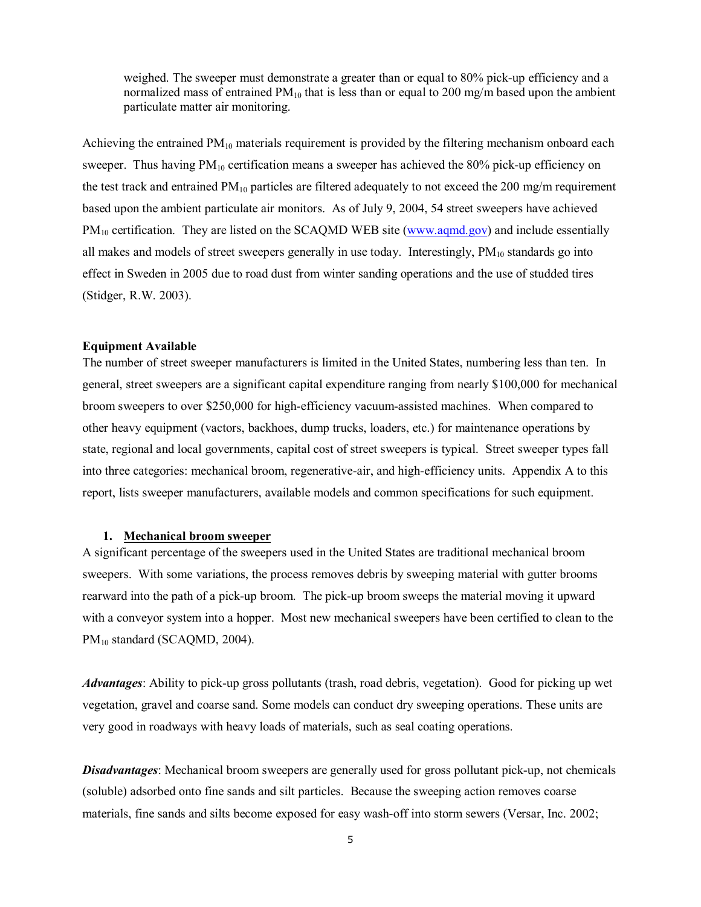weighed. The sweeper must demonstrate a greater than or equal to 80% pick-up efficiency and a normalized mass of entrained $PM_{10}$ that is less than or equal to 200 mg/m based upon the ambient particulate matter air monitoring.

Achieving the entrained $PM_{10}$ materials requirement is provided by the filtering mechanism onboard each sweeper. Thus having $PM_{10}$ certification means a sweeper has achieved the 80% pick-up efficiency on the test track and entrained $PM_{10}$ particles are filtered adequately to not exceed the 200 mg/m requirement based upon the ambient particulate air monitors. As of July 9, 2004, 54 street sweepers have achieved $PM_{10}$ certification. They are listed on the SCAQMD WEB site (www.aqmd.gov) and include essentially all makes and models of street sweepers generally in use today. Interestingly, $PM_{10}$ standards go into effect in Sweden in 2005 due to road dust from winter sanding operations and the use of studded tires (Stidger, R.W. 2003).

**Equipment Available**

The number of street sweeper manufacturers is limited in the United States, numbering less than ten. In general, street sweepers are a significant capital expenditure ranging from nearly $100,000 for mechanical broom sweepers to over $250,000 for high-efficiency vacuum-assisted machines. When compared to other heavy equipment (vactors, backhoes, dump trucks, loaders, etc.) for maintenance operations by state, regional and local governments, capital cost of street sweepers is typical. Street sweeper types fall into three categories: mechanical broom, regenerative-air, and high-efficiency units. Appendix A to this report, lists sweeper manufacturers, available models and common specifications for such equipment.

1. **Mechanical broom sweeper**

A significant percentage of the sweepers used in the United States are traditional mechanical broom sweepers. With some variations, the process removes debris by sweeping material with gutter brooms rearward into the path of a pick-up broom. The pick-up broom sweeps the material moving it upward with a conveyor system into a hopper. Most new mechanical sweepers have been certified to clean to the $PM_{10}$ standard (SCAQMD, 2004).

***Advantages***: Ability to pick-up gross pollutants (trash, road debris, vegetation). Good for picking up wet vegetation, gravel and coarse sand. Some models can conduct dry sweeping operations. These units are very good in roadways with heavy loads of materials, such as seal coating operations.

***Disadvantages***: Mechanical broom sweepers are generally used for gross pollutant pick-up, not chemicals (soluble) adsorbed onto fine sands and silt particles. Because the sweeping action removes coarse materials, fine sands and silts become exposed for easy wash-off into storm sewers (Versar, Inc. 2002;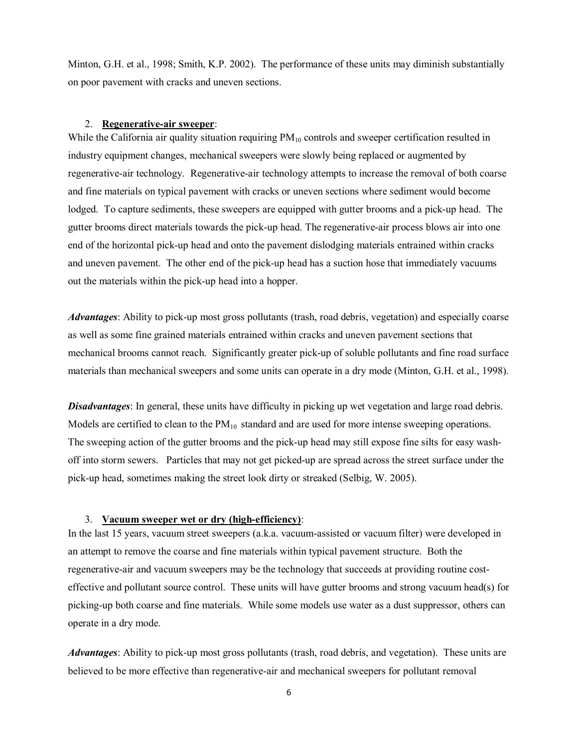Minton, G.H. et al., 1998; Smith, K.P. 2002). The performance of these units may diminish substantially on poor pavement with cracks and uneven sections.

2. **Regenerative-air sweeper**:

While the California air quality situation requiring $PM_{10}$ controls and sweeper certification resulted in industry equipment changes, mechanical sweepers were slowly being replaced or augmented by regenerative-air technology. Regenerative-air technology attempts to increase the removal of both coarse and fine materials on typical pavement with cracks or uneven sections where sediment would become lodged. To capture sediments, these sweepers are equipped with gutter brooms and a pick-up head. The gutter brooms direct materials towards the pick-up head. The regenerative-air process blows air into one end of the horizontal pick-up head and onto the pavement dislodging materials entrained within cracks and uneven pavement. The other end of the pick-up head has a suction hose that immediately vacuums out the materials within the pick-up head into a hopper.

***Advantages***: Ability to pick-up most gross pollutants (trash, road debris, vegetation) and especially coarse as well as some fine grained materials entrained within cracks and uneven pavement sections that mechanical brooms cannot reach. Significantly greater pick-up of soluble pollutants and fine road surface materials than mechanical sweepers and some units can operate in a dry mode (Minton, G.H. et al., 1998).

***Disadvantages***: In general, these units have difficulty in picking up wet vegetation and large road debris. Models are certified to clean to the $PM_{10}$ standard and are used for more intense sweeping operations. The sweeping action of the gutter brooms and the pick-up head may still expose fine silts for easy wash-off into storm sewers. Particles that may not get picked-up are spread across the street surface under the pick-up head, sometimes making the street look dirty or streaked (Selbig, W. 2005).

3. **Vacuum sweeper wet or dry (high-efficiency)**:

In the last 15 years, vacuum street sweepers (a.k.a. vacuum-assisted or vacuum filter) were developed in an attempt to remove the coarse and fine materials within typical pavement structure. Both the regenerative-air and vacuum sweepers may be the technology that succeeds at providing routine cost-effective and pollutant source control. These units will have gutter brooms and strong vacuum head(s) for picking-up both coarse and fine materials. While some models use water as a dust suppressor, others can operate in a dry mode.

***Advantages***: Ability to pick-up most gross pollutants (trash, road debris, and vegetation). These units are believed to be more effective than regenerative-air and mechanical sweepers for pollutant removal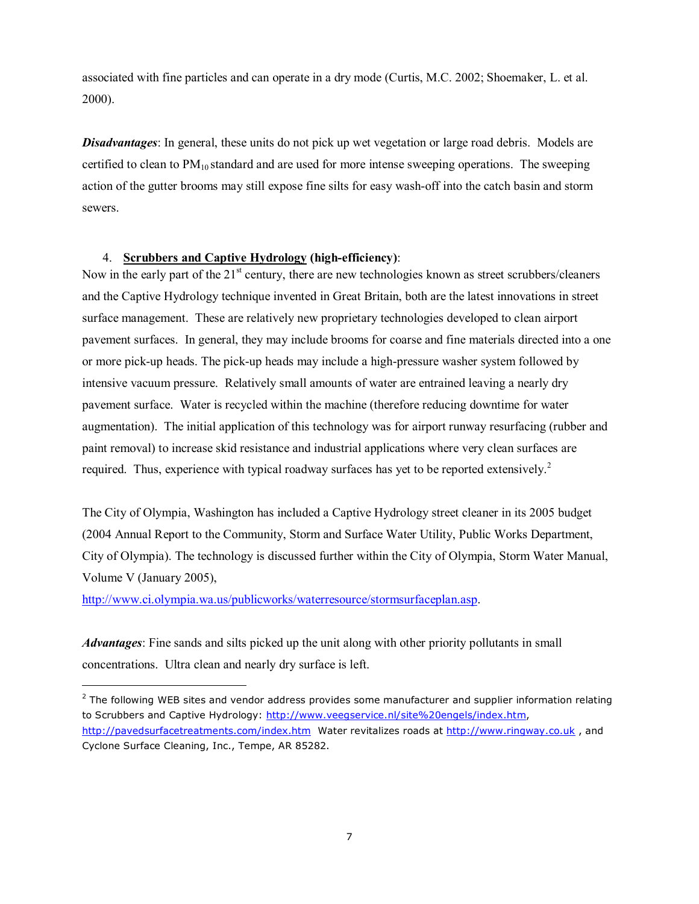associated with fine particles and can operate in a dry mode (Curtis, M.C. 2002; Shoemaker, L. et al. 2000).

***Disadvantages***: In general, these units do not pick up wet vegetation or large road debris. Models are certified to clean to $PM_{10}$ standard and are used for more intense sweeping operations. The sweeping action of the gutter brooms may still expose fine silts for easy wash-off into the catch basin and storm sewers.

4. **Scrubbers and Captive Hydrology (high-efficiency)**:

Now in the early part of the 21st century, there are new technologies known as street scrubbers/cleaners and the Captive Hydrology technique invented in Great Britain, both are the latest innovations in street surface management. These are relatively new proprietary technologies developed to clean airport pavement surfaces. In general, they may include brooms for coarse and fine materials directed into a one or more pick-up heads. The pick-up heads may include a high-pressure washer system followed by intensive vacuum pressure. Relatively small amounts of water are entrained leaving a nearly dry pavement surface. Water is recycled within the machine (therefore reducing downtime for water augmentation). The initial application of this technology was for airport runway resurfacing (rubber and paint removal) to increase skid resistance and industrial applications where very clean surfaces are required. Thus, experience with typical roadway surfaces has yet to be reported extensively.[2]

The City of Olympia, Washington has included a Captive Hydrology street cleaner in its 2005 budget (2004 Annual Report to the Community, Storm and Surface Water Utility, Public Works Department, City of Olympia). The technology is discussed further within the City of Olympia, Storm Water Manual, Volume V (January 2005), http://www.ci.olympia.wa.us/publicworks/waterresource/stormsurfaceplan.asp.

***Advantages***: Fine sands and silts picked up the unit along with other priority pollutants in small concentrations. Ultra clean and nearly dry surface is left.

---

[2] The following WEB sites and vendor address provides some manufacturer and supplier information relating to Scrubbers and Captive Hydrology: http://www.veegservice.nl/site%20engels/index.htm, http://pavedsurfacetreatments.com/index.htm Water revitalizes roads at http://www.ringway.co.uk , and Cyclone Surface Cleaning, Inc., Tempe, AR 85282.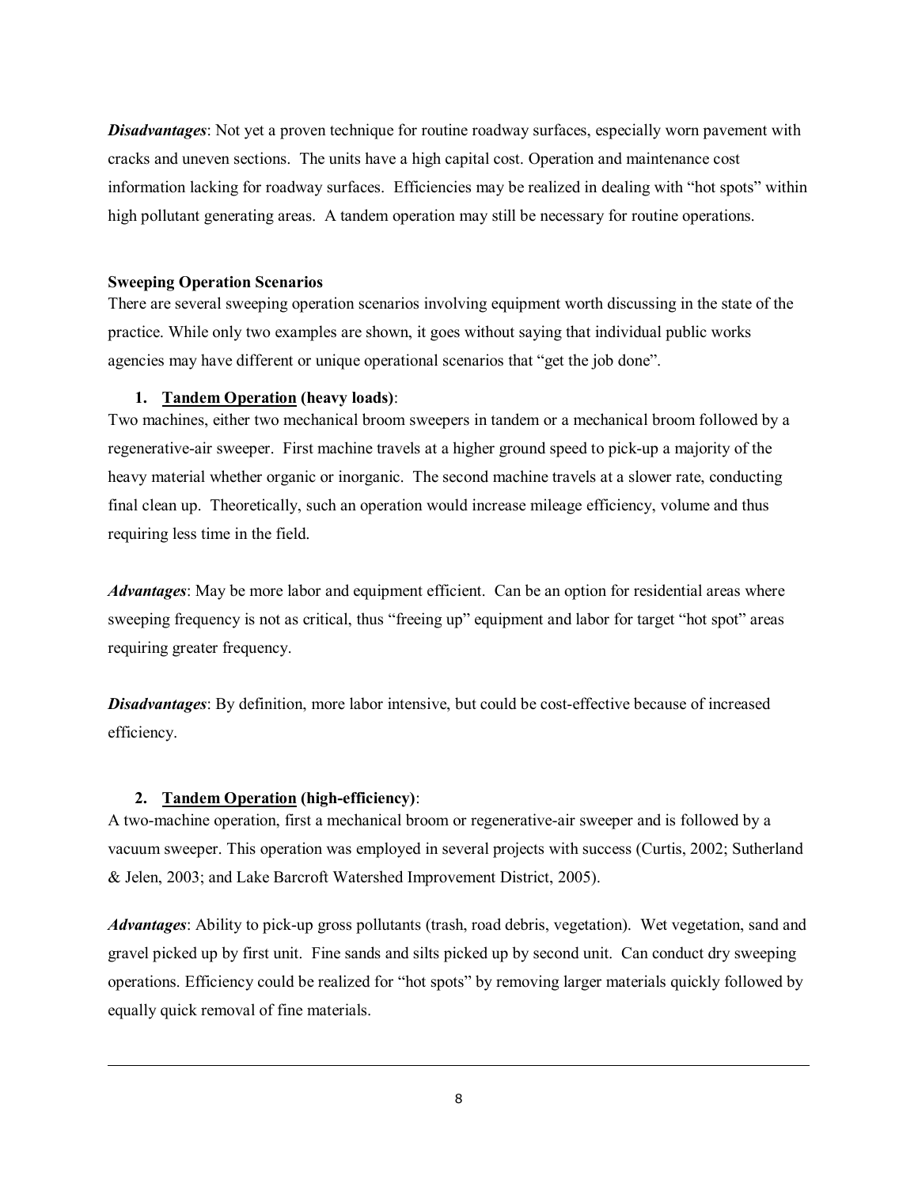***Disadvantages***: Not yet a proven technique for routine roadway surfaces, especially worn pavement with cracks and uneven sections. The units have a high capital cost. Operation and maintenance cost information lacking for roadway surfaces. Efficiencies may be realized in dealing with "hot spots" within high pollutant generating areas. A tandem operation may still be necessary for routine operations.

**Sweeping Operation Scenarios**

There are several sweeping operation scenarios involving equipment worth discussing in the state of the practice. While only two examples are shown, it goes without saying that individual public works agencies may have different or unique operational scenarios that "get the job done".

1. **Tandem Operation (heavy loads)**:

Two machines, either two mechanical broom sweepers in tandem or a mechanical broom followed by a regenerative-air sweeper. First machine travels at a higher ground speed to pick-up a majority of the heavy material whether organic or inorganic. The second machine travels at a slower rate, conducting final clean up. Theoretically, such an operation would increase mileage efficiency, volume and thus requiring less time in the field.

***Advantages***: May be more labor and equipment efficient. Can be an option for residential areas where sweeping frequency is not as critical, thus "freeing up" equipment and labor for target "hot spot" areas requiring greater frequency.

***Disadvantages***: By definition, more labor intensive, but could be cost-effective because of increased efficiency.

2. **Tandem Operation (high-efficiency)**:

A two-machine operation, first a mechanical broom or regenerative-air sweeper and is followed by a vacuum sweeper. This operation was employed in several projects with success (Curtis, 2002; Sutherland & Jelen, 2003; and Lake Barcroft Watershed Improvement District, 2005).

***Advantages***: Ability to pick-up gross pollutants (trash, road debris, vegetation). Wet vegetation, sand and gravel picked up by first unit. Fine sands and silts picked up by second unit. Can conduct dry sweeping operations. Efficiency could be realized for "hot spots" by removing larger materials quickly followed by equally quick removal of fine materials.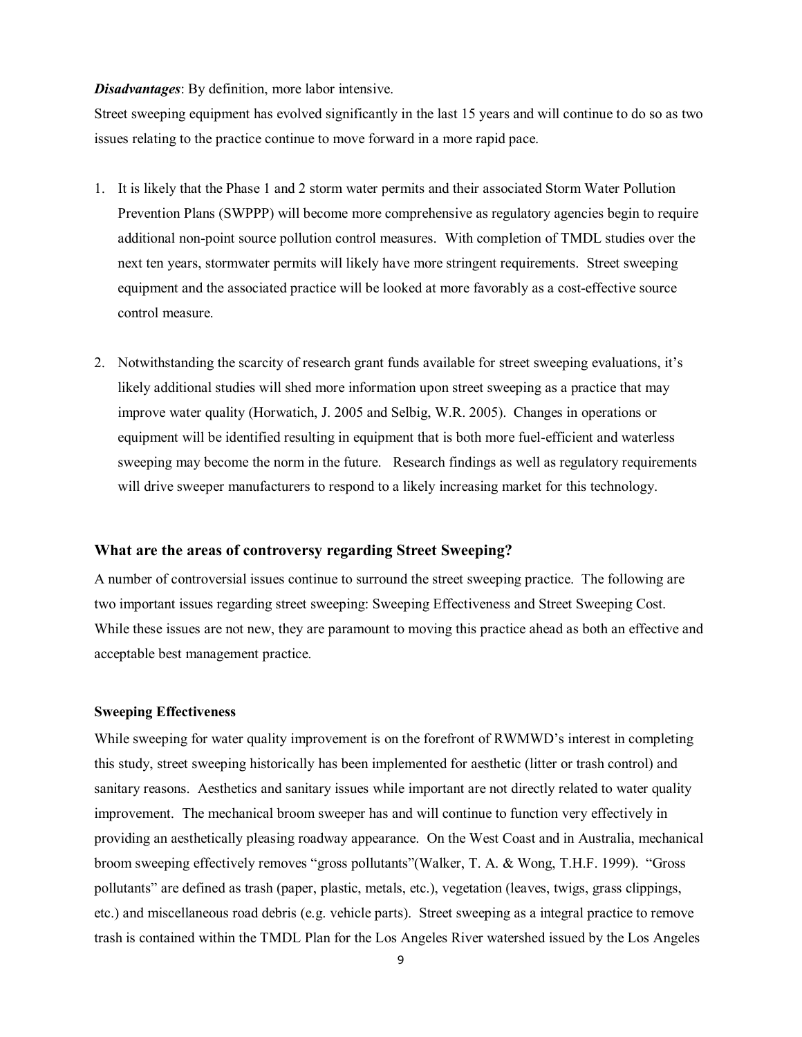***Disadvantages***: By definition, more labor intensive.

Street sweeping equipment has evolved significantly in the last 15 years and will continue to do so as two issues relating to the practice continue to move forward in a more rapid pace.

1. It is likely that the Phase 1 and 2 storm water permits and their associated Storm Water Pollution Prevention Plans (SWPPP) will become more comprehensive as regulatory agencies begin to require additional non-point source pollution control measures. With completion of TMDL studies over the next ten years, stormwater permits will likely have more stringent requirements. Street sweeping equipment and the associated practice will be looked at more favorably as a cost-effective source control measure.

2. Notwithstanding the scarcity of research grant funds available for street sweeping evaluations, it's likely additional studies will shed more information upon street sweeping as a practice that may improve water quality (Horwatich, J. 2005 and Selbig, W.R. 2005). Changes in operations or equipment will be identified resulting in equipment that is both more fuel-efficient and waterless sweeping may become the norm in the future. Research findings as well as regulatory requirements will drive sweeper manufacturers to respond to a likely increasing market for this technology.

## What are the areas of controversy regarding Street Sweeping?

A number of controversial issues continue to surround the street sweeping practice. The following are two important issues regarding street sweeping: Sweeping Effectiveness and Street Sweeping Cost. While these issues are not new, they are paramount to moving this practice ahead as both an effective and acceptable best management practice.

### Sweeping Effectiveness

While sweeping for water quality improvement is on the forefront of RWMWD's interest in completing this study, street sweeping historically has been implemented for aesthetic (litter or trash control) and sanitary reasons. Aesthetics and sanitary issues while important are not directly related to water quality improvement. The mechanical broom sweeper has and will continue to function very effectively in providing an aesthetically pleasing roadway appearance. On the West Coast and in Australia, mechanical broom sweeping effectively removes "gross pollutants"(Walker, T. A. & Wong, T.H.F. 1999). "Gross pollutants" are defined as trash (paper, plastic, metals, etc.), vegetation (leaves, twigs, grass clippings, etc.) and miscellaneous road debris (e.g. vehicle parts). Street sweeping as a integral practice to remove trash is contained within the TMDL Plan for the Los Angeles River watershed issued by the Los Angeles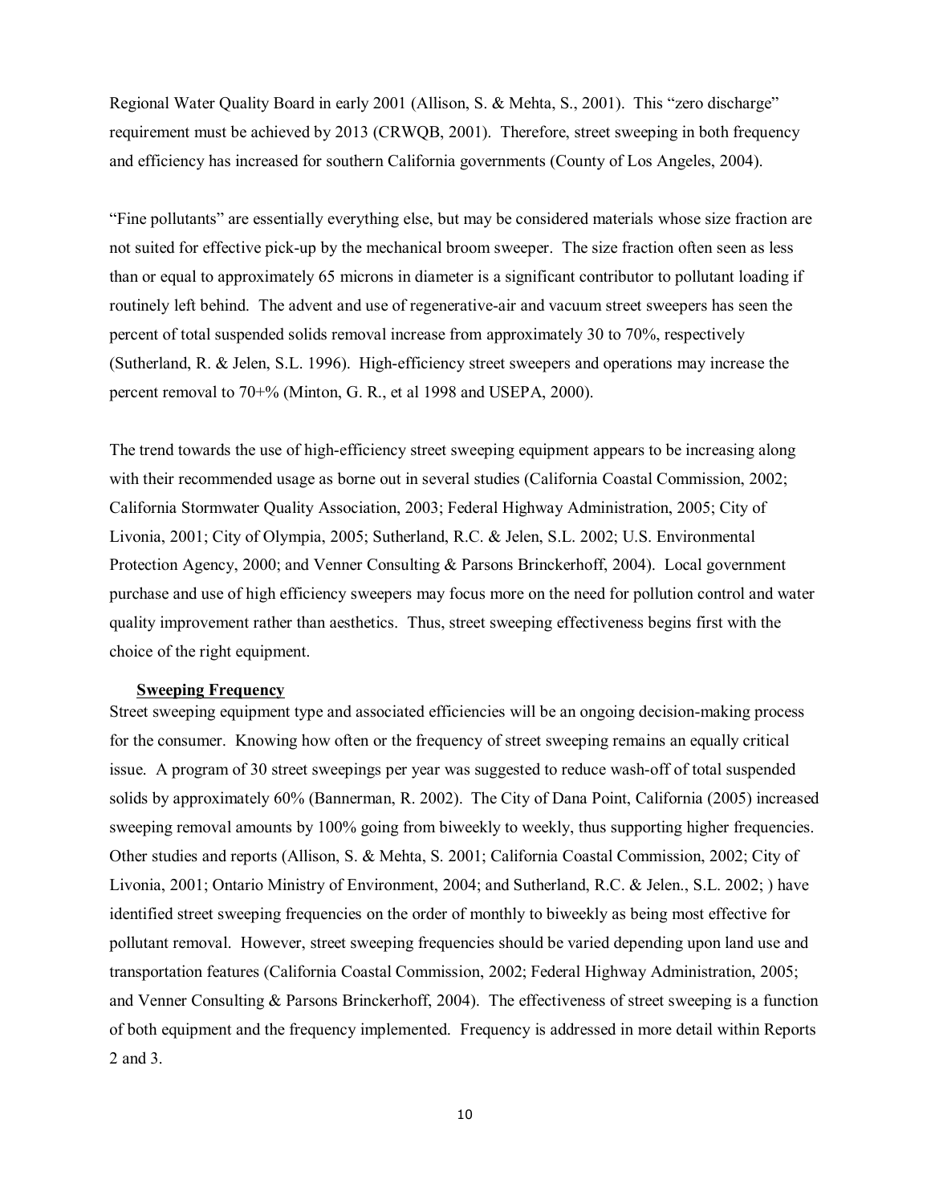Regional Water Quality Board in early 2001 (Allison, S. & Mehta, S., 2001). This "zero discharge" requirement must be achieved by 2013 (CRWQB, 2001). Therefore, street sweeping in both frequency and efficiency has increased for southern California governments (County of Los Angeles, 2004).

"Fine pollutants" are essentially everything else, but may be considered materials whose size fraction are not suited for effective pick-up by the mechanical broom sweeper. The size fraction often seen as less than or equal to approximately 65 microns in diameter is a significant contributor to pollutant loading if routinely left behind. The advent and use of regenerative-air and vacuum street sweepers has seen the percent of total suspended solids removal increase from approximately 30 to 70%, respectively (Sutherland, R. & Jelen, S.L. 1996). High-efficiency street sweepers and operations may increase the percent removal to 70+% (Minton, G. R., et al 1998 and USEPA, 2000).

The trend towards the use of high-efficiency street sweeping equipment appears to be increasing along with their recommended usage as borne out in several studies (California Coastal Commission, 2002; California Stormwater Quality Association, 2003; Federal Highway Administration, 2005; City of Livonia, 2001; City of Olympia, 2005; Sutherland, R.C. & Jelen, S.L. 2002; U.S. Environmental Protection Agency, 2000; and Venner Consulting & Parsons Brinckerhoff, 2004). Local government purchase and use of high efficiency sweepers may focus more on the need for pollution control and water quality improvement rather than aesthetics. Thus, street sweeping effectiveness begins first with the choice of the right equipment.

**Sweeping Frequency**

Street sweeping equipment type and associated efficiencies will be an ongoing decision-making process for the consumer. Knowing how often or the frequency of street sweeping remains an equally critical issue. A program of 30 street sweepings per year was suggested to reduce wash-off of total suspended solids by approximately 60% (Bannerman, R. 2002). The City of Dana Point, California (2005) increased sweeping removal amounts by 100% going from biweekly to weekly, thus supporting higher frequencies. Other studies and reports (Allison, S. & Mehta, S. 2001; California Coastal Commission, 2002; City of Livonia, 2001; Ontario Ministry of Environment, 2004; and Sutherland, R.C. & Jelen., S.L. 2002; ) have identified street sweeping frequencies on the order of monthly to biweekly as being most effective for pollutant removal. However, street sweeping frequencies should be varied depending upon land use and transportation features (California Coastal Commission, 2002; Federal Highway Administration, 2005; and Venner Consulting & Parsons Brinckerhoff, 2004). The effectiveness of street sweeping is a function of both equipment and the frequency implemented. Frequency is addressed in more detail within Reports 2 and 3.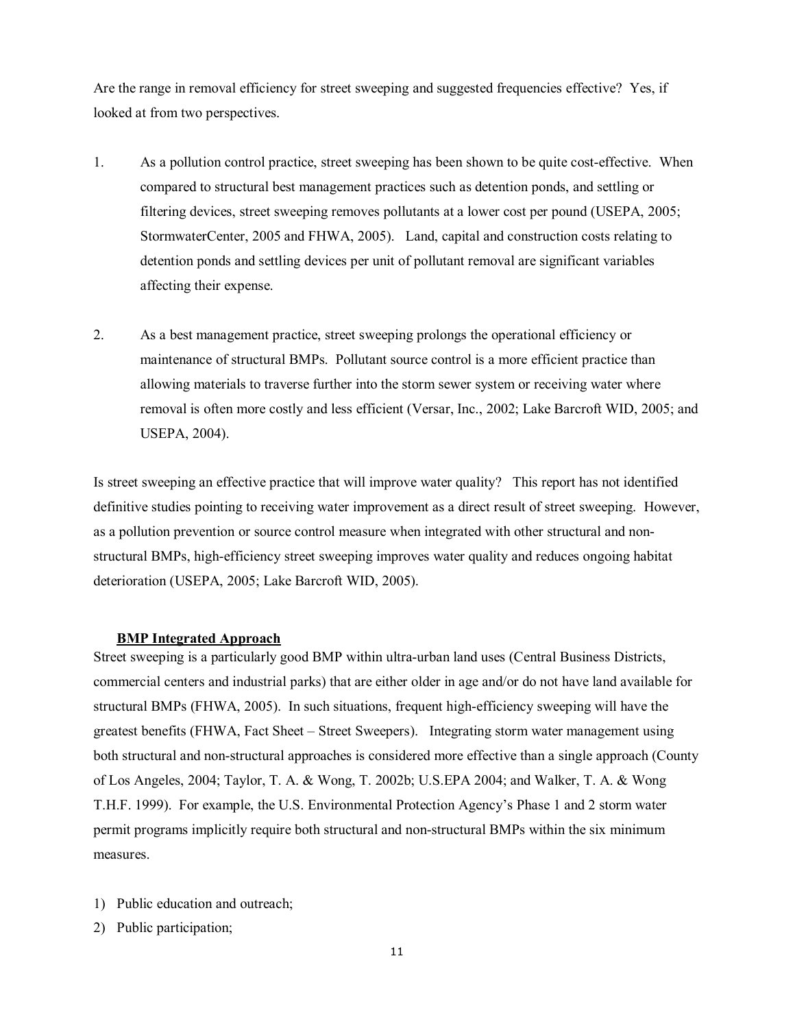Are the range in removal efficiency for street sweeping and suggested frequencies effective? Yes, if looked at from two perspectives.

1. As a pollution control practice, street sweeping has been shown to be quite cost-effective. When compared to structural best management practices such as detention ponds, and settling or filtering devices, street sweeping removes pollutants at a lower cost per pound (USEPA, 2005; StormwaterCenter, 2005 and FHWA, 2005). Land, capital and construction costs relating to detention ponds and settling devices per unit of pollutant removal are significant variables affecting their expense.

2. As a best management practice, street sweeping prolongs the operational efficiency or maintenance of structural BMPs. Pollutant source control is a more efficient practice than allowing materials to traverse further into the storm sewer system or receiving water where removal is often more costly and less efficient (Versar, Inc., 2002; Lake Barcroft WID, 2005; and USEPA, 2004).

Is street sweeping an effective practice that will improve water quality? This report has not identified definitive studies pointing to receiving water improvement as a direct result of street sweeping. However, as a pollution prevention or source control measure when integrated with other structural and non-structural BMPs, high-efficiency street sweeping improves water quality and reduces ongoing habitat deterioration (USEPA, 2005; Lake Barcroft WID, 2005).

**BMP Integrated Approach**

Street sweeping is a particularly good BMP within ultra-urban land uses (Central Business Districts, commercial centers and industrial parks) that are either older in age and/or do not have land available for structural BMPs (FHWA, 2005). In such situations, frequent high-efficiency sweeping will have the greatest benefits (FHWA, Fact Sheet – Street Sweepers). Integrating storm water management using both structural and non-structural approaches is considered more effective than a single approach (County of Los Angeles, 2004; Taylor, T. A. & Wong, T. 2002b; U.S.EPA 2004; and Walker, T. A. & Wong T.H.F. 1999). For example, the U.S. Environmental Protection Agency's Phase 1 and 2 storm water permit programs implicitly require both structural and non-structural BMPs within the six minimum measures.

1) Public education and outreach;
2) Public participation;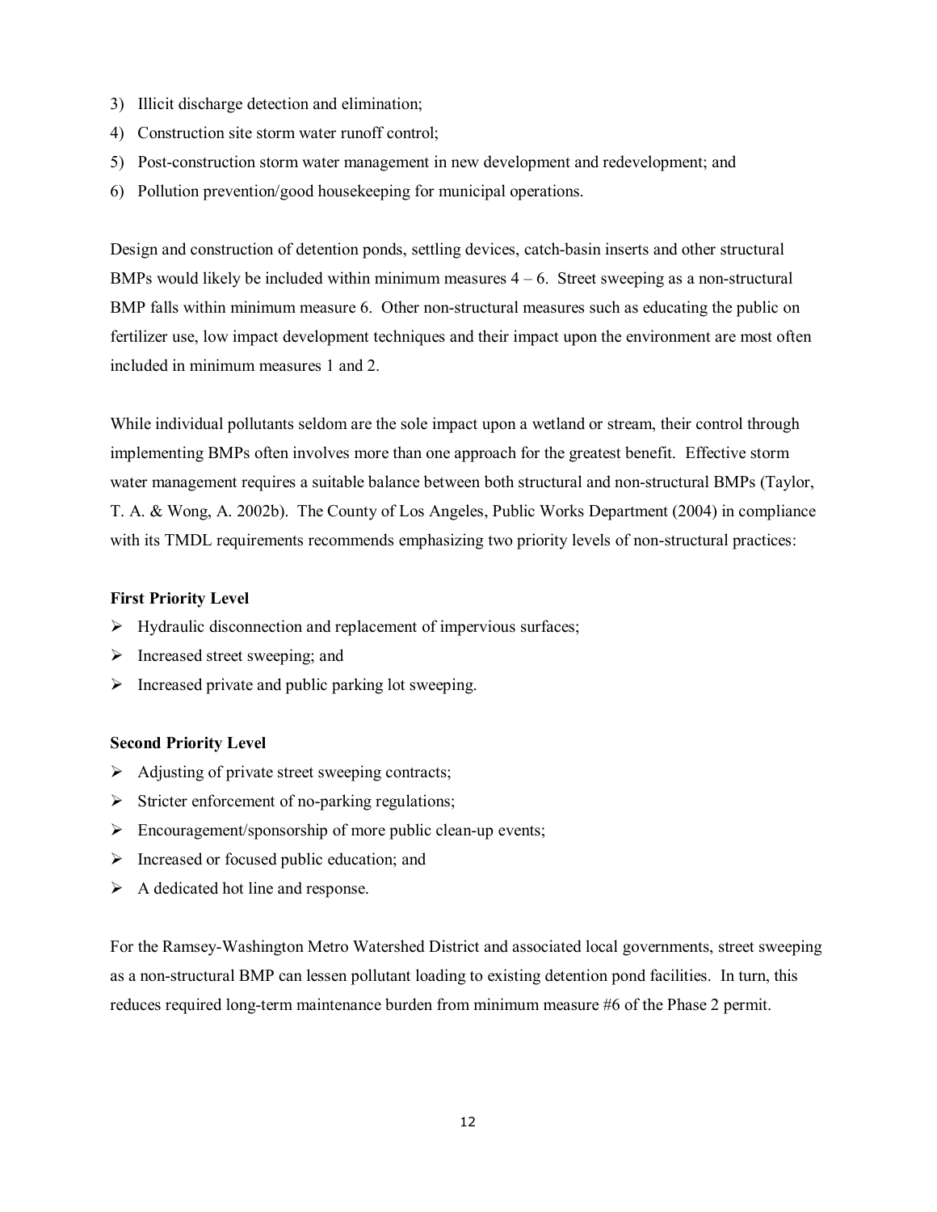3) Illicit discharge detection and elimination;
4) Construction site storm water runoff control;
5) Post-construction storm water management in new development and redevelopment; and
6) Pollution prevention/good housekeeping for municipal operations.

Design and construction of detention ponds, settling devices, catch-basin inserts and other structural BMPs would likely be included within minimum measures 4 – 6. Street sweeping as a non-structural BMP falls within minimum measure 6. Other non-structural measures such as educating the public on fertilizer use, low impact development techniques and their impact upon the environment are most often included in minimum measures 1 and 2.

While individual pollutants seldom are the sole impact upon a wetland or stream, their control through implementing BMPs often involves more than one approach for the greatest benefit. Effective storm water management requires a suitable balance between both structural and non-structural BMPs (Taylor, T. A. & Wong, A. 2002b). The County of Los Angeles, Public Works Department (2004) in compliance with its TMDL requirements recommends emphasizing two priority levels of non-structural practices:

**First Priority Level**

- Hydraulic disconnection and replacement of impervious surfaces;
- Increased street sweeping; and
- Increased private and public parking lot sweeping.

**Second Priority Level**

- Adjusting of private street sweeping contracts;
- Stricter enforcement of no-parking regulations;
- Encouragement/sponsorship of more public clean-up events;
- Increased or focused public education; and
- A dedicated hot line and response.

For the Ramsey-Washington Metro Watershed District and associated local governments, street sweeping as a non-structural BMP can lessen pollutant loading to existing detention pond facilities. In turn, this reduces required long-term maintenance burden from minimum measure #6 of the Phase 2 permit.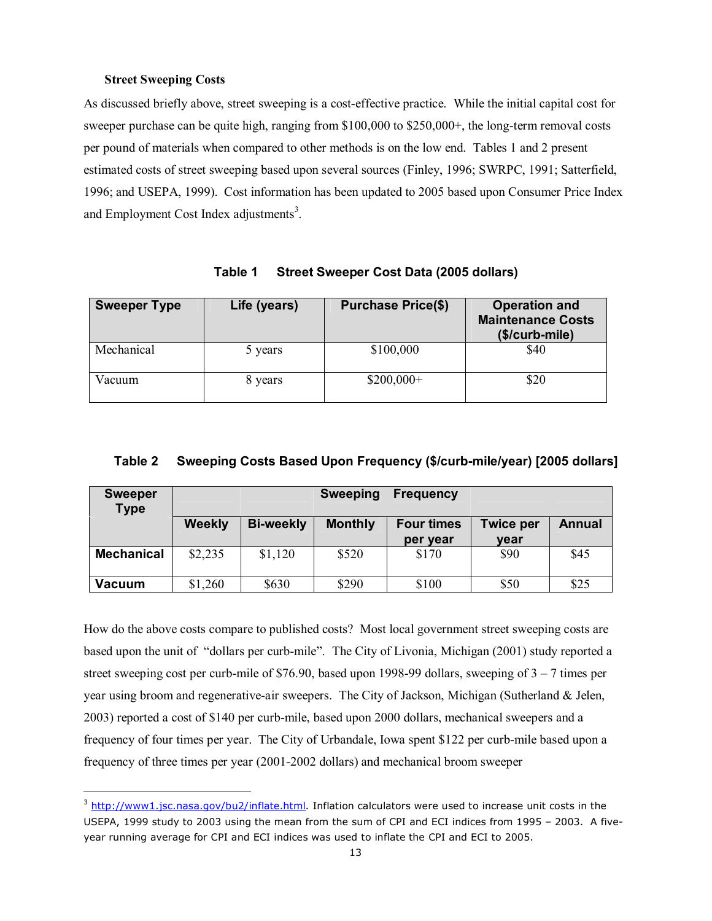### Street Sweeping Costs

As discussed briefly above, street sweeping is a cost-effective practice. While the initial capital cost for sweeper purchase can be quite high, ranging from $100,000 to $250,000+, the long-term removal costs per pound of materials when compared to other methods is on the low end. Tables 1 and 2 present estimated costs of street sweeping based upon several sources (Finley, 1996; SWRPC, 1991; Satterfield, 1996; and USEPA, 1999). Cost information has been updated to 2005 based upon Consumer Price Index and Employment Cost Index adjustments[3].

**Table 1 Street Sweeper Cost Data (2005 dollars)**

| Sweeper Type | Life (years) | Purchase Price($) | Operation and Maintenance Costs ($/curb-mile) |
|---|---|---|---|
| Mechanical | 5 years | $100,000 | $40 |
| Vacuum | 8 years | $200,000+ | $20 |

**Table 2 Sweeping Costs Based Upon Frequency ($/curb-mile/year) [2005 dollars]**

| Sweeper Type | Sweeping Frequency | | | | | |
|---|---|---|---|---|---|---|
| | Weekly | Bi-weekly | Monthly | Four times per year | Twice per year | Annual |
| **Mechanical** | $2,235 | $1,120 | $520 | $170 | $90 | $45 |
| **Vacuum** | $1,260 | $630 | $290 | $100 | $50 | $25 |

How do the above costs compare to published costs? Most local government street sweeping costs are based upon the unit of "dollars per curb-mile". The City of Livonia, Michigan (2001) study reported a street sweeping cost per curb-mile of $76.90, based upon 1998-99 dollars, sweeping of 3 – 7 times per year using broom and regenerative-air sweepers. The City of Jackson, Michigan (Sutherland & Jelen, 2003) reported a cost of $140 per curb-mile, based upon 2000 dollars, mechanical sweepers and a frequency of four times per year. The City of Urbandale, Iowa spent $122 per curb-mile based upon a frequency of three times per year (2001-2002 dollars) and mechanical broom sweeper

---

[3] http://www1.jsc.nasa.gov/bu2/inflate.html. Inflation calculators were used to increase unit costs in the USEPA, 1999 study to 2003 using the mean from the sum of CPI and ECI indices from 1995 – 2003. A five-year running average for CPI and ECI indices was used to inflate the CPI and ECI to 2005.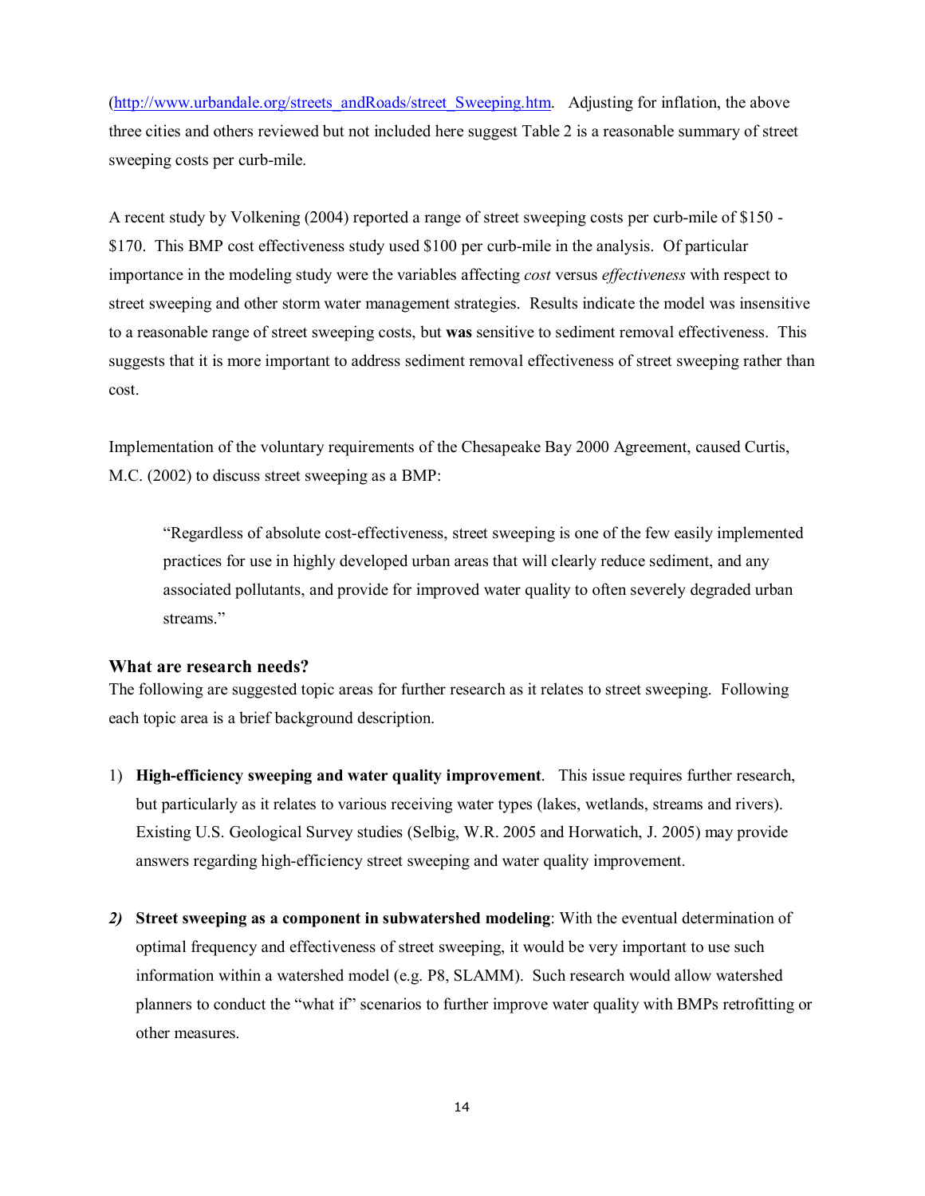(http://www.urbandale.org/streets_andRoads/street_Sweeping.htm. Adjusting for inflation, the above three cities and others reviewed but not included here suggest Table 2 is a reasonable summary of street sweeping costs per curb-mile.

A recent study by Volkening (2004) reported a range of street sweeping costs per curb-mile of $150 - $170. This BMP cost effectiveness study used $100 per curb-mile in the analysis. Of particular importance in the modeling study were the variables affecting *cost* versus *effectiveness* with respect to street sweeping and other storm water management strategies. Results indicate the model was insensitive to a reasonable range of street sweeping costs, but **was** sensitive to sediment removal effectiveness. This suggests that it is more important to address sediment removal effectiveness of street sweeping rather than cost.

Implementation of the voluntary requirements of the Chesapeake Bay 2000 Agreement, caused Curtis, M.C. (2002) to discuss street sweeping as a BMP:

> "Regardless of absolute cost-effectiveness, street sweeping is one of the few easily implemented practices for use in highly developed urban areas that will clearly reduce sediment, and any associated pollutants, and provide for improved water quality to often severely degraded urban streams."

### What are research needs?

The following are suggested topic areas for further research as it relates to street sweeping. Following each topic area is a brief background description.

1) **High-efficiency sweeping and water quality improvement**. This issue requires further research, but particularly as it relates to various receiving water types (lakes, wetlands, streams and rivers). Existing U.S. Geological Survey studies (Selbig, W.R. 2005 and Horwatich, J. 2005) may provide answers regarding high-efficiency street sweeping and water quality improvement.

2) **Street sweeping as a component in subwatershed modeling**: With the eventual determination of optimal frequency and effectiveness of street sweeping, it would be very important to use such information within a watershed model (e.g. P8, SLAMM). Such research would allow watershed planners to conduct the "what if" scenarios to further improve water quality with BMPs retrofitting or other measures.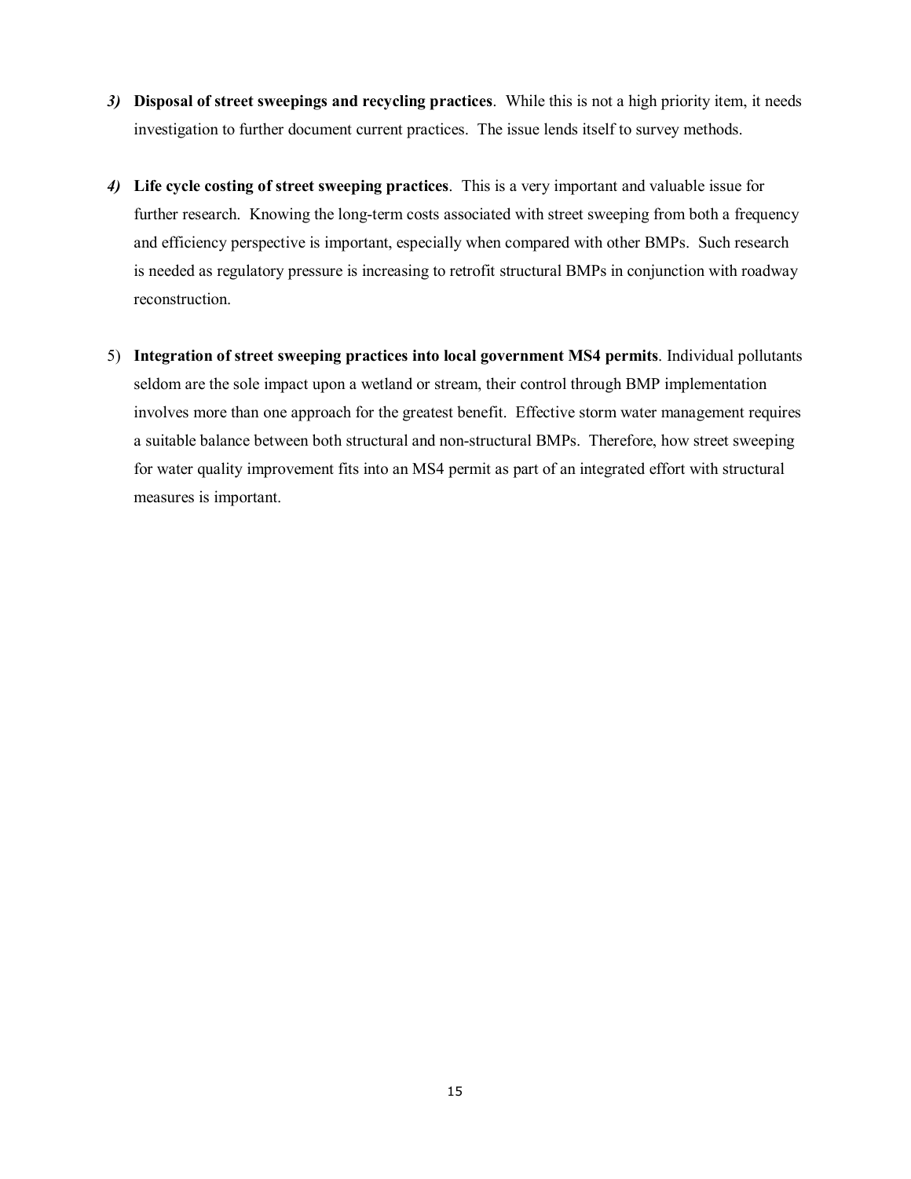3) **Disposal of street sweepings and recycling practices**. While this is not a high priority item, it needs investigation to further document current practices. The issue lends itself to survey methods.

4) **Life cycle costing of street sweeping practices**. This is a very important and valuable issue for further research. Knowing the long-term costs associated with street sweeping from both a frequency and efficiency perspective is important, especially when compared with other BMPs. Such research is needed as regulatory pressure is increasing to retrofit structural BMPs in conjunction with roadway reconstruction.

5) **Integration of street sweeping practices into local government MS4 permits**. Individual pollutants seldom are the sole impact upon a wetland or stream, their control through BMP implementation involves more than one approach for the greatest benefit. Effective storm water management requires a suitable balance between both structural and non-structural BMPs. Therefore, how street sweeping for water quality improvement fits into an MS4 permit as part of an integrated effort with structural measures is important.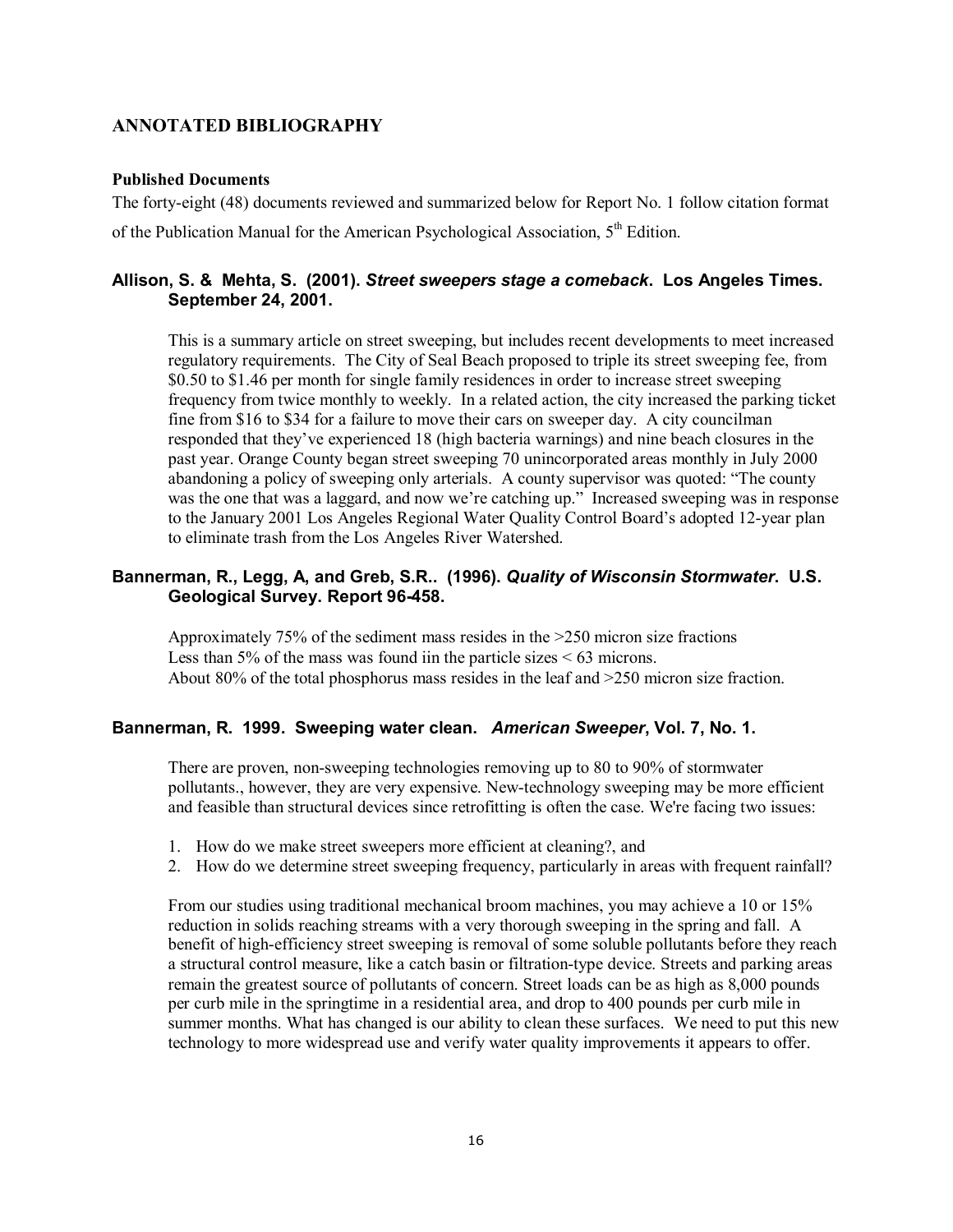## ANNOTATED BIBLIOGRAPHY

### Published Documents

The forty-eight (48) documents reviewed and summarized below for Report No. 1 follow citation format of the Publication Manual for the American Psychological Association, 5th Edition.

### Allison, S. & Mehta, S. (2001). *Street sweepers stage a comeback*. Los Angeles Times. September 24, 2001.

This is a summary article on street sweeping, but includes recent developments to meet increased regulatory requirements. The City of Seal Beach proposed to triple its street sweeping fee, from $0.50 to $1.46 per month for single family residences in order to increase street sweeping frequency from twice monthly to weekly. In a related action, the city increased the parking ticket fine from $16 to $34 for a failure to move their cars on sweeper day. A city councilman responded that they've experienced 18 (high bacteria warnings) and nine beach closures in the past year. Orange County began street sweeping 70 unincorporated areas monthly in July 2000 abandoning a policy of sweeping only arterials. A county supervisor was quoted: "The county was the one that was a laggard, and now we're catching up." Increased sweeping was in response to the January 2001 Los Angeles Regional Water Quality Control Board's adopted 12-year plan to eliminate trash from the Los Angeles River Watershed.

### Bannerman, R., Legg, A, and Greb, S.R.. (1996). *Quality of Wisconsin Stormwater*. U.S. Geological Survey. Report 96-458.

Approximately 75% of the sediment mass resides in the >250 micron size fractions
Less than 5% of the mass was found iin the particle sizes < 63 microns.
About 80% of the total phosphorus mass resides in the leaf and >250 micron size fraction.

### Bannerman, R. 1999. Sweeping water clean. *American Sweeper*, Vol. 7, No. 1.

There are proven, non-sweeping technologies removing up to 80 to 90% of stormwater pollutants., however, they are very expensive. New-technology sweeping may be more efficient and feasible than structural devices since retrofitting is often the case. We're facing two issues:

1. How do we make street sweepers more efficient at cleaning?, and
2. How do we determine street sweeping frequency, particularly in areas with frequent rainfall?

From our studies using traditional mechanical broom machines, you may achieve a 10 or 15% reduction in solids reaching streams with a very thorough sweeping in the spring and fall. A benefit of high-efficiency street sweeping is removal of some soluble pollutants before they reach a structural control measure, like a catch basin or filtration-type device. Streets and parking areas remain the greatest source of pollutants of concern. Street loads can be as high as 8,000 pounds per curb mile in the springtime in a residential area, and drop to 400 pounds per curb mile in summer months. What has changed is our ability to clean these surfaces. We need to put this new technology to more widespread use and verify water quality improvements it appears to offer.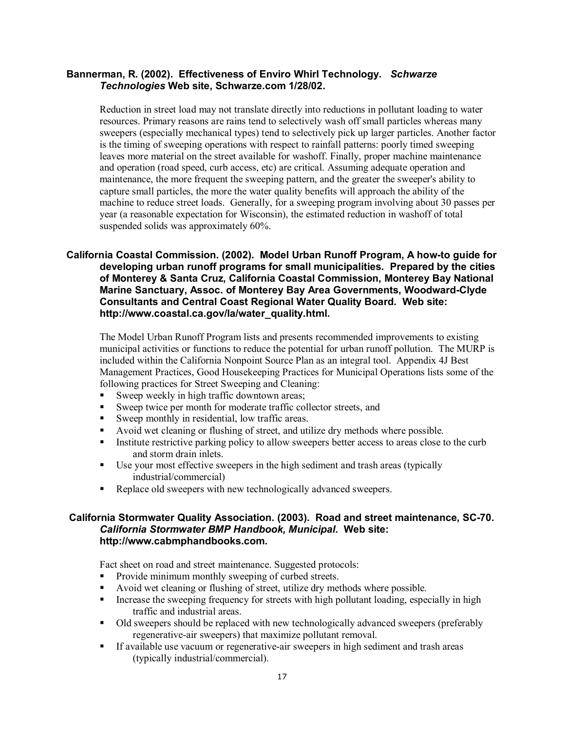**Bannerman, R. (2002). Effectiveness of Enviro Whirl Technology.** ***Schwarze Technologies*** **Web site, Schwarze.com 1/28/02.**

Reduction in street load may not translate directly into reductions in pollutant loading to water resources. Primary reasons are rains tend to selectively wash off small particles whereas many sweepers (especially mechanical types) tend to selectively pick up larger particles. Another factor is the timing of sweeping operations with respect to rainfall patterns: poorly timed sweeping leaves more material on the street available for washoff. Finally, proper machine maintenance and operation (road speed, curb access, etc) are critical. Assuming adequate operation and maintenance, the more frequent the sweeping pattern, and the greater the sweeper's ability to capture small particles, the more the water quality benefits will approach the ability of the machine to reduce street loads. Generally, for a sweeping program involving about 30 passes per year (a reasonable expectation for Wisconsin), the estimated reduction in washoff of total suspended solids was approximately 60%.

**California Coastal Commission. (2002). Model Urban Runoff Program, A how-to guide for developing urban runoff programs for small municipalities. Prepared by the cities of Monterey & Santa Cruz, California Coastal Commission, Monterey Bay National Marine Sanctuary, Assoc. of Monterey Bay Area Governments, Woodward-Clyde Consultants and Central Coast Regional Water Quality Board. Web site: http://www.coastal.ca.gov/la/water_quality.html.**

The Model Urban Runoff Program lists and presents recommended improvements to existing municipal activities or functions to reduce the potential for urban runoff pollution. The MURP is included within the California Nonpoint Source Plan as an integral tool. Appendix 4J Best Management Practices, Good Housekeeping Practices for Municipal Operations lists some of the following practices for Street Sweeping and Cleaning:

- Sweep weekly in high traffic downtown areas;
- Sweep twice per month for moderate traffic collector streets, and
- Sweep monthly in residential, low traffic areas.
- Avoid wet cleaning or flushing of street, and utilize dry methods where possible.
- Institute restrictive parking policy to allow sweepers better access to areas close to the curb and storm drain inlets.
- Use your most effective sweepers in the high sediment and trash areas (typically industrial/commercial)
- Replace old sweepers with new technologically advanced sweepers.

**California Stormwater Quality Association. (2003). Road and street maintenance, SC-70.** ***California Stormwater BMP Handbook, Municipal.*** **Web site: http://www.cabmphandbooks.com.**

Fact sheet on road and street maintenance. Suggested protocols:

- Provide minimum monthly sweeping of curbed streets.
- Avoid wet cleaning or flushing of street, utilize dry methods where possible.
- Increase the sweeping frequency for streets with high pollutant loading, especially in high traffic and industrial areas.
- Old sweepers should be replaced with new technologically advanced sweepers (preferably regenerative-air sweepers) that maximize pollutant removal.
- If available use vacuum or regenerative-air sweepers in high sediment and trash areas (typically industrial/commercial).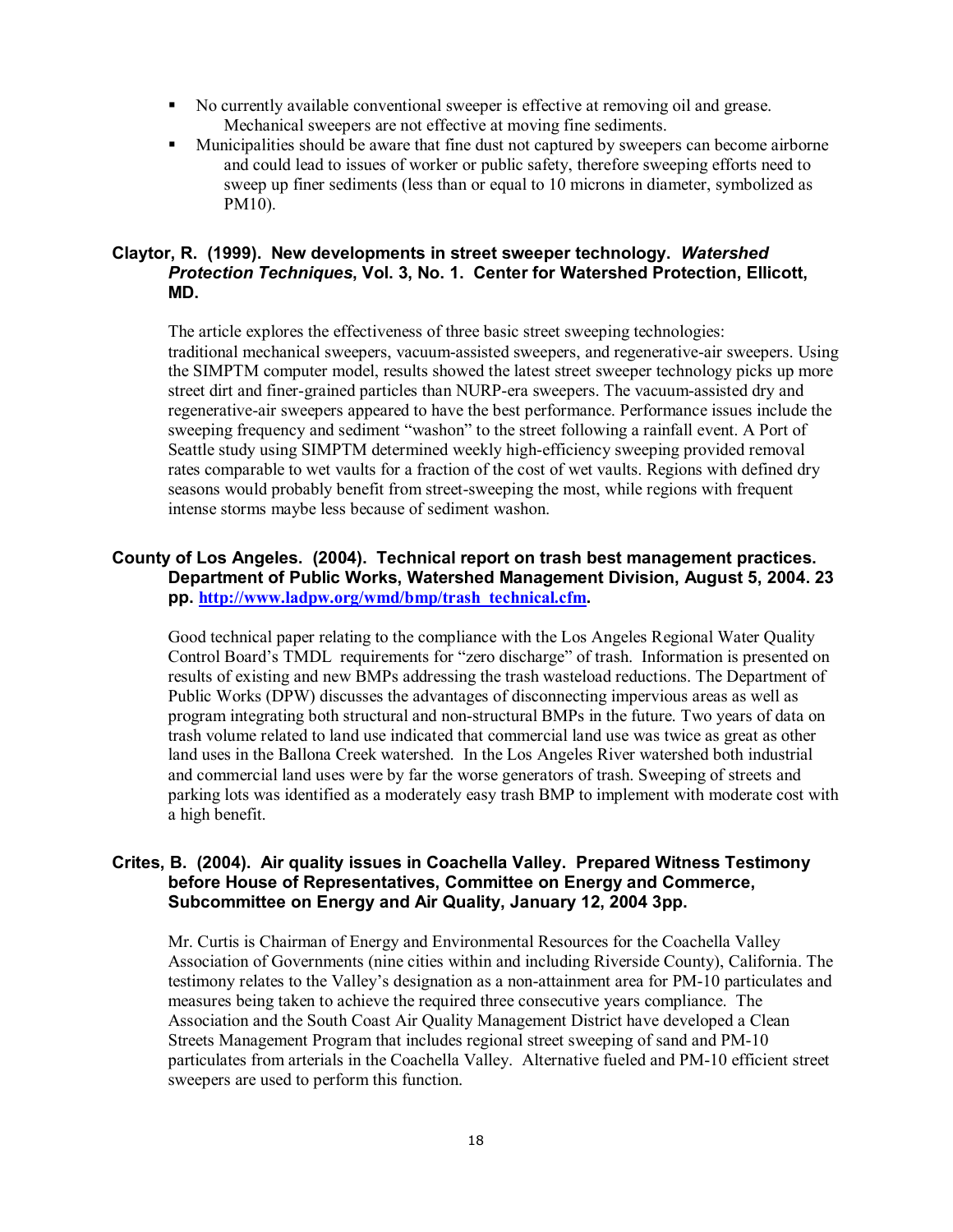- No currently available conventional sweeper is effective at removing oil and grease. Mechanical sweepers are not effective at moving fine sediments.
- Municipalities should be aware that fine dust not captured by sweepers can become airborne and could lead to issues of worker or public safety, therefore sweeping efforts need to sweep up finer sediments (less than or equal to 10 microns in diameter, symbolized as PM10).

**Claytor, R. (1999). New developments in street sweeper technology. *Watershed Protection Techniques*, Vol. 3, No. 1. Center for Watershed Protection, Ellicott, MD.**

The article explores the effectiveness of three basic street sweeping technologies: traditional mechanical sweepers, vacuum-assisted sweepers, and regenerative-air sweepers. Using the SIMPTM computer model, results showed the latest street sweeper technology picks up more street dirt and finer-grained particles than NURP-era sweepers. The vacuum-assisted dry and regenerative-air sweepers appeared to have the best performance. Performance issues include the sweeping frequency and sediment "washon" to the street following a rainfall event. A Port of Seattle study using SIMPTM determined weekly high-efficiency sweeping provided removal rates comparable to wet vaults for a fraction of the cost of wet vaults. Regions with defined dry seasons would probably benefit from street-sweeping the most, while regions with frequent intense storms maybe less because of sediment washon.

**County of Los Angeles. (2004). Technical report on trash best management practices. Department of Public Works, Watershed Management Division, August 5, 2004. 23 pp. [http://www.ladpw.org/wmd/bmp/trash_technical.cfm](http://www.ladpw.org/wmd/bmp/trash_technical.cfm).**

Good technical paper relating to the compliance with the Los Angeles Regional Water Quality Control Board's TMDL requirements for "zero discharge" of trash. Information is presented on results of existing and new BMPs addressing the trash wasteload reductions. The Department of Public Works (DPW) discusses the advantages of disconnecting impervious areas as well as program integrating both structural and non-structural BMPs in the future. Two years of data on trash volume related to land use indicated that commercial land use was twice as great as other land uses in the Ballona Creek watershed. In the Los Angeles River watershed both industrial and commercial land uses were by far the worse generators of trash. Sweeping of streets and parking lots was identified as a moderately easy trash BMP to implement with moderate cost with a high benefit.

**Crites, B. (2004). Air quality issues in Coachella Valley. Prepared Witness Testimony before House of Representatives, Committee on Energy and Commerce, Subcommittee on Energy and Air Quality, January 12, 2004 3pp.**

Mr. Curtis is Chairman of Energy and Environmental Resources for the Coachella Valley Association of Governments (nine cities within and including Riverside County), California. The testimony relates to the Valley's designation as a non-attainment area for PM-10 particulates and measures being taken to achieve the required three consecutive years compliance. The Association and the South Coast Air Quality Management District have developed a Clean Streets Management Program that includes regional street sweeping of sand and PM-10 particulates from arterials in the Coachella Valley. Alternative fueled and PM-10 efficient street sweepers are used to perform this function.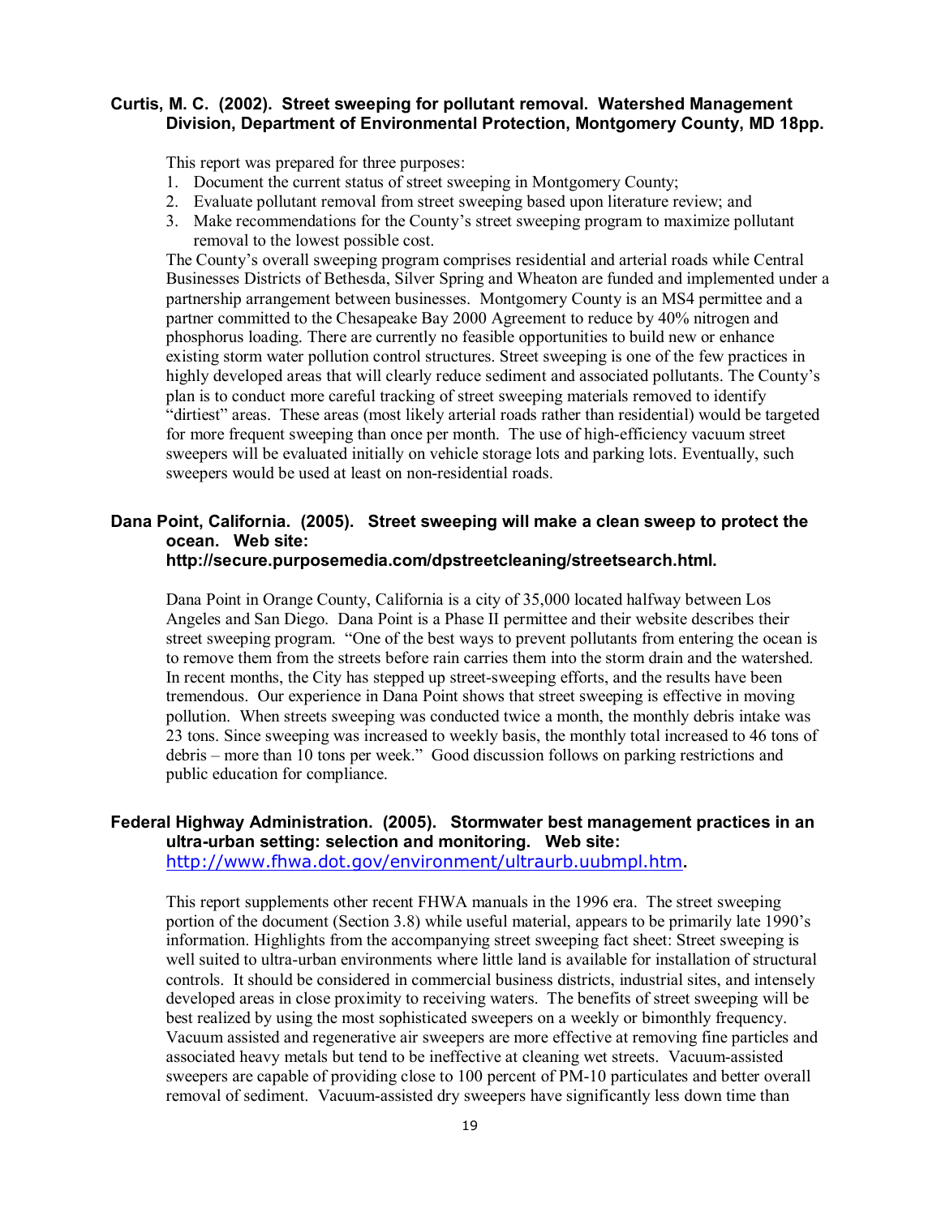**Curtis, M. C. (2002). Street sweeping for pollutant removal. Watershed Management Division, Department of Environmental Protection, Montgomery County, MD 18pp.**

This report was prepared for three purposes:

1. Document the current status of street sweeping in Montgomery County;
2. Evaluate pollutant removal from street sweeping based upon literature review; and
3. Make recommendations for the County's street sweeping program to maximize pollutant removal to the lowest possible cost.

The County's overall sweeping program comprises residential and arterial roads while Central Businesses Districts of Bethesda, Silver Spring and Wheaton are funded and implemented under a partnership arrangement between businesses. Montgomery County is an MS4 permittee and a partner committed to the Chesapeake Bay 2000 Agreement to reduce by 40% nitrogen and phosphorus loading. There are currently no feasible opportunities to build new or enhance existing storm water pollution control structures. Street sweeping is one of the few practices in highly developed areas that will clearly reduce sediment and associated pollutants. The County's plan is to conduct more careful tracking of street sweeping materials removed to identify "dirtiest" areas. These areas (most likely arterial roads rather than residential) would be targeted for more frequent sweeping than once per month. The use of high-efficiency vacuum street sweepers will be evaluated initially on vehicle storage lots and parking lots. Eventually, such sweepers would be used at least on non-residential roads.

**Dana Point, California. (2005). Street sweeping will make a clean sweep to protect the ocean. Web site: http://secure.purposemedia.com/dpstreetcleaning/streetsearch.html.**

Dana Point in Orange County, California is a city of 35,000 located halfway between Los Angeles and San Diego. Dana Point is a Phase II permittee and their website describes their street sweeping program. "One of the best ways to prevent pollutants from entering the ocean is to remove them from the streets before rain carries them into the storm drain and the watershed. In recent months, the City has stepped up street-sweeping efforts, and the results have been tremendous. Our experience in Dana Point shows that street sweeping is effective in moving pollution. When streets sweeping was conducted twice a month, the monthly debris intake was 23 tons. Since sweeping was increased to weekly basis, the monthly total increased to 46 tons of debris – more than 10 tons per week." Good discussion follows on parking restrictions and public education for compliance.

**Federal Highway Administration. (2005). Stormwater best management practices in an ultra-urban setting: selection and monitoring. Web site: http://www.fhwa.dot.gov/environment/ultraurb.uubmpl.htm.**

This report supplements other recent FHWA manuals in the 1996 era. The street sweeping portion of the document (Section 3.8) while useful material, appears to be primarily late 1990's information. Highlights from the accompanying street sweeping fact sheet: Street sweeping is well suited to ultra-urban environments where little land is available for installation of structural controls. It should be considered in commercial business districts, industrial sites, and intensely developed areas in close proximity to receiving waters. The benefits of street sweeping will be best realized by using the most sophisticated sweepers on a weekly or bimonthly frequency. Vacuum assisted and regenerative air sweepers are more effective at removing fine particles and associated heavy metals but tend to be ineffective at cleaning wet streets. Vacuum-assisted sweepers are capable of providing close to 100 percent of PM-10 particulates and better overall removal of sediment. Vacuum-assisted dry sweepers have significantly less down time than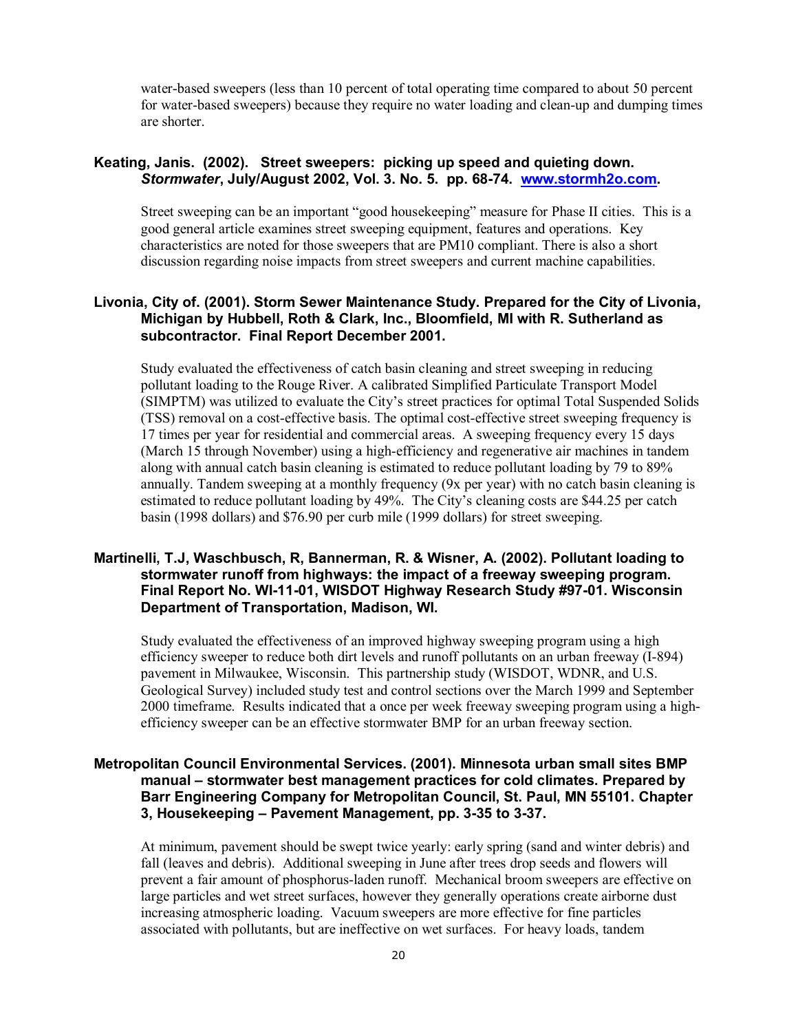water-based sweepers (less than 10 percent of total operating time compared to about 50 percent for water-based sweepers) because they require no water loading and clean-up and dumping times are shorter.

**Keating, Janis. (2002). Street sweepers: picking up speed and quieting down. *Stormwater*, July/August 2002, Vol. 3. No. 5. pp. 68-74. [www.stormh2o.com](http://www.stormh2o.com).**

Street sweeping can be an important "good housekeeping" measure for Phase II cities. This is a good general article examines street sweeping equipment, features and operations. Key characteristics are noted for those sweepers that are PM10 compliant. There is also a short discussion regarding noise impacts from street sweepers and current machine capabilities.

**Livonia, City of. (2001). Storm Sewer Maintenance Study. Prepared for the City of Livonia, Michigan by Hubbell, Roth & Clark, Inc., Bloomfield, MI with R. Sutherland as subcontractor. Final Report December 2001.**

Study evaluated the effectiveness of catch basin cleaning and street sweeping in reducing pollutant loading to the Rouge River. A calibrated Simplified Particulate Transport Model (SIMPTM) was utilized to evaluate the City's street practices for optimal Total Suspended Solids (TSS) removal on a cost-effective basis. The optimal cost-effective street sweeping frequency is 17 times per year for residential and commercial areas. A sweeping frequency every 15 days (March 15 through November) using a high-efficiency and regenerative air machines in tandem along with annual catch basin cleaning is estimated to reduce pollutant loading by 79 to 89% annually. Tandem sweeping at a monthly frequency (9x per year) with no catch basin cleaning is estimated to reduce pollutant loading by 49%. The City's cleaning costs are $44.25 per catch basin (1998 dollars) and $76.90 per curb mile (1999 dollars) for street sweeping.

**Martinelli, T.J, Waschbusch, R, Bannerman, R. & Wisner, A. (2002). Pollutant loading to stormwater runoff from highways: the impact of a freeway sweeping program. Final Report No. WI-11-01, WISDOT Highway Research Study #97-01. Wisconsin Department of Transportation, Madison, WI.**

Study evaluated the effectiveness of an improved highway sweeping program using a high efficiency sweeper to reduce both dirt levels and runoff pollutants on an urban freeway (I-894) pavement in Milwaukee, Wisconsin. This partnership study (WISDOT, WDNR, and U.S. Geological Survey) included study test and control sections over the March 1999 and September 2000 timeframe. Results indicated that a once per week freeway sweeping program using a high-efficiency sweeper can be an effective stormwater BMP for an urban freeway section.

**Metropolitan Council Environmental Services. (2001). Minnesota urban small sites BMP manual – stormwater best management practices for cold climates. Prepared by Barr Engineering Company for Metropolitan Council, St. Paul, MN 55101. Chapter 3, Housekeeping – Pavement Management, pp. 3-35 to 3-37.**

At minimum, pavement should be swept twice yearly: early spring (sand and winter debris) and fall (leaves and debris). Additional sweeping in June after trees drop seeds and flowers will prevent a fair amount of phosphorus-laden runoff. Mechanical broom sweepers are effective on large particles and wet street surfaces, however they generally operations create airborne dust increasing atmospheric loading. Vacuum sweepers are more effective for fine particles associated with pollutants, but are ineffective on wet surfaces. For heavy loads, tandem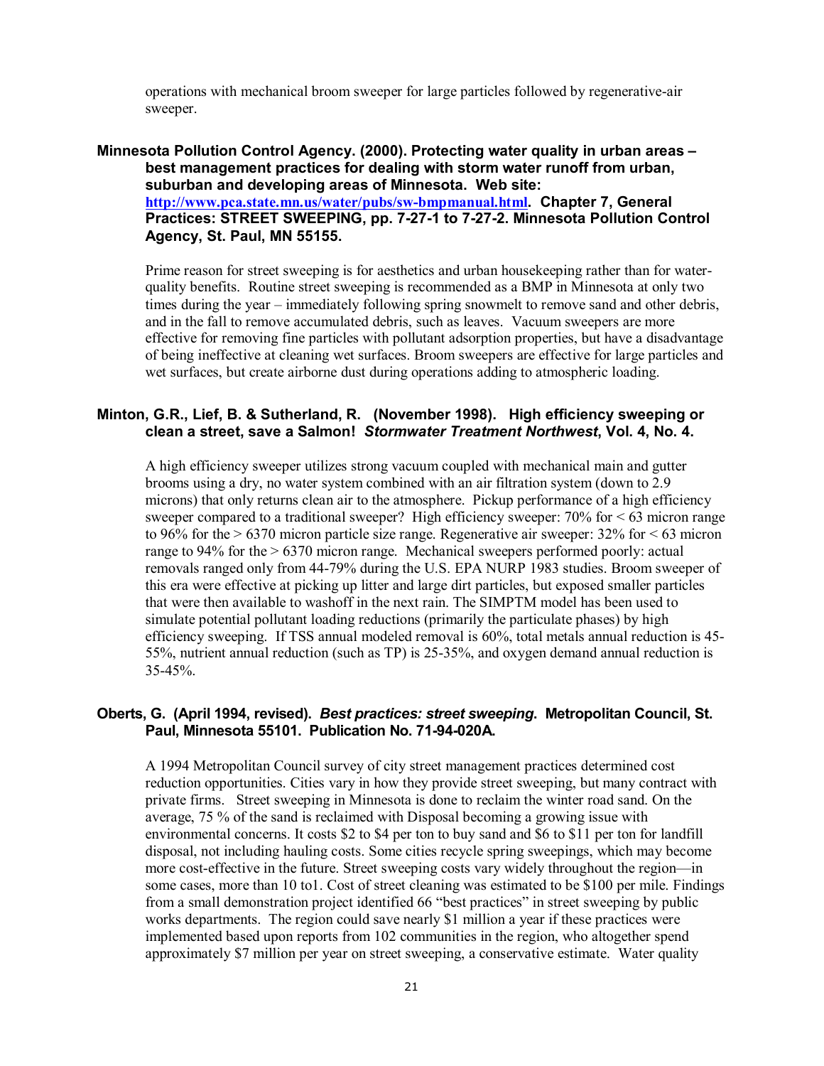operations with mechanical broom sweeper for large particles followed by regenerative-air sweeper.

**Minnesota Pollution Control Agency. (2000). Protecting water quality in urban areas – best management practices for dealing with storm water runoff from urban, suburban and developing areas of Minnesota. Web site: [http://www.pca.state.mn.us/water/pubs/sw-bmpmanual.html](http://www.pca.state.mn.us/water/pubs/sw-bmpmanual.html). Chapter 7, General Practices: STREET SWEEPING, pp. 7-27-1 to 7-27-2. Minnesota Pollution Control Agency, St. Paul, MN 55155.**

Prime reason for street sweeping is for aesthetics and urban housekeeping rather than for water-quality benefits. Routine street sweeping is recommended as a BMP in Minnesota at only two times during the year – immediately following spring snowmelt to remove sand and other debris, and in the fall to remove accumulated debris, such as leaves. Vacuum sweepers are more effective for removing fine particles with pollutant adsorption properties, but have a disadvantage of being ineffective at cleaning wet surfaces. Broom sweepers are effective for large particles and wet surfaces, but create airborne dust during operations adding to atmospheric loading.

**Minton, G.R., Lief, B. & Sutherland, R. (November 1998). High efficiency sweeping or clean a street, save a Salmon! *Stormwater Treatment Northwest*, Vol. 4, No. 4.**

A high efficiency sweeper utilizes strong vacuum coupled with mechanical main and gutter brooms using a dry, no water system combined with an air filtration system (down to 2.9 microns) that only returns clean air to the atmosphere. Pickup performance of a high efficiency sweeper compared to a traditional sweeper? High efficiency sweeper: 70% for < 63 micron range to 96% for the > 6370 micron particle size range. Regenerative air sweeper: 32% for < 63 micron range to 94% for the > 6370 micron range. Mechanical sweepers performed poorly: actual removals ranged only from 44-79% during the U.S. EPA NURP 1983 studies. Broom sweeper of this era were effective at picking up litter and large dirt particles, but exposed smaller particles that were then available to washoff in the next rain. The SIMPTM model has been used to simulate potential pollutant loading reductions (primarily the particulate phases) by high efficiency sweeping. If TSS annual modeled removal is 60%, total metals annual reduction is 45-55%, nutrient annual reduction (such as TP) is 25-35%, and oxygen demand annual reduction is 35-45%.

**Oberts, G. (April 1994, revised). *Best practices: street sweeping*. Metropolitan Council, St. Paul, Minnesota 55101. Publication No. 71-94-020A.**

A 1994 Metropolitan Council survey of city street management practices determined cost reduction opportunities. Cities vary in how they provide street sweeping, but many contract with private firms. Street sweeping in Minnesota is done to reclaim the winter road sand. On the average, 75 % of the sand is reclaimed with Disposal becoming a growing issue with environmental concerns. It costs $2 to $4 per ton to buy sand and $6 to $11 per ton for landfill disposal, not including hauling costs. Some cities recycle spring sweepings, which may become more cost-effective in the future. Street sweeping costs vary widely throughout the region—in some cases, more than 10 to1. Cost of street cleaning was estimated to be $100 per mile. Findings from a small demonstration project identified 66 "best practices" in street sweeping by public works departments. The region could save nearly $1 million a year if these practices were implemented based upon reports from 102 communities in the region, who altogether spend approximately $7 million per year on street sweeping, a conservative estimate. Water quality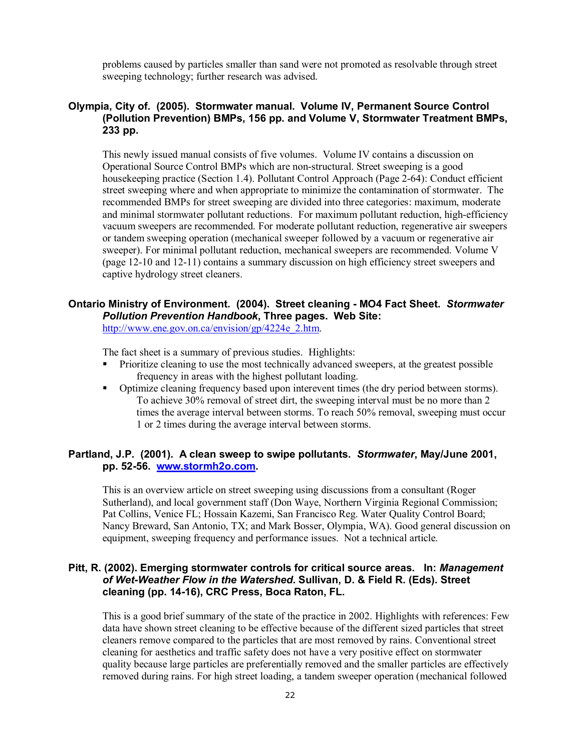problems caused by particles smaller than sand were not promoted as resolvable through street sweeping technology; further research was advised.

**Olympia, City of. (2005). Stormwater manual. Volume IV, Permanent Source Control (Pollution Prevention) BMPs, 156 pp. and Volume V, Stormwater Treatment BMPs, 233 pp.**

This newly issued manual consists of five volumes. Volume IV contains a discussion on Operational Source Control BMPs which are non-structural. Street sweeping is a good housekeeping practice (Section 1.4). Pollutant Control Approach (Page 2-64): Conduct efficient street sweeping where and when appropriate to minimize the contamination of stormwater. The recommended BMPs for street sweeping are divided into three categories: maximum, moderate and minimal stormwater pollutant reductions. For maximum pollutant reduction, high-efficiency vacuum sweepers are recommended. For moderate pollutant reduction, regenerative air sweepers or tandem sweeping operation (mechanical sweeper followed by a vacuum or regenerative air sweeper). For minimal pollutant reduction, mechanical sweepers are recommended. Volume V (page 12-10 and 12-11) contains a summary discussion on high efficiency street sweepers and captive hydrology street cleaners.

**Ontario Ministry of Environment. (2004). Street cleaning - MO4 Fact Sheet. *Stormwater Pollution Prevention Handbook*, Three pages. Web Site:** http://www.ene.gov.on.ca/envision/gp/4224e_2.htm.

The fact sheet is a summary of previous studies. Highlights:

- Prioritize cleaning to use the most technically advanced sweepers, at the greatest possible frequency in areas with the highest pollutant loading.
- Optimize cleaning frequency based upon interevent times (the dry period between storms). To achieve 30% removal of street dirt, the sweeping interval must be no more than 2 times the average interval between storms. To reach 50% removal, sweeping must occur 1 or 2 times during the average interval between storms.

**Partland, J.P. (2001). A clean sweep to swipe pollutants. *Stormwater*, May/June 2001, pp. 52-56. www.stormh2o.com.**

This is an overview article on street sweeping using discussions from a consultant (Roger Sutherland), and local government staff (Don Waye, Northern Virginia Regional Commission; Pat Collins, Venice FL; Hossain Kazemi, San Francisco Reg. Water Quality Control Board; Nancy Breward, San Antonio, TX; and Mark Bosser, Olympia, WA). Good general discussion on equipment, sweeping frequency and performance issues. Not a technical article.

**Pitt, R. (2002). Emerging stormwater controls for critical source areas. In: *Management of Wet-Weather Flow in the Watershed*. Sullivan, D. & Field R. (Eds). Street cleaning (pp. 14-16), CRC Press, Boca Raton, FL.**

This is a good brief summary of the state of the practice in 2002. Highlights with references: Few data have shown street cleaning to be effective because of the different sized particles that street cleaners remove compared to the particles that are most removed by rains. Conventional street cleaning for aesthetics and traffic safety does not have a very positive effect on stormwater quality because large particles are preferentially removed and the smaller particles are effectively removed during rains. For high street loading, a tandem sweeper operation (mechanical followed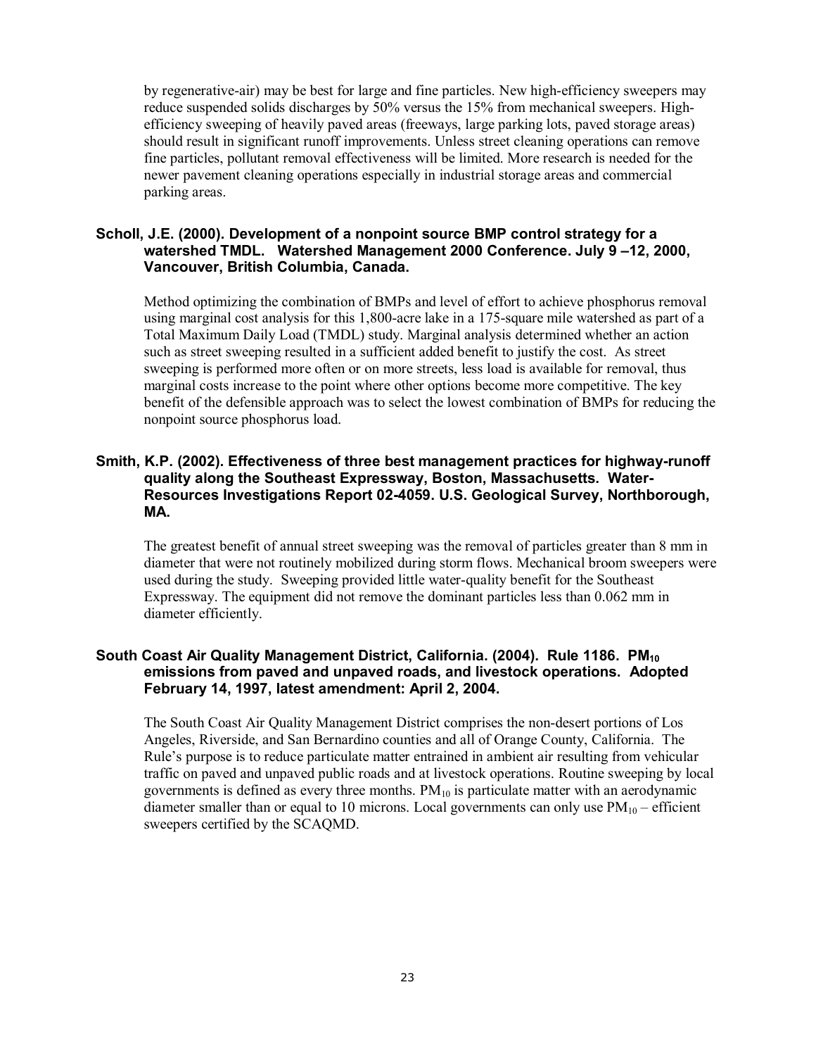by regenerative-air) may be best for large and fine particles. New high-efficiency sweepers may reduce suspended solids discharges by 50% versus the 15% from mechanical sweepers. High-efficiency sweeping of heavily paved areas (freeways, large parking lots, paved storage areas) should result in significant runoff improvements. Unless street cleaning operations can remove fine particles, pollutant removal effectiveness will be limited. More research is needed for the newer pavement cleaning operations especially in industrial storage areas and commercial parking areas.

**Scholl, J.E. (2000). Development of a nonpoint source BMP control strategy for a watershed TMDL. Watershed Management 2000 Conference. July 9 –12, 2000, Vancouver, British Columbia, Canada.**

Method optimizing the combination of BMPs and level of effort to achieve phosphorus removal using marginal cost analysis for this 1,800-acre lake in a 175-square mile watershed as part of a Total Maximum Daily Load (TMDL) study. Marginal analysis determined whether an action such as street sweeping resulted in a sufficient added benefit to justify the cost. As street sweeping is performed more often or on more streets, less load is available for removal, thus marginal costs increase to the point where other options become more competitive. The key benefit of the defensible approach was to select the lowest combination of BMPs for reducing the nonpoint source phosphorus load.

**Smith, K.P. (2002). Effectiveness of three best management practices for highway-runoff quality along the Southeast Expressway, Boston, Massachusetts. Water-Resources Investigations Report 02-4059. U.S. Geological Survey, Northborough, MA.**

The greatest benefit of annual street sweeping was the removal of particles greater than 8 mm in diameter that were not routinely mobilized during storm flows. Mechanical broom sweepers were used during the study. Sweeping provided little water-quality benefit for the Southeast Expressway. The equipment did not remove the dominant particles less than 0.062 mm in diameter efficiently.

**South Coast Air Quality Management District, California. (2004). Rule 1186. $PM_{10}$ emissions from paved and unpaved roads, and livestock operations. Adopted February 14, 1997, latest amendment: April 2, 2004.**

The South Coast Air Quality Management District comprises the non-desert portions of Los Angeles, Riverside, and San Bernardino counties and all of Orange County, California. The Rule's purpose is to reduce particulate matter entrained in ambient air resulting from vehicular traffic on paved and unpaved public roads and at livestock operations. Routine sweeping by local governments is defined as every three months. $PM_{10}$ is particulate matter with an aerodynamic diameter smaller than or equal to 10 microns. Local governments can only use $PM_{10}$ – efficient sweepers certified by the SCAQMD.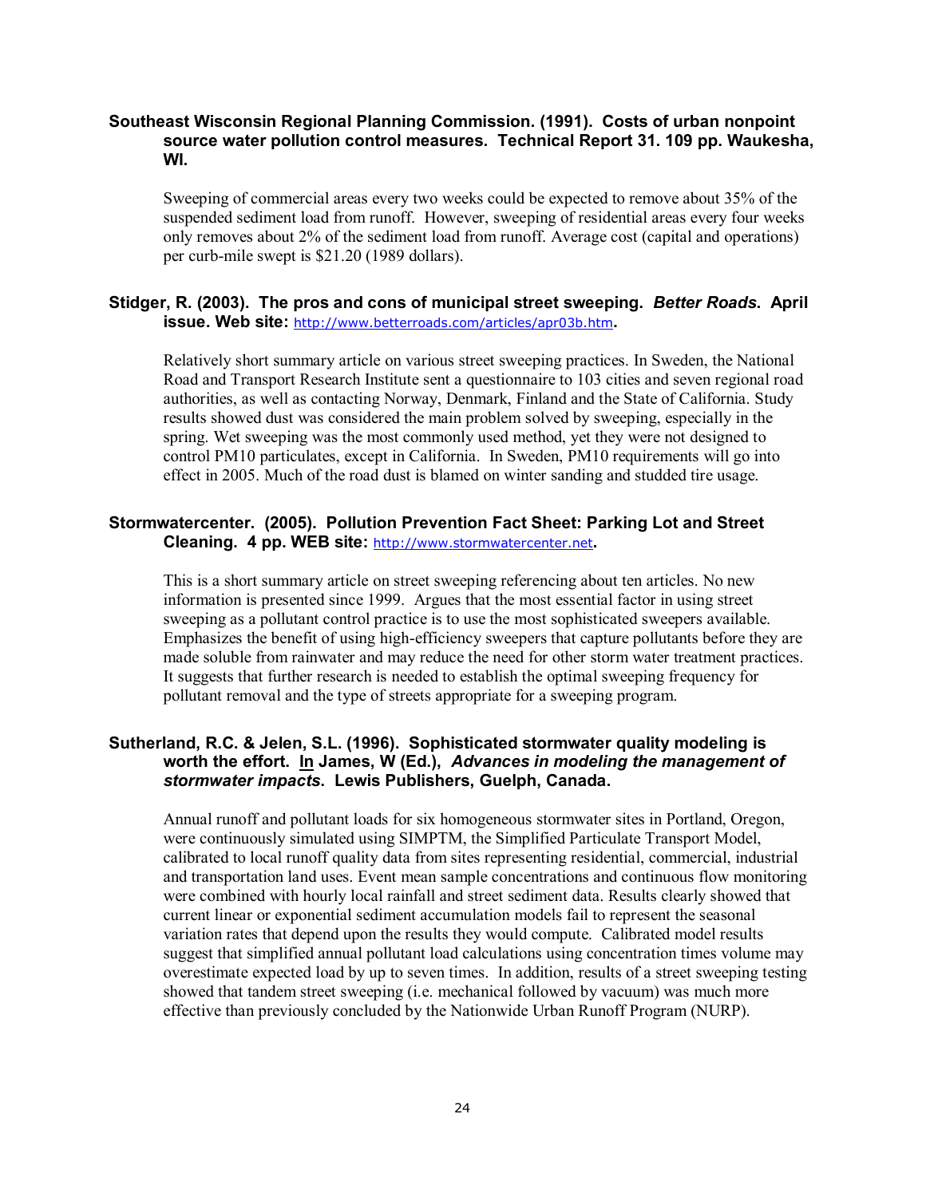**Southeast Wisconsin Regional Planning Commission. (1991). Costs of urban nonpoint source water pollution control measures. Technical Report 31. 109 pp. Waukesha, WI.**

Sweeping of commercial areas every two weeks could be expected to remove about 35% of the suspended sediment load from runoff. However, sweeping of residential areas every four weeks only removes about 2% of the sediment load from runoff. Average cost (capital and operations) per curb-mile swept is $21.20 (1989 dollars).

**Stidger, R. (2003). The pros and cons of municipal street sweeping. *Better Roads*. April issue. Web site:** http://www.betterroads.com/articles/apr03b.htm**.**

Relatively short summary article on various street sweeping practices. In Sweden, the National Road and Transport Research Institute sent a questionnaire to 103 cities and seven regional road authorities, as well as contacting Norway, Denmark, Finland and the State of California. Study results showed dust was considered the main problem solved by sweeping, especially in the spring. Wet sweeping was the most commonly used method, yet they were not designed to control PM10 particulates, except in California. In Sweden, PM10 requirements will go into effect in 2005. Much of the road dust is blamed on winter sanding and studded tire usage.

**Stormwatercenter. (2005). Pollution Prevention Fact Sheet: Parking Lot and Street Cleaning. 4 pp. WEB site:** http://www.stormwatercenter.net**.**

This is a short summary article on street sweeping referencing about ten articles. No new information is presented since 1999. Argues that the most essential factor in using street sweeping as a pollutant control practice is to use the most sophisticated sweepers available. Emphasizes the benefit of using high-efficiency sweepers that capture pollutants before they are made soluble from rainwater and may reduce the need for other storm water treatment practices. It suggests that further research is needed to establish the optimal sweeping frequency for pollutant removal and the type of streets appropriate for a sweeping program.

**Sutherland, R.C. & Jelen, S.L. (1996). Sophisticated stormwater quality modeling is worth the effort. In James, W (Ed.), *Advances in modeling the management of stormwater impacts*. Lewis Publishers, Guelph, Canada.**

Annual runoff and pollutant loads for six homogeneous stormwater sites in Portland, Oregon, were continuously simulated using SIMPTM, the Simplified Particulate Transport Model, calibrated to local runoff quality data from sites representing residential, commercial, industrial and transportation land uses. Event mean sample concentrations and continuous flow monitoring were combined with hourly local rainfall and street sediment data. Results clearly showed that current linear or exponential sediment accumulation models fail to represent the seasonal variation rates that depend upon the results they would compute. Calibrated model results suggest that simplified annual pollutant load calculations using concentration times volume may overestimate expected load by up to seven times. In addition, results of a street sweeping testing showed that tandem street sweeping (i.e. mechanical followed by vacuum) was much more effective than previously concluded by the Nationwide Urban Runoff Program (NURP).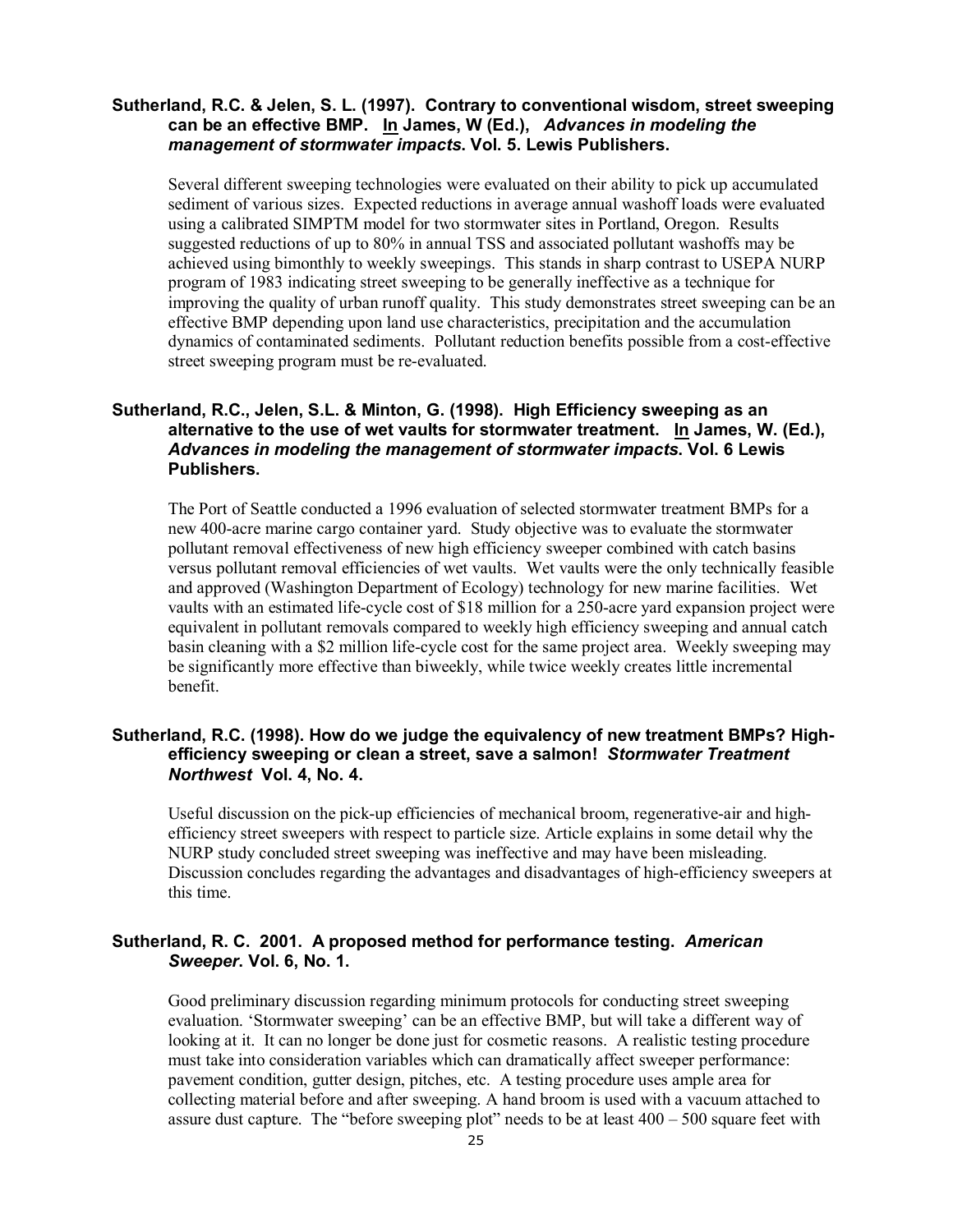**Sutherland, R.C. & Jelen, S. L. (1997). Contrary to conventional wisdom, street sweeping can be an effective BMP. <u>In</u> James, W (Ed.), *Advances in modeling the management of stormwater impacts*. Vol. 5. Lewis Publishers.**

Several different sweeping technologies were evaluated on their ability to pick up accumulated sediment of various sizes. Expected reductions in average annual washoff loads were evaluated using a calibrated SIMPTM model for two stormwater sites in Portland, Oregon. Results suggested reductions of up to 80% in annual TSS and associated pollutant washoffs may be achieved using bimonthly to weekly sweepings. This stands in sharp contrast to USEPA NURP program of 1983 indicating street sweeping to be generally ineffective as a technique for improving the quality of urban runoff quality. This study demonstrates street sweeping can be an effective BMP depending upon land use characteristics, precipitation and the accumulation dynamics of contaminated sediments. Pollutant reduction benefits possible from a cost-effective street sweeping program must be re-evaluated.

**Sutherland, R.C., Jelen, S.L. & Minton, G. (1998). High Efficiency sweeping as an alternative to the use of wet vaults for stormwater treatment. <u>In</u> James, W. (Ed.), *Advances in modeling the management of stormwater impacts*. Vol. 6 Lewis Publishers.**

The Port of Seattle conducted a 1996 evaluation of selected stormwater treatment BMPs for a new 400-acre marine cargo container yard. Study objective was to evaluate the stormwater pollutant removal effectiveness of new high efficiency sweeper combined with catch basins versus pollutant removal efficiencies of wet vaults. Wet vaults were the only technically feasible and approved (Washington Department of Ecology) technology for new marine facilities. Wet vaults with an estimated life-cycle cost of $18 million for a 250-acre yard expansion project were equivalent in pollutant removals compared to weekly high efficiency sweeping and annual catch basin cleaning with a $2 million life-cycle cost for the same project area. Weekly sweeping may be significantly more effective than biweekly, while twice weekly creates little incremental benefit.

**Sutherland, R.C. (1998). How do we judge the equivalency of new treatment BMPs? High-efficiency sweeping or clean a street, save a salmon! *Stormwater Treatment Northwest* Vol. 4, No. 4.**

Useful discussion on the pick-up efficiencies of mechanical broom, regenerative-air and high-efficiency street sweepers with respect to particle size. Article explains in some detail why the NURP study concluded street sweeping was ineffective and may have been misleading. Discussion concludes regarding the advantages and disadvantages of high-efficiency sweepers at this time.

**Sutherland, R. C. 2001. A proposed method for performance testing. *American Sweeper*. Vol. 6, No. 1.**

Good preliminary discussion regarding minimum protocols for conducting street sweeping evaluation. 'Stormwater sweeping' can be an effective BMP, but will take a different way of looking at it. It can no longer be done just for cosmetic reasons. A realistic testing procedure must take into consideration variables which can dramatically affect sweeper performance: pavement condition, gutter design, pitches, etc. A testing procedure uses ample area for collecting material before and after sweeping. A hand broom is used with a vacuum attached to assure dust capture. The "before sweeping plot" needs to be at least 400 – 500 square feet with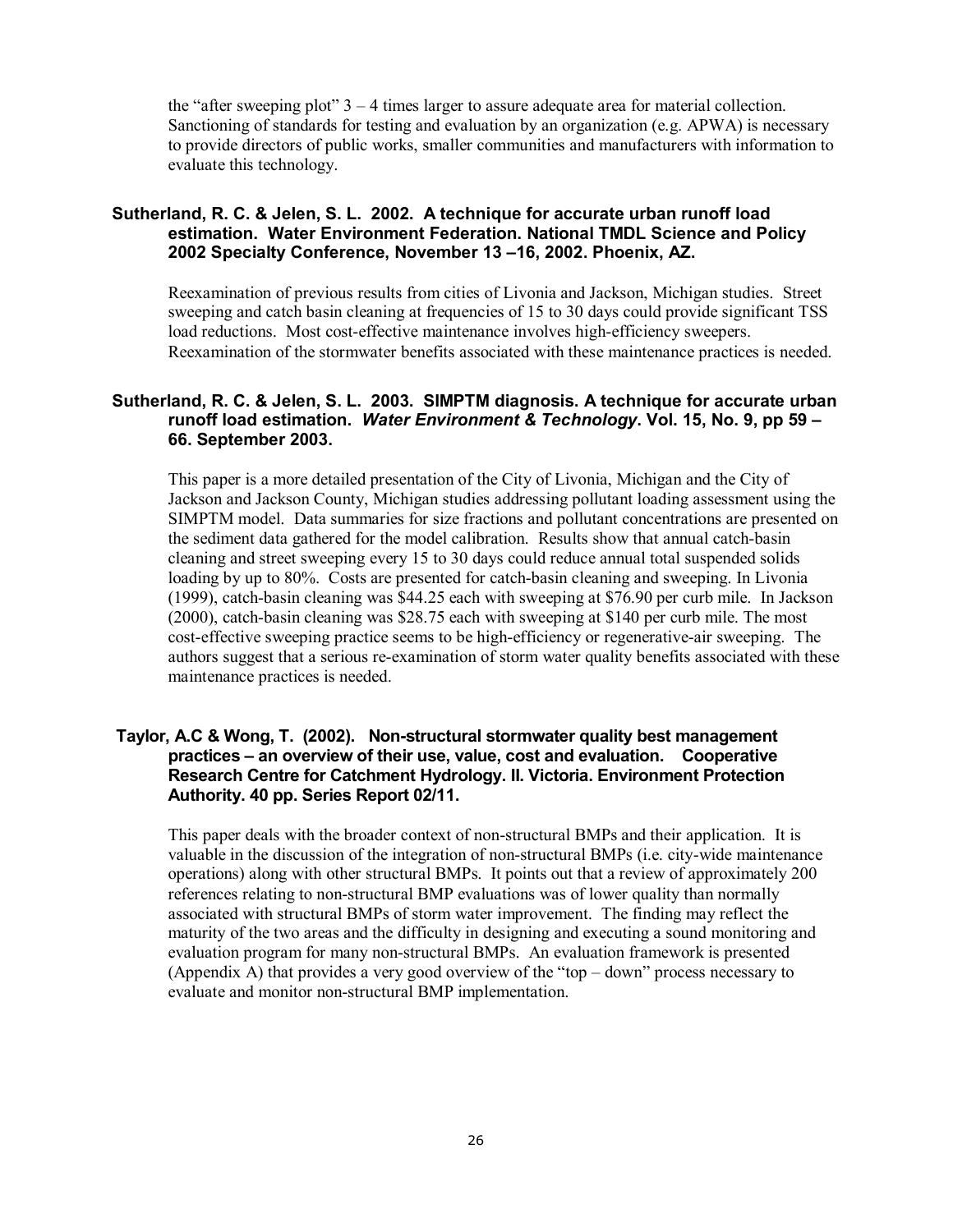the "after sweeping plot" 3 – 4 times larger to assure adequate area for material collection. Sanctioning of standards for testing and evaluation by an organization (e.g. APWA) is necessary to provide directors of public works, smaller communities and manufacturers with information to evaluate this technology.

**Sutherland, R. C. & Jelen, S. L. 2002. A technique for accurate urban runoff load estimation. Water Environment Federation. National TMDL Science and Policy 2002 Specialty Conference, November 13 –16, 2002. Phoenix, AZ.**

Reexamination of previous results from cities of Livonia and Jackson, Michigan studies. Street sweeping and catch basin cleaning at frequencies of 15 to 30 days could provide significant TSS load reductions. Most cost-effective maintenance involves high-efficiency sweepers. Reexamination of the stormwater benefits associated with these maintenance practices is needed.

**Sutherland, R. C. & Jelen, S. L. 2003. SIMPTM diagnosis. A technique for accurate urban runoff load estimation. *Water Environment & Technology*. Vol. 15, No. 9, pp 59 – 66. September 2003.**

This paper is a more detailed presentation of the City of Livonia, Michigan and the City of Jackson and Jackson County, Michigan studies addressing pollutant loading assessment using the SIMPTM model. Data summaries for size fractions and pollutant concentrations are presented on the sediment data gathered for the model calibration. Results show that annual catch-basin cleaning and street sweeping every 15 to 30 days could reduce annual total suspended solids loading by up to 80%. Costs are presented for catch-basin cleaning and sweeping. In Livonia (1999), catch-basin cleaning was $44.25 each with sweeping at $76.90 per curb mile. In Jackson (2000), catch-basin cleaning was $28.75 each with sweeping at $140 per curb mile. The most cost-effective sweeping practice seems to be high-efficiency or regenerative-air sweeping. The authors suggest that a serious re-examination of storm water quality benefits associated with these maintenance practices is needed.

**Taylor, A.C & Wong, T. (2002). Non-structural stormwater quality best management practices – an overview of their use, value, cost and evaluation. Cooperative Research Centre for Catchment Hydrology. II. Victoria. Environment Protection Authority. 40 pp. Series Report 02/11.**

This paper deals with the broader context of non-structural BMPs and their application. It is valuable in the discussion of the integration of non-structural BMPs (i.e. city-wide maintenance operations) along with other structural BMPs. It points out that a review of approximately 200 references relating to non-structural BMP evaluations was of lower quality than normally associated with structural BMPs of storm water improvement. The finding may reflect the maturity of the two areas and the difficulty in designing and executing a sound monitoring and evaluation program for many non-structural BMPs. An evaluation framework is presented (Appendix A) that provides a very good overview of the "top – down" process necessary to evaluate and monitor non-structural BMP implementation.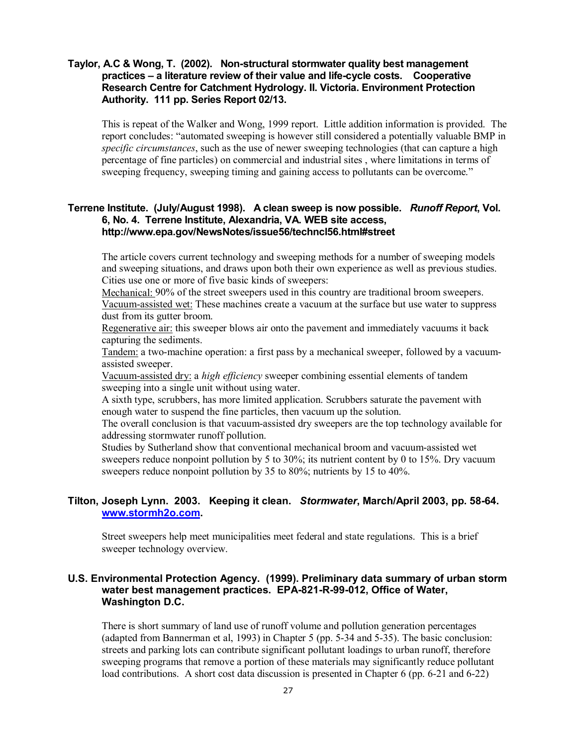**Taylor, A.C & Wong, T. (2002). Non-structural stormwater quality best management practices – a literature review of their value and life-cycle costs. Cooperative Research Centre for Catchment Hydrology. II. Victoria. Environment Protection Authority. 111 pp. Series Report 02/13.**

This is repeat of the Walker and Wong, 1999 report. Little addition information is provided. The report concludes: "automated sweeping is however still considered a potentially valuable BMP in *specific circumstances*, such as the use of newer sweeping technologies (that can capture a high percentage of fine particles) on commercial and industrial sites , where limitations in terms of sweeping frequency, sweeping timing and gaining access to pollutants can be overcome."

**Terrene Institute. (July/August 1998). A clean sweep is now possible. *Runoff Report*, Vol. 6, No. 4. Terrene Institute, Alexandria, VA. WEB site access, http://www.epa.gov/NewsNotes/issue56/techncl56.html#street**

The article covers current technology and sweeping methods for a number of sweeping models and sweeping situations, and draws upon both their own experience as well as previous studies. Cities use one or more of five basic kinds of sweepers:

Mechanical: 90% of the street sweepers used in this country are traditional broom sweepers.

Vacuum-assisted wet: These machines create a vacuum at the surface but use water to suppress dust from its gutter broom.

Regenerative air: this sweeper blows air onto the pavement and immediately vacuums it back capturing the sediments.

Tandem: a two-machine operation: a first pass by a mechanical sweeper, followed by a vacuum-assisted sweeper.

Vacuum-assisted dry: a *high efficiency* sweeper combining essential elements of tandem sweeping into a single unit without using water.

A sixth type, scrubbers, has more limited application. Scrubbers saturate the pavement with enough water to suspend the fine particles, then vacuum up the solution.

The overall conclusion is that vacuum-assisted dry sweepers are the top technology available for addressing stormwater runoff pollution.

Studies by Sutherland show that conventional mechanical broom and vacuum-assisted wet sweepers reduce nonpoint pollution by 5 to 30%; its nutrient content by 0 to 15%. Dry vacuum sweepers reduce nonpoint pollution by 35 to 80%; nutrients by 15 to 40%.

**Tilton, Joseph Lynn. 2003. Keeping it clean. *Stormwater*, March/April 2003, pp. 58-64. www.stormh2o.com.**

Street sweepers help meet municipalities meet federal and state regulations. This is a brief sweeper technology overview.

**U.S. Environmental Protection Agency. (1999). Preliminary data summary of urban storm water best management practices. EPA-821-R-99-012, Office of Water, Washington D.C.**

There is short summary of land use of runoff volume and pollution generation percentages (adapted from Bannerman et al, 1993) in Chapter 5 (pp. 5-34 and 5-35). The basic conclusion: streets and parking lots can contribute significant pollutant loadings to urban runoff, therefore sweeping programs that remove a portion of these materials may significantly reduce pollutant load contributions. A short cost data discussion is presented in Chapter 6 (pp. 6-21 and 6-22)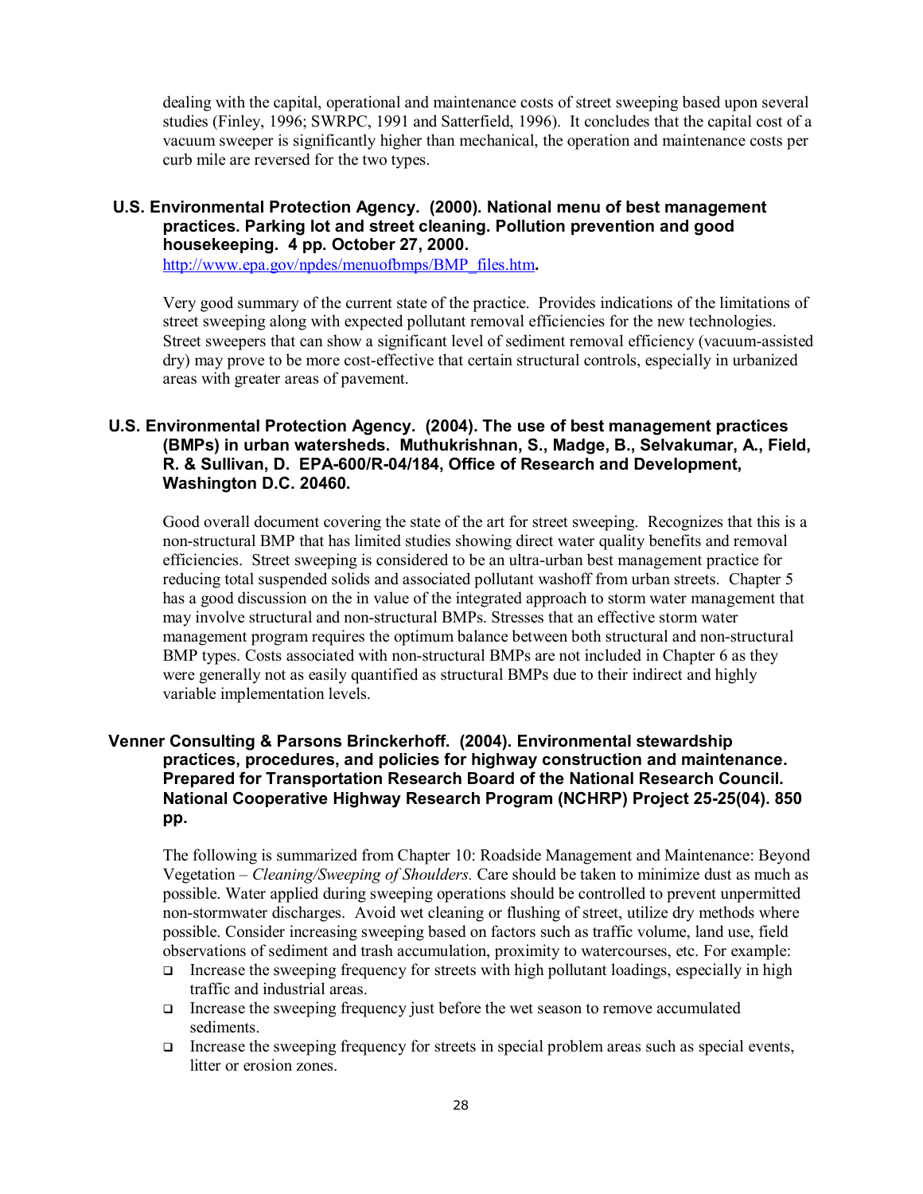dealing with the capital, operational and maintenance costs of street sweeping based upon several studies (Finley, 1996; SWRPC, 1991 and Satterfield, 1996). It concludes that the capital cost of a vacuum sweeper is significantly higher than mechanical, the operation and maintenance costs per curb mile are reversed for the two types.

**U.S. Environmental Protection Agency. (2000). National menu of best management practices. Parking lot and street cleaning. Pollution prevention and good housekeeping. 4 pp. October 27, 2000.**
http://www.epa.gov/npdes/menuofbmps/BMP_files.htm.

Very good summary of the current state of the practice. Provides indications of the limitations of street sweeping along with expected pollutant removal efficiencies for the new technologies. Street sweepers that can show a significant level of sediment removal efficiency (vacuum-assisted dry) may prove to be more cost-effective that certain structural controls, especially in urbanized areas with greater areas of pavement.

**U.S. Environmental Protection Agency. (2004). The use of best management practices (BMPs) in urban watersheds. Muthukrishnan, S., Madge, B., Selvakumar, A., Field, R. & Sullivan, D. EPA-600/R-04/184, Office of Research and Development, Washington D.C. 20460.**

Good overall document covering the state of the art for street sweeping. Recognizes that this is a non-structural BMP that has limited studies showing direct water quality benefits and removal efficiencies. Street sweeping is considered to be an ultra-urban best management practice for reducing total suspended solids and associated pollutant washoff from urban streets. Chapter 5 has a good discussion on the in value of the integrated approach to storm water management that may involve structural and non-structural BMPs. Stresses that an effective storm water management program requires the optimum balance between both structural and non-structural BMP types. Costs associated with non-structural BMPs are not included in Chapter 6 as they were generally not as easily quantified as structural BMPs due to their indirect and highly variable implementation levels.

**Venner Consulting & Parsons Brinckerhoff. (2004). Environmental stewardship practices, procedures, and policies for highway construction and maintenance. Prepared for Transportation Research Board of the National Research Council. National Cooperative Highway Research Program (NCHRP) Project 25-25(04). 850 pp.**

The following is summarized from Chapter 10: Roadside Management and Maintenance: Beyond Vegetation – *Cleaning/Sweeping of Shoulders.* Care should be taken to minimize dust as much as possible. Water applied during sweeping operations should be controlled to prevent unpermitted non-stormwater discharges. Avoid wet cleaning or flushing of street, utilize dry methods where possible. Consider increasing sweeping based on factors such as traffic volume, land use, field observations of sediment and trash accumulation, proximity to watercourses, etc. For example:

- Increase the sweeping frequency for streets with high pollutant loadings, especially in high traffic and industrial areas.
- Increase the sweeping frequency just before the wet season to remove accumulated sediments.
- Increase the sweeping frequency for streets in special problem areas such as special events, litter or erosion zones.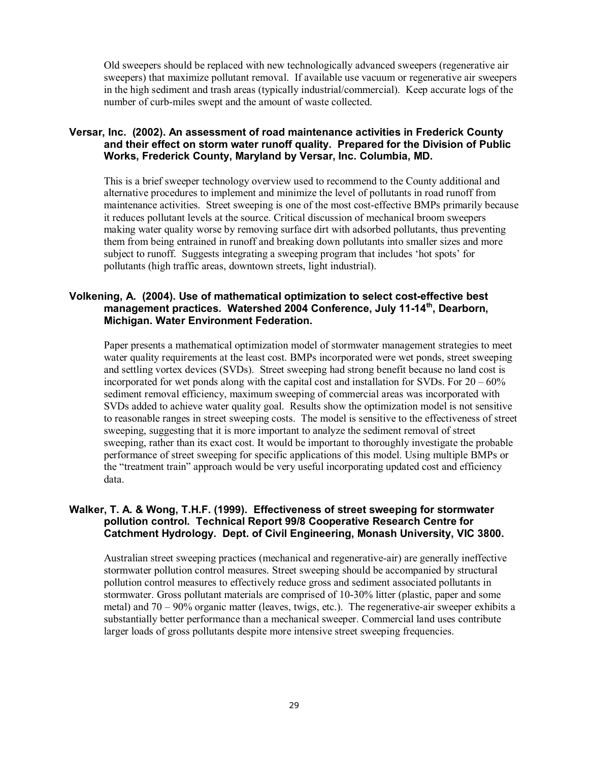Old sweepers should be replaced with new technologically advanced sweepers (regenerative air sweepers) that maximize pollutant removal. If available use vacuum or regenerative air sweepers in the high sediment and trash areas (typically industrial/commercial). Keep accurate logs of the number of curb-miles swept and the amount of waste collected.

**Versar, Inc. (2002). An assessment of road maintenance activities in Frederick County and their effect on storm water runoff quality. Prepared for the Division of Public Works, Frederick County, Maryland by Versar, Inc. Columbia, MD.**

This is a brief sweeper technology overview used to recommend to the County additional and alternative procedures to implement and minimize the level of pollutants in road runoff from maintenance activities. Street sweeping is one of the most cost-effective BMPs primarily because it reduces pollutant levels at the source. Critical discussion of mechanical broom sweepers making water quality worse by removing surface dirt with adsorbed pollutants, thus preventing them from being entrained in runoff and breaking down pollutants into smaller sizes and more subject to runoff. Suggests integrating a sweeping program that includes 'hot spots' for pollutants (high traffic areas, downtown streets, light industrial).

**Volkening, A. (2004). Use of mathematical optimization to select cost-effective best management practices. Watershed 2004 Conference, July 11-14th, Dearborn, Michigan. Water Environment Federation.**

Paper presents a mathematical optimization model of stormwater management strategies to meet water quality requirements at the least cost. BMPs incorporated were wet ponds, street sweeping and settling vortex devices (SVDs). Street sweeping had strong benefit because no land cost is incorporated for wet ponds along with the capital cost and installation for SVDs. For 20 – 60% sediment removal efficiency, maximum sweeping of commercial areas was incorporated with SVDs added to achieve water quality goal. Results show the optimization model is not sensitive to reasonable ranges in street sweeping costs. The model is sensitive to the effectiveness of street sweeping, suggesting that it is more important to analyze the sediment removal of street sweeping, rather than its exact cost. It would be important to thoroughly investigate the probable performance of street sweeping for specific applications of this model. Using multiple BMPs or the "treatment train" approach would be very useful incorporating updated cost and efficiency data.

**Walker, T. A. & Wong, T.H.F. (1999). Effectiveness of street sweeping for stormwater pollution control. Technical Report 99/8 Cooperative Research Centre for Catchment Hydrology. Dept. of Civil Engineering, Monash University, VIC 3800.**

Australian street sweeping practices (mechanical and regenerative-air) are generally ineffective stormwater pollution control measures. Street sweeping should be accompanied by structural pollution control measures to effectively reduce gross and sediment associated pollutants in stormwater. Gross pollutant materials are comprised of 10-30% litter (plastic, paper and some metal) and 70 – 90% organic matter (leaves, twigs, etc.). The regenerative-air sweeper exhibits a substantially better performance than a mechanical sweeper. Commercial land uses contribute larger loads of gross pollutants despite more intensive street sweeping frequencies.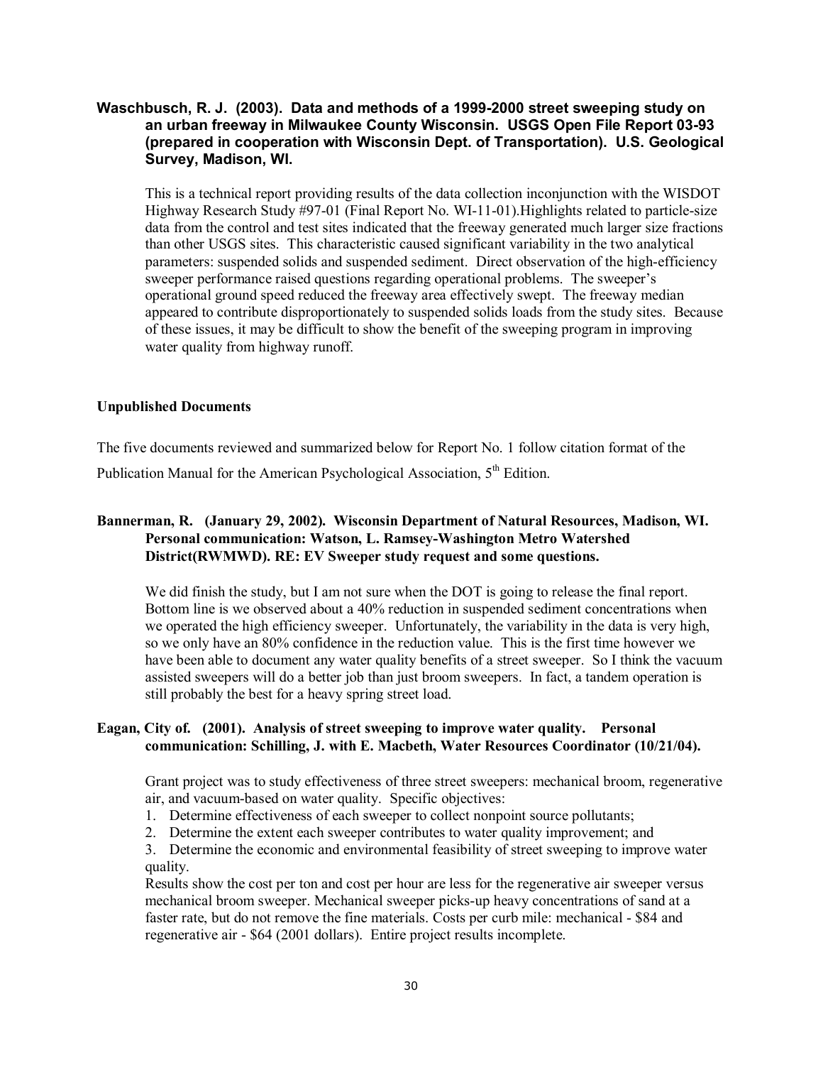**Waschbusch, R. J. (2003). Data and methods of a 1999-2000 street sweeping study on an urban freeway in Milwaukee County Wisconsin. USGS Open File Report 03-93 (prepared in cooperation with Wisconsin Dept. of Transportation). U.S. Geological Survey, Madison, WI.**

This is a technical report providing results of the data collection inconjunction with the WISDOT Highway Research Study #97-01 (Final Report No. WI-11-01).Highlights related to particle-size data from the control and test sites indicated that the freeway generated much larger size fractions than other USGS sites. This characteristic caused significant variability in the two analytical parameters: suspended solids and suspended sediment. Direct observation of the high-efficiency sweeper performance raised questions regarding operational problems. The sweeper's operational ground speed reduced the freeway area effectively swept. The freeway median appeared to contribute disproportionately to suspended solids loads from the study sites. Because of these issues, it may be difficult to show the benefit of the sweeping program in improving water quality from highway runoff.

**Unpublished Documents**

The five documents reviewed and summarized below for Report No. 1 follow citation format of the Publication Manual for the American Psychological Association, 5th Edition.

**Bannerman, R. (January 29, 2002). Wisconsin Department of Natural Resources, Madison, WI. Personal communication: Watson, L. Ramsey-Washington Metro Watershed District(RWMWD). RE: EV Sweeper study request and some questions.**

We did finish the study, but I am not sure when the DOT is going to release the final report. Bottom line is we observed about a 40% reduction in suspended sediment concentrations when we operated the high efficiency sweeper. Unfortunately, the variability in the data is very high, so we only have an 80% confidence in the reduction value. This is the first time however we have been able to document any water quality benefits of a street sweeper. So I think the vacuum assisted sweepers will do a better job than just broom sweepers. In fact, a tandem operation is still probably the best for a heavy spring street load.

**Eagan, City of. (2001). Analysis of street sweeping to improve water quality. Personal communication: Schilling, J. with E. Macbeth, Water Resources Coordinator (10/21/04).**

Grant project was to study effectiveness of three street sweepers: mechanical broom, regenerative air, and vacuum-based on water quality. Specific objectives:

1. Determine effectiveness of each sweeper to collect nonpoint source pollutants;
2. Determine the extent each sweeper contributes to water quality improvement; and
3. Determine the economic and environmental feasibility of street sweeping to improve water quality.

Results show the cost per ton and cost per hour are less for the regenerative air sweeper versus mechanical broom sweeper. Mechanical sweeper picks-up heavy concentrations of sand at a faster rate, but do not remove the fine materials. Costs per curb mile: mechanical - $84 and regenerative air - $64 (2001 dollars). Entire project results incomplete.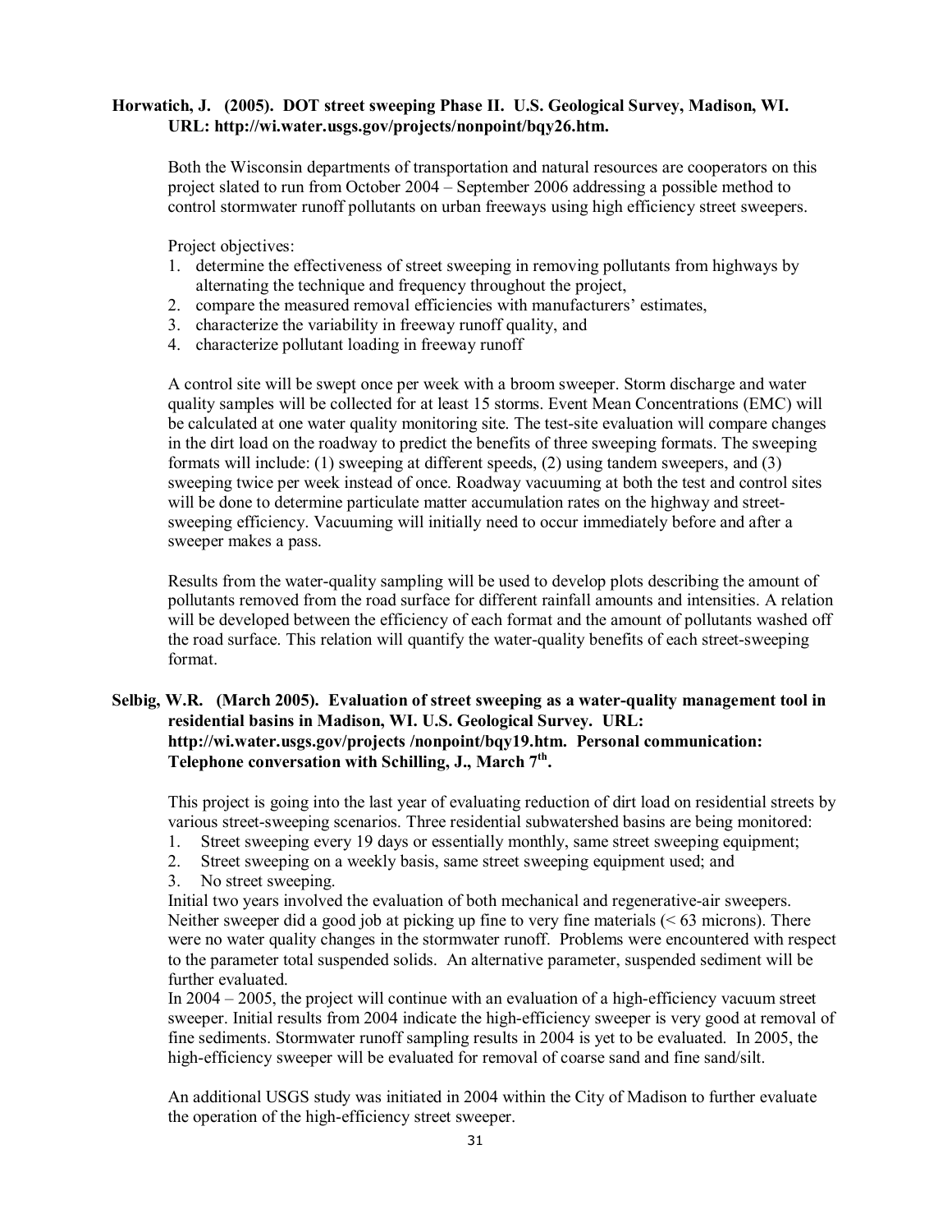**Horwatich, J. (2005). DOT street sweeping Phase II. U.S. Geological Survey, Madison, WI. URL: http://wi.water.usgs.gov/projects/nonpoint/bqy26.htm.**

Both the Wisconsin departments of transportation and natural resources are cooperators on this project slated to run from October 2004 – September 2006 addressing a possible method to control stormwater runoff pollutants on urban freeways using high efficiency street sweepers.

Project objectives:

1. determine the effectiveness of street sweeping in removing pollutants from highways by alternating the technique and frequency throughout the project,
2. compare the measured removal efficiencies with manufacturers' estimates,
3. characterize the variability in freeway runoff quality, and
4. characterize pollutant loading in freeway runoff

A control site will be swept once per week with a broom sweeper. Storm discharge and water quality samples will be collected for at least 15 storms. Event Mean Concentrations (EMC) will be calculated at one water quality monitoring site. The test-site evaluation will compare changes in the dirt load on the roadway to predict the benefits of three sweeping formats. The sweeping formats will include: (1) sweeping at different speeds, (2) using tandem sweepers, and (3) sweeping twice per week instead of once. Roadway vacuuming at both the test and control sites will be done to determine particulate matter accumulation rates on the highway and street-sweeping efficiency. Vacuuming will initially need to occur immediately before and after a sweeper makes a pass.

Results from the water-quality sampling will be used to develop plots describing the amount of pollutants removed from the road surface for different rainfall amounts and intensities. A relation will be developed between the efficiency of each format and the amount of pollutants washed off the road surface. This relation will quantify the water-quality benefits of each street-sweeping format.

**Selbig, W.R. (March 2005). Evaluation of street sweeping as a water-quality management tool in residential basins in Madison, WI. U.S. Geological Survey. URL: http://wi.water.usgs.gov/projects /nonpoint/bqy19.htm. Personal communication: Telephone conversation with Schilling, J., March 7th.**

This project is going into the last year of evaluating reduction of dirt load on residential streets by various street-sweeping scenarios. Three residential subwatershed basins are being monitored:

1. Street sweeping every 19 days or essentially monthly, same street sweeping equipment;
2. Street sweeping on a weekly basis, same street sweeping equipment used; and
3. No street sweeping.

Initial two years involved the evaluation of both mechanical and regenerative-air sweepers. Neither sweeper did a good job at picking up fine to very fine materials (< 63 microns). There were no water quality changes in the stormwater runoff. Problems were encountered with respect to the parameter total suspended solids. An alternative parameter, suspended sediment will be further evaluated.

In 2004 – 2005, the project will continue with an evaluation of a high-efficiency vacuum street sweeper. Initial results from 2004 indicate the high-efficiency sweeper is very good at removal of fine sediments. Stormwater runoff sampling results in 2004 is yet to be evaluated. In 2005, the high-efficiency sweeper will be evaluated for removal of coarse sand and fine sand/silt.

An additional USGS study was initiated in 2004 within the City of Madison to further evaluate the operation of the high-efficiency street sweeper.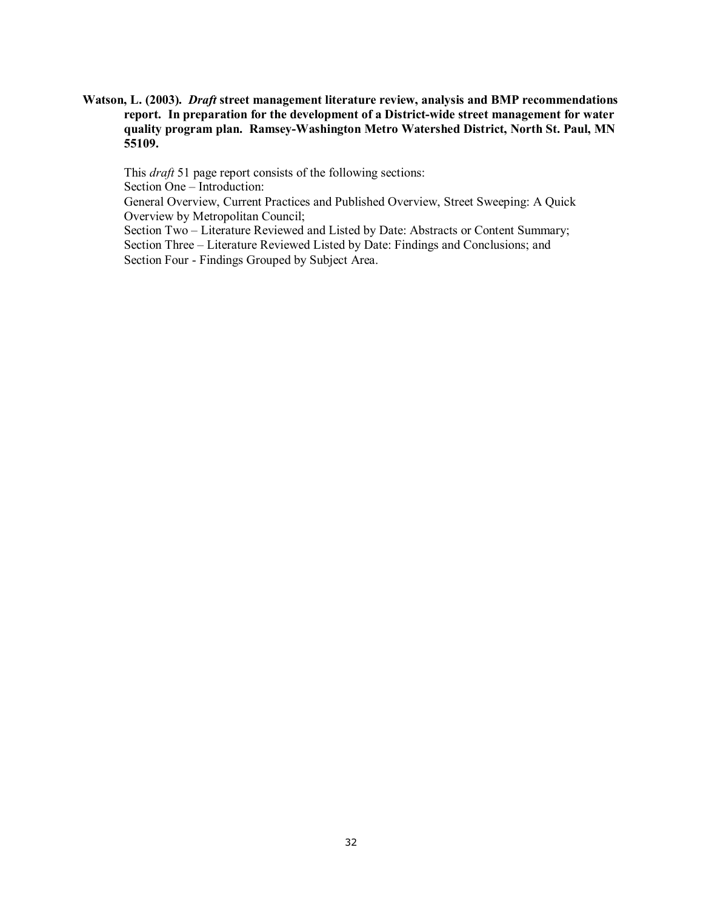**Watson, L. (2003).** ***Draft*** **street management literature review, analysis and BMP recommendations report. In preparation for the development of a District-wide street management for water quality program plan. Ramsey-Washington Metro Watershed District, North St. Paul, MN 55109.**

This *draft* 51 page report consists of the following sections:
Section One – Introduction:
General Overview, Current Practices and Published Overview, Street Sweeping: A Quick Overview by Metropolitan Council;
Section Two – Literature Reviewed and Listed by Date: Abstracts or Content Summary;
Section Three – Literature Reviewed Listed by Date: Findings and Conclusions; and
Section Four - Findings Grouped by Subject Area.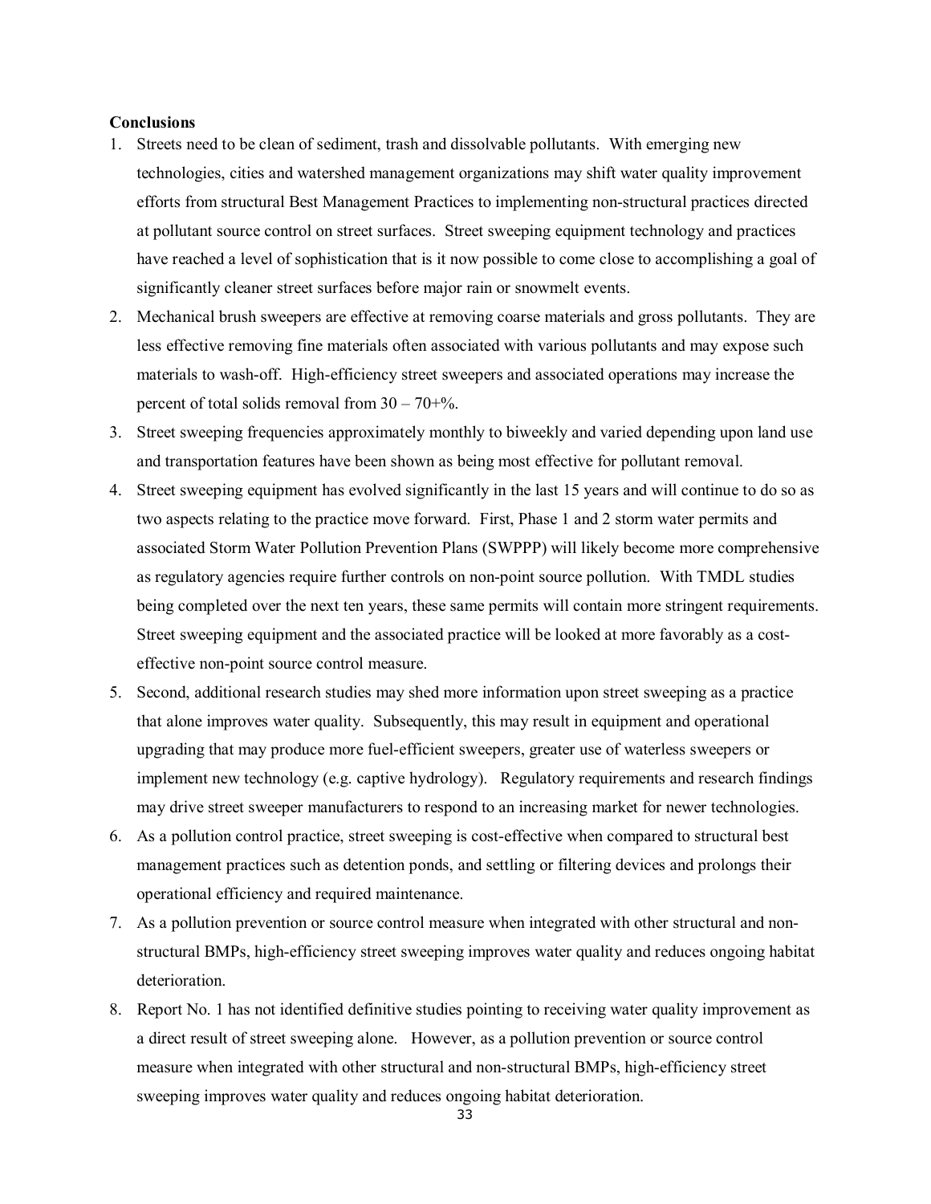**Conclusions**

1. Streets need to be clean of sediment, trash and dissolvable pollutants. With emerging new technologies, cities and watershed management organizations may shift water quality improvement efforts from structural Best Management Practices to implementing non-structural practices directed at pollutant source control on street surfaces. Street sweeping equipment technology and practices have reached a level of sophistication that is it now possible to come close to accomplishing a goal of significantly cleaner street surfaces before major rain or snowmelt events.
2. Mechanical brush sweepers are effective at removing coarse materials and gross pollutants. They are less effective removing fine materials often associated with various pollutants and may expose such materials to wash-off. High-efficiency street sweepers and associated operations may increase the percent of total solids removal from 30 – 70+%.
3. Street sweeping frequencies approximately monthly to biweekly and varied depending upon land use and transportation features have been shown as being most effective for pollutant removal.
4. Street sweeping equipment has evolved significantly in the last 15 years and will continue to do so as two aspects relating to the practice move forward. First, Phase 1 and 2 storm water permits and associated Storm Water Pollution Prevention Plans (SWPPP) will likely become more comprehensive as regulatory agencies require further controls on non-point source pollution. With TMDL studies being completed over the next ten years, these same permits will contain more stringent requirements. Street sweeping equipment and the associated practice will be looked at more favorably as a cost-effective non-point source control measure.
5. Second, additional research studies may shed more information upon street sweeping as a practice that alone improves water quality. Subsequently, this may result in equipment and operational upgrading that may produce more fuel-efficient sweepers, greater use of waterless sweepers or implement new technology (e.g. captive hydrology). Regulatory requirements and research findings may drive street sweeper manufacturers to respond to an increasing market for newer technologies.
6. As a pollution control practice, street sweeping is cost-effective when compared to structural best management practices such as detention ponds, and settling or filtering devices and prolongs their operational efficiency and required maintenance.
7. As a pollution prevention or source control measure when integrated with other structural and non-structural BMPs, high-efficiency street sweeping improves water quality and reduces ongoing habitat deterioration.
8. Report No. 1 has not identified definitive studies pointing to receiving water quality improvement as a direct result of street sweeping alone. However, as a pollution prevention or source control measure when integrated with other structural and non-structural BMPs, high-efficiency street sweeping improves water quality and reduces ongoing habitat deterioration.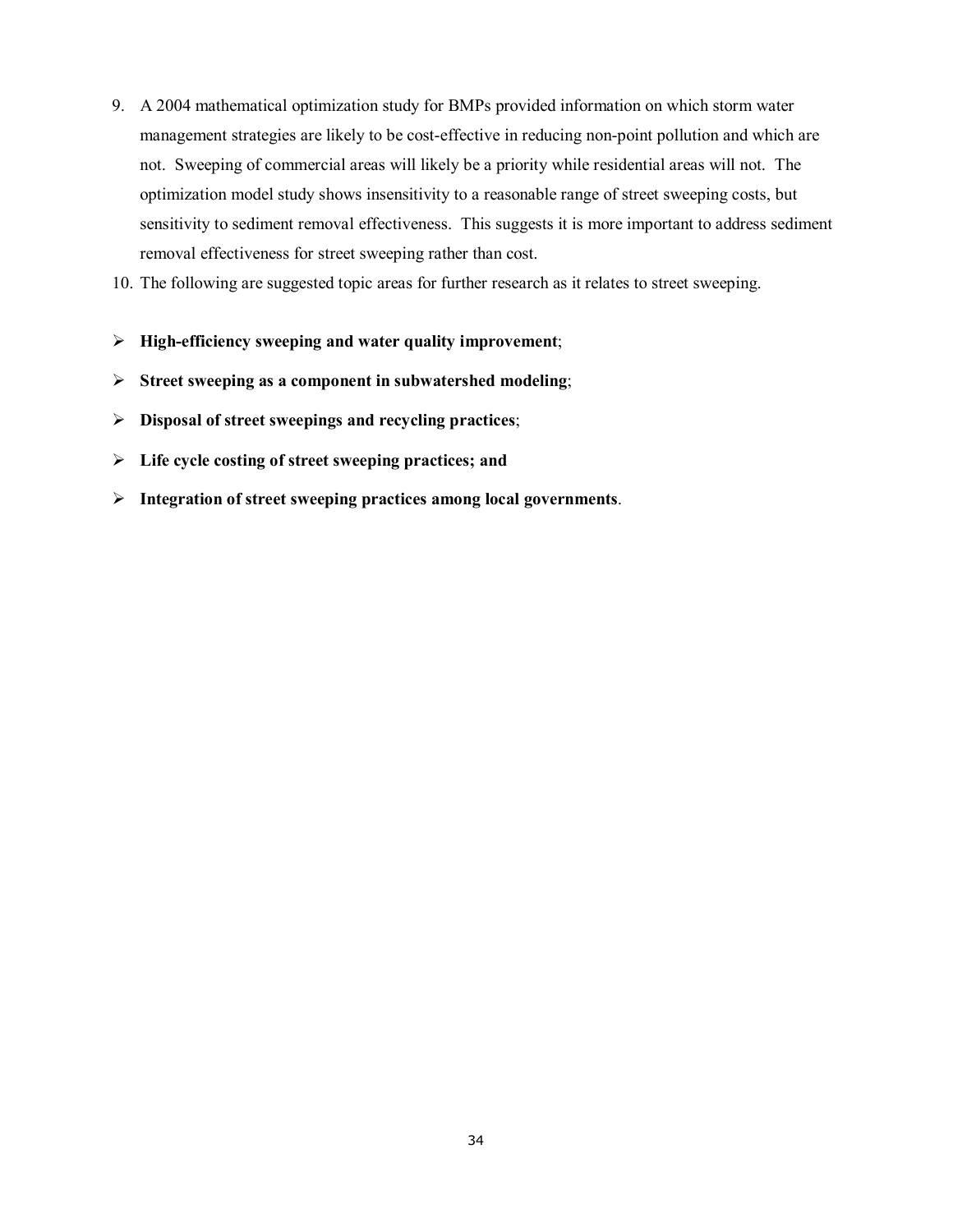9. A 2004 mathematical optimization study for BMPs provided information on which storm water management strategies are likely to be cost-effective in reducing non-point pollution and which are not. Sweeping of commercial areas will likely be a priority while residential areas will not. The optimization model study shows insensitivity to a reasonable range of street sweeping costs, but sensitivity to sediment removal effectiveness. This suggests it is more important to address sediment removal effectiveness for street sweeping rather than cost.
10. The following are suggested topic areas for further research as it relates to street sweeping.

- **High-efficiency sweeping and water quality improvement**;
- **Street sweeping as a component in subwatershed modeling**;
- **Disposal of street sweepings and recycling practices**;
- **Life cycle costing of street sweeping practices; and**
- **Integration of street sweeping practices among local governments**.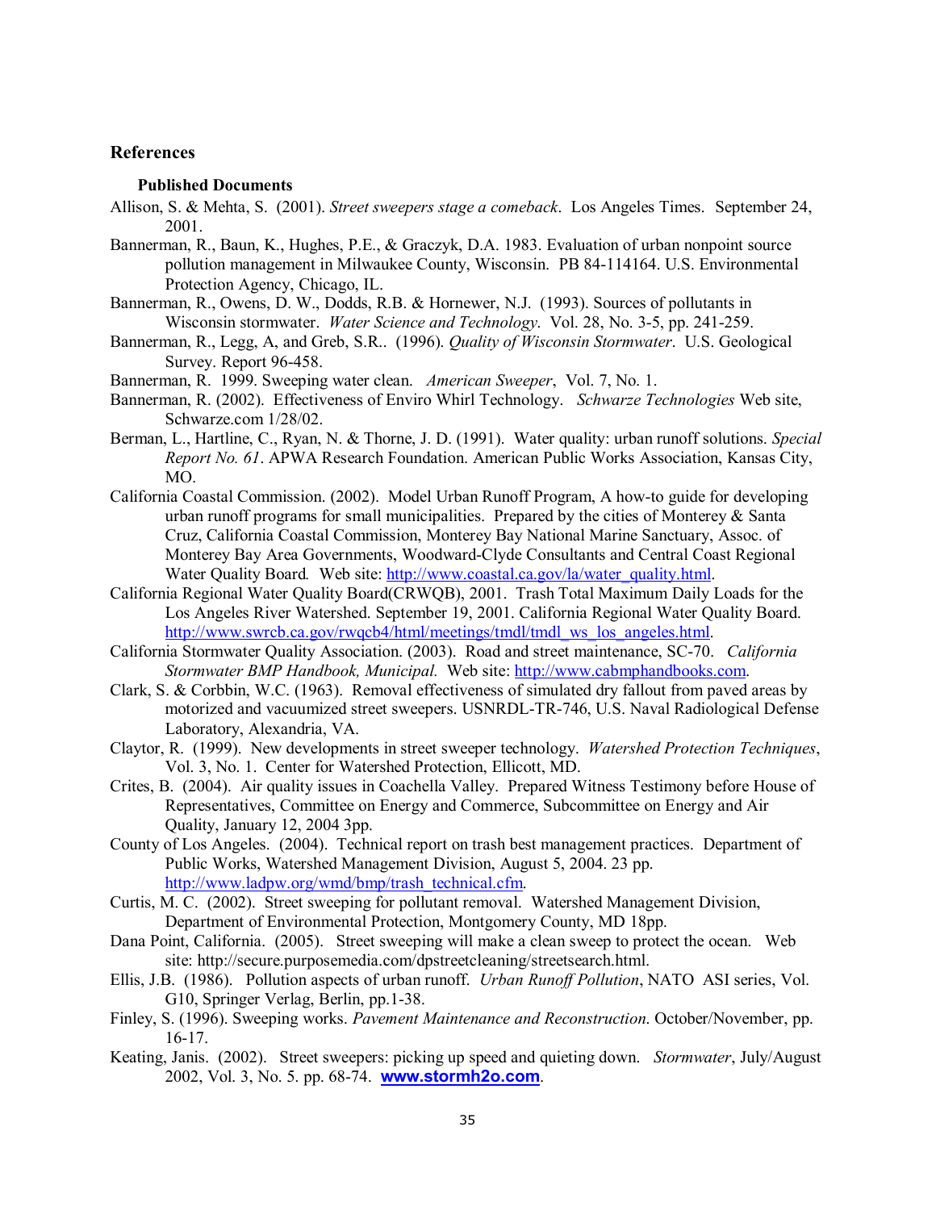## References

### Published Documents

Allison, S. & Mehta, S. (2001). *Street sweepers stage a comeback*. Los Angeles Times. September 24, 2001.

Bannerman, R., Baun, K., Hughes, P.E., & Graczyk, D.A. 1983. Evaluation of urban nonpoint source pollution management in Milwaukee County, Wisconsin. PB 84-114164. U.S. Environmental Protection Agency, Chicago, IL.

Bannerman, R., Owens, D. W., Dodds, R.B. & Hornewer, N.J. (1993). Sources of pollutants in Wisconsin stormwater. *Water Science and Technology*. Vol. 28, No. 3-5, pp. 241-259.

Bannerman, R., Legg, A, and Greb, S.R.. (1996). *Quality of Wisconsin Stormwater*. U.S. Geological Survey. Report 96-458.

Bannerman, R. 1999. Sweeping water clean. *American Sweeper*, Vol. 7, No. 1.

Bannerman, R. (2002). Effectiveness of Enviro Whirl Technology. *Schwarze Technologies* Web site, Schwarze.com 1/28/02.

Berman, L., Hartline, C., Ryan, N. & Thorne, J. D. (1991). Water quality: urban runoff solutions. *Special Report No. 61*. APWA Research Foundation. American Public Works Association, Kansas City, MO.

California Coastal Commission. (2002). Model Urban Runoff Program, A how-to guide for developing urban runoff programs for small municipalities. Prepared by the cities of Monterey & Santa Cruz, California Coastal Commission, Monterey Bay National Marine Sanctuary, Assoc. of Monterey Bay Area Governments, Woodward-Clyde Consultants and Central Coast Regional Water Quality Board. Web site: [http://www.coastal.ca.gov/la/water_quality.html](http://www.coastal.ca.gov/la/water_quality.html).

California Regional Water Quality Board(CRWQB), 2001. Trash Total Maximum Daily Loads for the Los Angeles River Watershed. September 19, 2001. California Regional Water Quality Board. [http://www.swrcb.ca.gov/rwqcb4/html/meetings/tmdl/tmdl_ws_los_angeles.html](http://www.swrcb.ca.gov/rwqcb4/html/meetings/tmdl/tmdl_ws_los_angeles.html).

California Stormwater Quality Association. (2003). Road and street maintenance, SC-70. *California Stormwater BMP Handbook, Municipal.* Web site: [http://www.cabmphandbooks.com](http://www.cabmphandbooks.com).

Clark, S. & Corbbin, W.C. (1963). Removal effectiveness of simulated dry fallout from paved areas by motorized and vacuumized street sweepers. USNRDL-TR-746, U.S. Naval Radiological Defense Laboratory, Alexandria, VA.

Claytor, R. (1999). New developments in street sweeper technology. *Watershed Protection Techniques*, Vol. 3, No. 1. Center for Watershed Protection, Ellicott, MD.

Crites, B. (2004). Air quality issues in Coachella Valley. Prepared Witness Testimony before House of Representatives, Committee on Energy and Commerce, Subcommittee on Energy and Air Quality, January 12, 2004 3pp.

County of Los Angeles. (2004). Technical report on trash best management practices. Department of Public Works, Watershed Management Division, August 5, 2004. 23 pp. [http://www.ladpw.org/wmd/bmp/trash_technical.cfm](http://www.ladpw.org/wmd/bmp/trash_technical.cfm).

Curtis, M. C. (2002). Street sweeping for pollutant removal. Watershed Management Division, Department of Environmental Protection, Montgomery County, MD 18pp.

Dana Point, California. (2005). Street sweeping will make a clean sweep to protect the ocean. Web site: http://secure.purposemedia.com/dpstreetcleaning/streetsearch.html.

Ellis, J.B. (1986). Pollution aspects of urban runoff. *Urban Runoff Pollution*, NATO ASI series, Vol. G10, Springer Verlag, Berlin, pp.1-38.

Finley, S. (1996). Sweeping works. *Pavement Maintenance and Reconstruction.* October/November, pp. 16-17.

Keating, Janis. (2002). Street sweepers: picking up speed and quieting down. *Stormwater*, July/August 2002, Vol. 3, No. 5. pp. 68-74. **[www.stormh2o.com](http://www.stormh2o.com)**.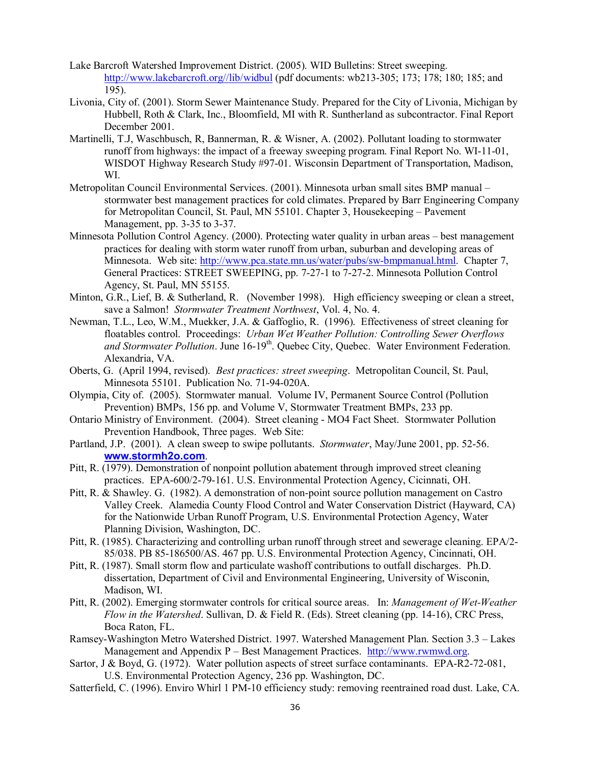Lake Barcroft Watershed Improvement District. (2005). WID Bulletins: Street sweeping. http://www.lakebarcroft.org//lib/widbul (pdf documents: wb213-305; 173; 178; 180; 185; and 195).

Livonia, City of. (2001). Storm Sewer Maintenance Study. Prepared for the City of Livonia, Michigan by Hubbell, Roth & Clark, Inc., Bloomfield, MI with R. Suntherland as subcontractor. Final Report December 2001.

Martinelli, T.J, Waschbusch, R, Bannerman, R. & Wisner, A. (2002). Pollutant loading to stormwater runoff from highways: the impact of a freeway sweeping program. Final Report No. WI-11-01, WISDOT Highway Research Study #97-01. Wisconsin Department of Transportation, Madison, WI.

Metropolitan Council Environmental Services. (2001). Minnesota urban small sites BMP manual – stormwater best management practices for cold climates. Prepared by Barr Engineering Company for Metropolitan Council, St. Paul, MN 55101. Chapter 3, Housekeeping – Pavement Management, pp. 3-35 to 3-37.

Minnesota Pollution Control Agency. (2000). Protecting water quality in urban areas – best management practices for dealing with storm water runoff from urban, suburban and developing areas of Minnesota. Web site: http://www.pca.state.mn.us/water/pubs/sw-bmpmanual.html. Chapter 7, General Practices: STREET SWEEPING, pp. 7-27-1 to 7-27-2. Minnesota Pollution Control Agency, St. Paul, MN 55155.

Minton, G.R., Lief, B. & Sutherland, R. (November 1998). High efficiency sweeping or clean a street, save a Salmon! *Stormwater Treatment Northwest*, Vol. 4, No. 4.

Newman, T.L., Leo, W.M., Muekker, J.A. & Gaffoglio, R. (1996). Effectiveness of street cleaning for floatables control. Proceedings: *Urban Wet Weather Pollution: Controlling Sewer Overflows and Stormwater Pollution*. June 16-19th. Quebec City, Quebec. Water Environment Federation. Alexandria, VA.

Oberts, G. (April 1994, revised). *Best practices: street sweeping*. Metropolitan Council, St. Paul, Minnesota 55101. Publication No. 71-94-020A.

Olympia, City of. (2005). Stormwater manual. Volume IV, Permanent Source Control (Pollution Prevention) BMPs, 156 pp. and Volume V, Stormwater Treatment BMPs, 233 pp.

Ontario Ministry of Environment. (2004). Street cleaning - MO4 Fact Sheet. Stormwater Pollution Prevention Handbook, Three pages. Web Site:

Partland, J.P. (2001). A clean sweep to swipe pollutants. *Stormwater*, May/June 2001, pp. 52-56. **www.stormh2o.com**.

Pitt, R. (1979). Demonstration of nonpoint pollution abatement through improved street cleaning practices. EPA-600/2-79-161. U.S. Environmental Protection Agency, Cicinnati, OH.

Pitt, R. & Shawley. G. (1982). A demonstration of non-point source pollution management on Castro Valley Creek. Alamedia County Flood Control and Water Conservation District (Hayward, CA) for the Nationwide Urban Runoff Program, U.S. Environmental Protection Agency, Water Planning Division, Washington, DC.

Pitt, R. (1985). Characterizing and controlling urban runoff through street and sewerage cleaning. EPA/2-85/038. PB 85-186500/AS. 467 pp. U.S. Environmental Protection Agency, Cincinnati, OH.

Pitt, R. (1987). Small storm flow and particulate washoff contributions to outfall discharges. Ph.D. dissertation, Department of Civil and Environmental Engineering, University of Wisconin, Madison, WI.

Pitt, R. (2002). Emerging stormwater controls for critical source areas. In: *Management of Wet-Weather Flow in the Watershed*. Sullivan, D. & Field R. (Eds). Street cleaning (pp. 14-16), CRC Press, Boca Raton, FL.

Ramsey-Washington Metro Watershed District. 1997. Watershed Management Plan. Section 3.3 – Lakes Management and Appendix P – Best Management Practices. http://www.rwmwd.org.

Sartor, J & Boyd, G. (1972). Water pollution aspects of street surface contaminants. EPA-R2-72-081, U.S. Environmental Protection Agency, 236 pp. Washington, DC.

Satterfield, C. (1996). Enviro Whirl 1 PM-10 efficiency study: removing reentrained road dust. Lake, CA.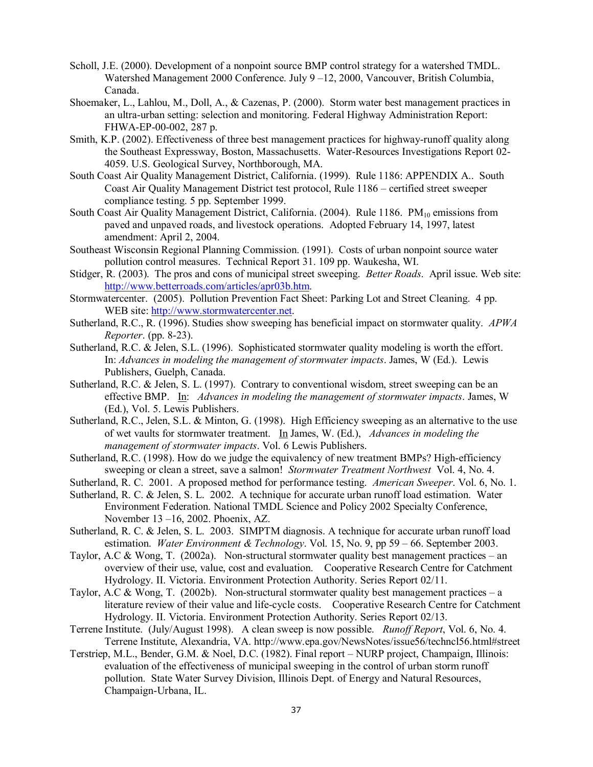Scholl, J.E. (2000). Development of a nonpoint source BMP control strategy for a watershed TMDL. Watershed Management 2000 Conference. July 9 –12, 2000, Vancouver, British Columbia, Canada.

Shoemaker, L., Lahlou, M., Doll, A., & Cazenas, P. (2000). Storm water best management practices in an ultra-urban setting: selection and monitoring. Federal Highway Administration Report: FHWA-EP-00-002, 287 p.

Smith, K.P. (2002). Effectiveness of three best management practices for highway-runoff quality along the Southeast Expressway, Boston, Massachusetts. Water-Resources Investigations Report 02-4059. U.S. Geological Survey, Northborough, MA.

South Coast Air Quality Management District, California. (1999). Rule 1186: APPENDIX A.. South Coast Air Quality Management District test protocol, Rule 1186 – certified street sweeper compliance testing. 5 pp. September 1999.

South Coast Air Quality Management District, California. (2004). Rule 1186. $PM_{10}$ emissions from paved and unpaved roads, and livestock operations. Adopted February 14, 1997, latest amendment: April 2, 2004.

Southeast Wisconsin Regional Planning Commission. (1991). Costs of urban nonpoint source water pollution control measures. Technical Report 31. 109 pp. Waukesha, WI.

Stidger, R. (2003). The pros and cons of municipal street sweeping. *Better Roads*. April issue. Web site: http://www.betterroads.com/articles/apr03b.htm.

Stormwatercenter. (2005). Pollution Prevention Fact Sheet: Parking Lot and Street Cleaning. 4 pp. WEB site: http://www.stormwatercenter.net.

Sutherland, R.C., R. (1996). Studies show sweeping has beneficial impact on stormwater quality. *APWA Reporter*. (pp. 8-23).

Sutherland, R.C. & Jelen, S.L. (1996). Sophisticated stormwater quality modeling is worth the effort. In: *Advances in modeling the management of stormwater impacts*. James, W (Ed.). Lewis Publishers, Guelph, Canada.

Sutherland, R.C. & Jelen, S. L. (1997). Contrary to conventional wisdom, street sweeping can be an effective BMP. In: *Advances in modeling the management of stormwater impacts*. James, W (Ed.), Vol. 5. Lewis Publishers.

Sutherland, R.C., Jelen, S.L. & Minton, G. (1998). High Efficiency sweeping as an alternative to the use of wet vaults for stormwater treatment. In James, W. (Ed.), *Advances in modeling the management of stormwater impacts*. Vol. 6 Lewis Publishers.

Sutherland, R.C. (1998). How do we judge the equivalency of new treatment BMPs? High-efficiency sweeping or clean a street, save a salmon! *Stormwater Treatment Northwest* Vol. 4, No. 4.

Sutherland, R. C. 2001. A proposed method for performance testing. *American Sweeper*. Vol. 6, No. 1.

Sutherland, R. C. & Jelen, S. L. 2002. A technique for accurate urban runoff load estimation. Water Environment Federation. National TMDL Science and Policy 2002 Specialty Conference, November 13 –16, 2002. Phoenix, AZ.

Sutherland, R. C. & Jelen, S. L. 2003. SIMPTM diagnosis. A technique for accurate urban runoff load estimation. *Water Environment & Technology*. Vol. 15, No. 9, pp 59 – 66. September 2003.

Taylor, A.C & Wong, T. (2002a). Non-structural stormwater quality best management practices – an overview of their use, value, cost and evaluation. Cooperative Research Centre for Catchment Hydrology. II. Victoria. Environment Protection Authority. Series Report 02/11.

Taylor, A.C & Wong, T. (2002b). Non-structural stormwater quality best management practices – a literature review of their value and life-cycle costs. Cooperative Research Centre for Catchment Hydrology. II. Victoria. Environment Protection Authority. Series Report 02/13.

Terrene Institute. (July/August 1998). A clean sweep is now possible. *Runoff Report*, Vol. 6, No. 4. Terrene Institute, Alexandria, VA. http://www.epa.gov/NewsNotes/issue56/techncl56.html#street

Terstriep, M.L., Bender, G.M. & Noel, D.C. (1982). Final report – NURP project, Champaign, Illinois: evaluation of the effectiveness of municipal sweeping in the control of urban storm runoff pollution. State Water Survey Division, Illinois Dept. of Energy and Natural Resources, Champaign-Urbana, IL.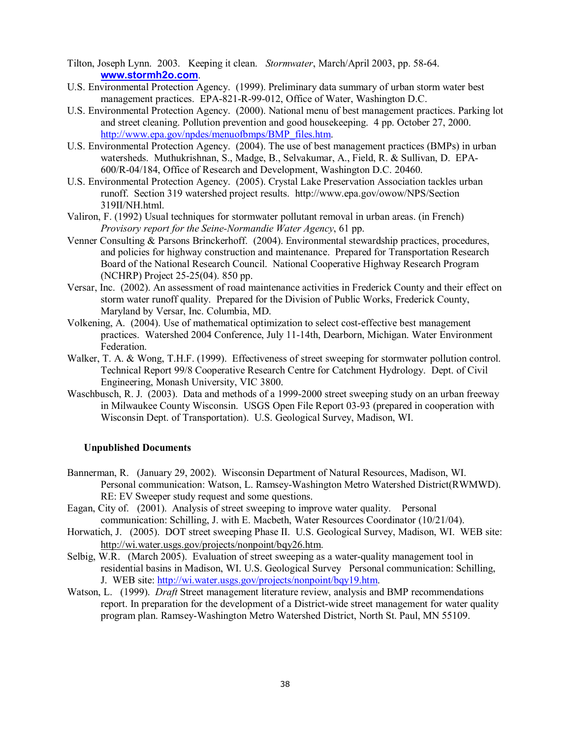Tilton, Joseph Lynn. 2003. Keeping it clean. *Stormwater*, March/April 2003, pp. 58-64. **www.stormh2o.com**.

U.S. Environmental Protection Agency. (1999). Preliminary data summary of urban storm water best management practices. EPA-821-R-99-012, Office of Water, Washington D.C.

U.S. Environmental Protection Agency. (2000). National menu of best management practices. Parking lot and street cleaning. Pollution prevention and good housekeeping. 4 pp. October 27, 2000. http://www.epa.gov/npdes/menuofbmps/BMP_files.htm.

U.S. Environmental Protection Agency. (2004). The use of best management practices (BMPs) in urban watersheds. Muthukrishnan, S., Madge, B., Selvakumar, A., Field, R. & Sullivan, D. EPA-600/R-04/184, Office of Research and Development, Washington D.C. 20460.

U.S. Environmental Protection Agency. (2005). Crystal Lake Preservation Association tackles urban runoff. Section 319 watershed project results. http://www.epa.gov/owow/NPS/Section 319II/NH.html.

Valiron, F. (1992) Usual techniques for stormwater pollutant removal in urban areas. (in French) *Provisory report for the Seine-Normandie Water Agency*, 61 pp.

Venner Consulting & Parsons Brinckerhoff. (2004). Environmental stewardship practices, procedures, and policies for highway construction and maintenance. Prepared for Transportation Research Board of the National Research Council. National Cooperative Highway Research Program (NCHRP) Project 25-25(04). 850 pp.

Versar, Inc. (2002). An assessment of road maintenance activities in Frederick County and their effect on storm water runoff quality. Prepared for the Division of Public Works, Frederick County, Maryland by Versar, Inc. Columbia, MD.

Volkening, A. (2004). Use of mathematical optimization to select cost-effective best management practices. Watershed 2004 Conference, July 11-14th, Dearborn, Michigan. Water Environment Federation.

Walker, T. A. & Wong, T.H.F. (1999). Effectiveness of street sweeping for stormwater pollution control. Technical Report 99/8 Cooperative Research Centre for Catchment Hydrology. Dept. of Civil Engineering, Monash University, VIC 3800.

Waschbusch, R. J. (2003). Data and methods of a 1999-2000 street sweeping study on an urban freeway in Milwaukee County Wisconsin. USGS Open File Report 03-93 (prepared in cooperation with Wisconsin Dept. of Transportation). U.S. Geological Survey, Madison, WI.

**Unpublished Documents**

Bannerman, R. (January 29, 2002). Wisconsin Department of Natural Resources, Madison, WI. Personal communication: Watson, L. Ramsey-Washington Metro Watershed District(RWMWD). RE: EV Sweeper study request and some questions.

Eagan, City of. (2001). Analysis of street sweeping to improve water quality. Personal communication: Schilling, J. with E. Macbeth, Water Resources Coordinator (10/21/04).

Horwatich, J. (2005). DOT street sweeping Phase II. U.S. Geological Survey, Madison, WI. WEB site: http://wi.water.usgs.gov/projects/nonpoint/bqy26.htm.

Selbig, W.R. (March 2005). Evaluation of street sweeping as a water-quality management tool in residential basins in Madison, WI. U.S. Geological Survey Personal communication: Schilling, J. WEB site: http://wi.water.usgs.gov/projects/nonpoint/bqy19.htm.

Watson, L. (1999). *Draft* Street management literature review, analysis and BMP recommendations report. In preparation for the development of a District-wide street management for water quality program plan. Ramsey-Washington Metro Watershed District, North St. Paul, MN 55109.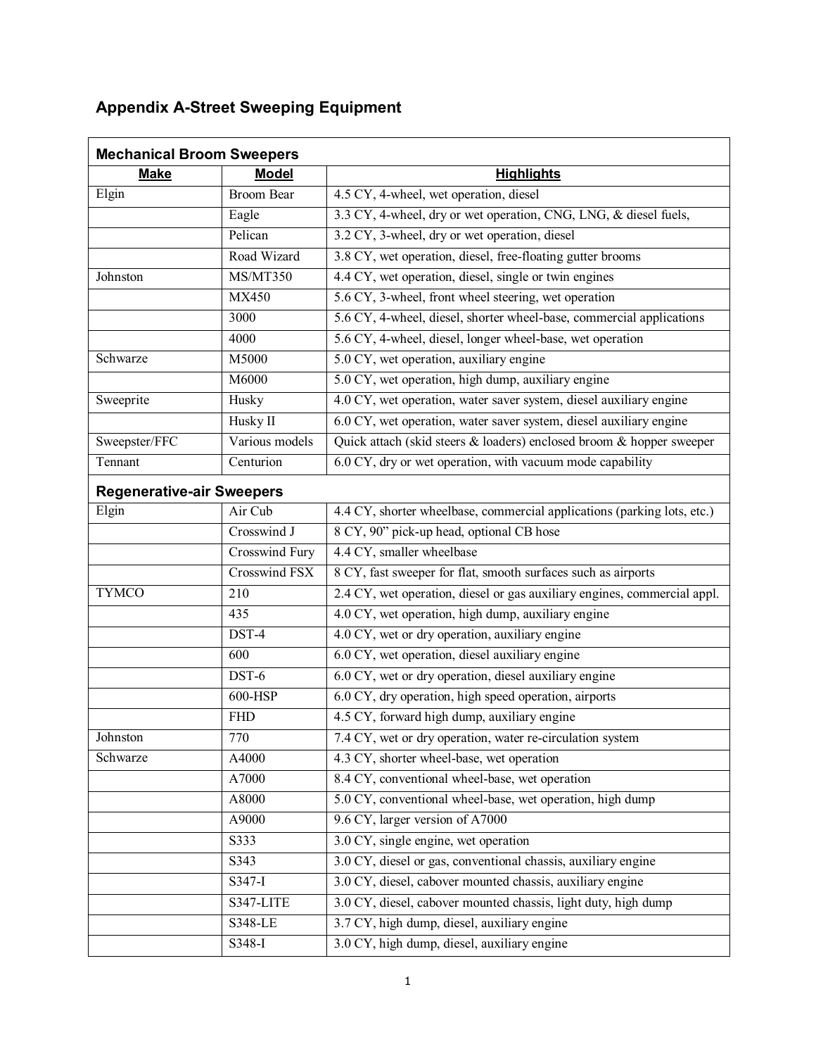## Appendix A-Street Sweeping Equipment

| **Mechanical Broom Sweepers** | | |
|---|---|---|
| **Make** | **Model** | **Highlights** |
| Elgin | Broom Bear | 4.5 CY, 4-wheel, wet operation, diesel |
| | Eagle | 3.3 CY, 4-wheel, dry or wet operation, CNG, LNG, & diesel fuels, |
| | Pelican | 3.2 CY, 3-wheel, dry or wet operation, diesel |
| | Road Wizard | 3.8 CY, wet operation, diesel, free-floating gutter brooms |
| Johnston | MS/MT350 | 4.4 CY, wet operation, diesel, single or twin engines |
| | MX450 | 5.6 CY, 3-wheel, front wheel steering, wet operation |
| | 3000 | 5.6 CY, 4-wheel, diesel, shorter wheel-base, commercial applications |
| | 4000 | 5.6 CY, 4-wheel, diesel, longer wheel-base, wet operation |
| Schwarze | M5000 | 5.0 CY, wet operation, auxiliary engine |
| | M6000 | 5.0 CY, wet operation, high dump, auxiliary engine |
| Sweeprite | Husky | 4.0 CY, wet operation, water saver system, diesel auxiliary engine |
| | Husky II | 6.0 CY, wet operation, water saver system, diesel auxiliary engine |
| Sweepster/FFC | Various models | Quick attach (skid steers & loaders) enclosed broom & hopper sweeper |
| Tennant | Centurion | 6.0 CY, dry or wet operation, with vacuum mode capability |
| **Regenerative-air Sweepers** | | |
| Elgin | Air Cub | 4.4 CY, shorter wheelbase, commercial applications (parking lots, etc.) |
| | Crosswind J | 8 CY, 90" pick-up head, optional CB hose |
| | Crosswind Fury | 4.4 CY, smaller wheelbase |
| | Crosswind FSX | 8 CY, fast sweeper for flat, smooth surfaces such as airports |
| TYMCO | 210 | 2.4 CY, wet operation, diesel or gas auxiliary engines, commercial appl. |
| | 435 | 4.0 CY, wet operation, high dump, auxiliary engine |
| | DST-4 | 4.0 CY, wet or dry operation, auxiliary engine |
| | 600 | 6.0 CY, wet operation, diesel auxiliary engine |
| | DST-6 | 6.0 CY, wet or dry operation, diesel auxiliary engine |
| | 600-HSP | 6.0 CY, dry operation, high speed operation, airports |
| | FHD | 4.5 CY, forward high dump, auxiliary engine |
| Johnston | 770 | 7.4 CY, wet or dry operation, water re-circulation system |
| Schwarze | A4000 | 4.3 CY, shorter wheel-base, wet operation |
| | A7000 | 8.4 CY, conventional wheel-base, wet operation |
| | A8000 | 5.0 CY, conventional wheel-base, wet operation, high dump |
| | A9000 | 9.6 CY, larger version of A7000 |
| | S333 | 3.0 CY, single engine, wet operation |
| | S343 | 3.0 CY, diesel or gas, conventional chassis, auxiliary engine |
| | S347-I | 3.0 CY, diesel, cabover mounted chassis, auxiliary engine |
| | S347-LITE | 3.0 CY, diesel, cabover mounted chassis, light duty, high dump |
| | S348-LE | 3.7 CY, high dump, diesel, auxiliary engine |
| | S348-I | 3.0 CY, high dump, diesel, auxiliary engine |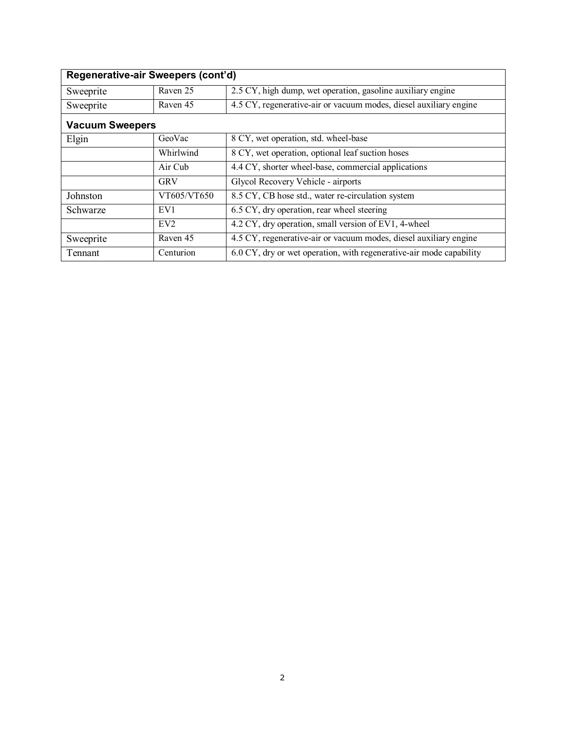| | | |
|---|---|---|
| **Regenerative-air Sweepers (cont'd)** | | |
| Sweeprite | Raven 25 | 2.5 CY, high dump, wet operation, gasoline auxiliary engine |
| Sweeprite | Raven 45 | 4.5 CY, regenerative-air or vacuum modes, diesel auxiliary engine |
| **Vacuum Sweepers** | | |
| Elgin | GeoVac | 8 CY, wet operation, std. wheel-base |
| | Whirlwind | 8 CY, wet operation, optional leaf suction hoses |
| | Air Cub | 4.4 CY, shorter wheel-base, commercial applications |
| | GRV | Glycol Recovery Vehicle - airports |
| Johnston | VT605/VT650 | 8.5 CY, CB hose std., water re-circulation system |
| Schwarze | EV1 | 6.5 CY, dry operation, rear wheel steering |
| | EV2 | 4.2 CY, dry operation, small version of EV1, 4-wheel |
| Sweeprite | Raven 45 | 4.5 CY, regenerative-air or vacuum modes, diesel auxiliary engine |
| Tennant | Centurion | 6.0 CY, dry or wet operation, with regenerative-air mode capability |